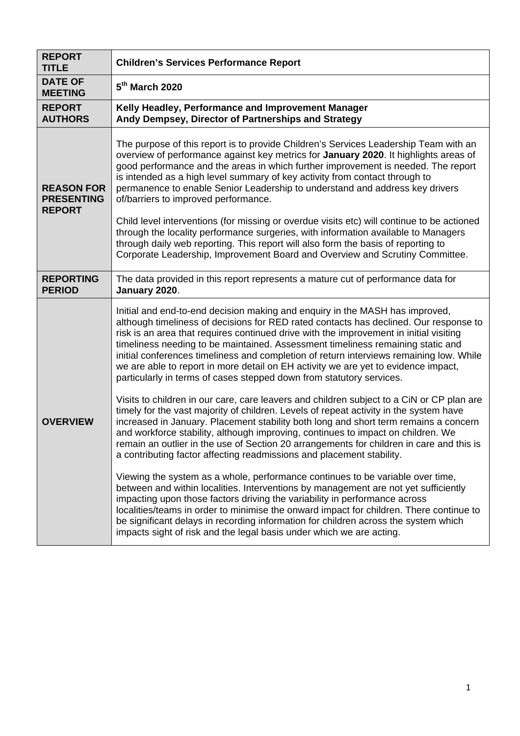| | |
|---|---|
| **REPORT TITLE** | **Children's Services Performance Report** |
| **DATE OF MEETING** | **5th March 2020** |
| **REPORT AUTHORS** | **Kelly Headley, Performance and Improvement Manager**<br>**Andy Dempsey, Director of Partnerships and Strategy** |
| **REASON FOR PRESENTING REPORT** | The purpose of this report is to provide Children's Services Leadership Team with an overview of performance against key metrics for **January 2020**. It highlights areas of good performance and the areas in which further improvement is needed. The report is intended as a high level summary of key activity from contact through to permanence to enable Senior Leadership to understand and address key drivers of/barriers to improved performance.<br><br>Child level interventions (for missing or overdue visits etc) will continue to be actioned through the locality performance surgeries, with information available to Managers through daily web reporting. This report will also form the basis of reporting to Corporate Leadership, Improvement Board and Overview and Scrutiny Committee. |
| **REPORTING PERIOD** | The data provided in this report represents a mature cut of performance data for **January 2020**. |
| **OVERVIEW** | Initial and end-to-end decision making and enquiry in the MASH has improved, although timeliness of decisions for RED rated contacts has declined. Our response to risk is an area that requires continued drive with the improvement in initial visiting timeliness needing to be maintained. Assessment timeliness remaining static and initial conferences timeliness and completion of return interviews remaining low. While we are able to report in more detail on EH activity we are yet to evidence impact, particularly in terms of cases stepped down from statutory services.<br><br>Visits to children in our care, care leavers and children subject to a CiN or CP plan are timely for the vast majority of children. Levels of repeat activity in the system have increased in January. Placement stability both long and short term remains a concern and workforce stability, although improving, continues to impact on children. We remain an outlier in the use of Section 20 arrangements for children in care and this is a contributing factor affecting readmissions and placement stability.<br><br>Viewing the system as a whole, performance continues to be variable over time, between and within localities. Interventions by management are not yet sufficiently impacting upon those factors driving the variability in performance across localities/teams in order to minimise the onward impact for children. There continue to be significant delays in recording information for children across the system which impacts sight of risk and the legal basis under which we are acting. |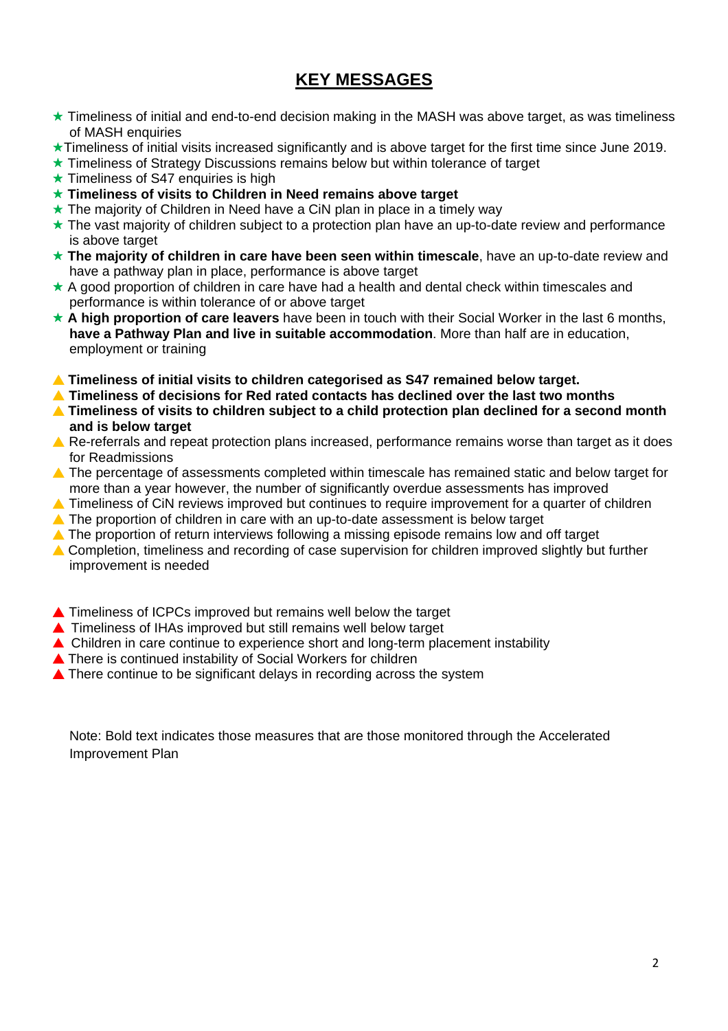# KEY MESSAGES

- ★ Timeliness of initial and end-to-end decision making in the MASH was above target, as was timeliness of MASH enquiries
- ★Timeliness of initial visits increased significantly and is above target for the first time since June 2019.
- ★ Timeliness of Strategy Discussions remains below but within tolerance of target
- ★ Timeliness of S47 enquiries is high
- ★ **Timeliness of visits to Children in Need remains above target**
- ★ The majority of Children in Need have a CiN plan in place in a timely way
- ★ The vast majority of children subject to a protection plan have an up-to-date review and performance is above target
- ★ **The majority of children in care have been seen within timescale**, have an up-to-date review and have a pathway plan in place, performance is above target
- ★ A good proportion of children in care have had a health and dental check within timescales and performance is within tolerance of or above target
- ★ **A high proportion of care leavers** have been in touch with their Social Worker in the last 6 months, **have a Pathway Plan and live in suitable accommodation**. More than half are in education, employment or training

- ▲ **Timeliness of initial visits to children categorised as S47 remained below target.**
- ▲ **Timeliness of decisions for Red rated contacts has declined over the last two months**
- ▲ **Timeliness of visits to children subject to a child protection plan declined for a second month and is below target**
- ▲ Re-referrals and repeat protection plans increased, performance remains worse than target as it does for Readmissions
- ▲ The percentage of assessments completed within timescale has remained static and below target for more than a year however, the number of significantly overdue assessments has improved
- ▲ Timeliness of CiN reviews improved but continues to require improvement for a quarter of children
- ▲ The proportion of children in care with an up-to-date assessment is below target
- ▲ The proportion of return interviews following a missing episode remains low and off target
- ▲ Completion, timeliness and recording of case supervision for children improved slightly but further improvement is needed

- ▲ Timeliness of ICPCs improved but remains well below the target
- ▲ Timeliness of IHAs improved but still remains well below target
- ▲ Children in care continue to experience short and long-term placement instability
- ▲ There is continued instability of Social Workers for children
- ▲ There continue to be significant delays in recording across the system

Note: Bold text indicates those measures that are those monitored through the Accelerated Improvement Plan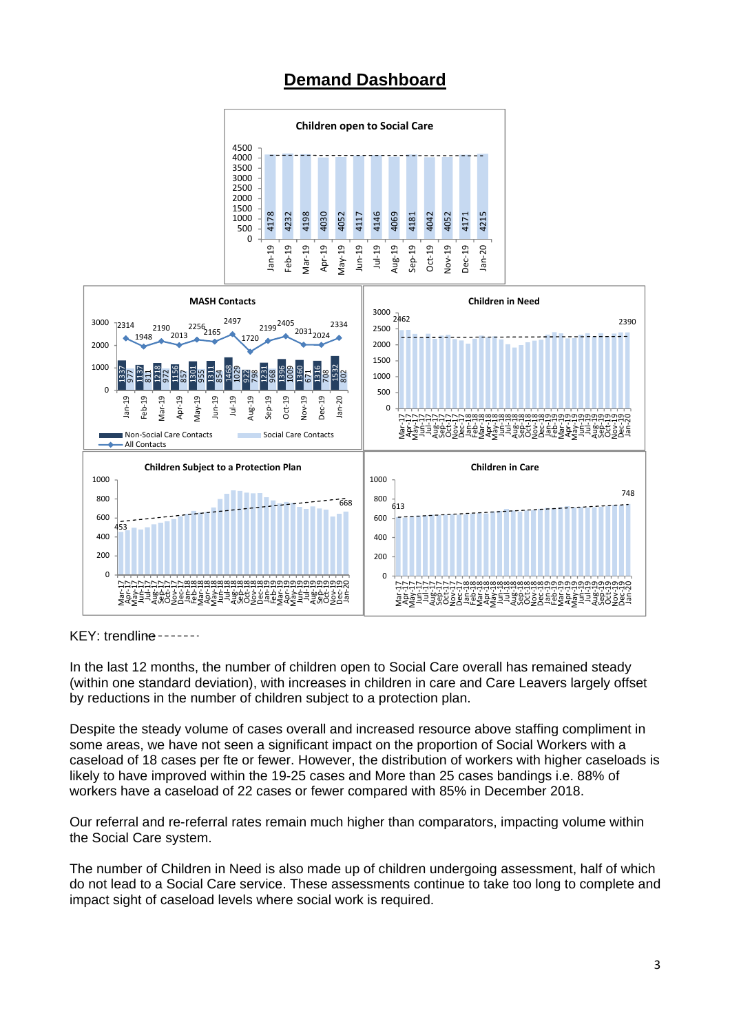# Demand Dashboard

**Children open to Social Care**

| Month | Jan-19 | Feb-19 | Mar-19 | Apr-19 | May-19 | Jun-19 | Jul-19 | Aug-19 | Sep-19 | Oct-19 | Nov-19 | Dec-19 | Jan-20 |
|---|---|---|---|---|---|---|---|---|---|---|---|---|---|
| Children | 4178 | 4232 | 4198 | 4030 | 4052 | 4117 | 4146 | 4069 | 4181 | 4042 | 4052 | 4171 | 4215 |

**MASH Contacts**

| Month | Jan-19 | Feb-19 | Mar-19 | Apr-19 | May-19 | Jun-19 | Jul-19 | Aug-19 | Sep-19 | Oct-19 | Nov-19 | Dec-19 | Jan-20 |
|---|---|---|---|---|---|---|---|---|---|---|---|---|---|
| Non-Social Care Contacts | 1337 | 1137 | 1218 | 1156 | 1301 | 1311 | 1468 | 922 | 1231 | 1396 | 1360 | 1316 | 1532 |
| Social Care Contacts | 977 | 811 | 972 | 857 | 955 | 854 | 1029 | 798 | 968 | 1009 | 671 | 708 | 802 |
| All Contacts | 2314 | 1948 | 2190 | 2013 | 2256 | 2165 | 2497 | 1720 | 2199 | 2405 | 2031 | 2024 | 2334 |

**Children in Need** (Mar-17 to Jan-20): 2462 (Mar-17) to 2390 (Jan-20)

**Children Subject to a Protection Plan** (Mar-17 to Jan-20): 453 (Mar-17) to 668 (Jan-20)

**Children in Care** (Mar-17 to Jan-20): 613 (Mar-17) to 748 (Jan-20)

KEY: trendline -------

In the last 12 months, the number of children open to Social Care overall has remained steady (within one standard deviation), with increases in children in care and Care Leavers largely offset by reductions in the number of children subject to a protection plan.

Despite the steady volume of cases overall and increased resource above staffing compliment in some areas, we have not seen a significant impact on the proportion of Social Workers with a caseload of 18 cases per fte or fewer. However, the distribution of workers with higher caseloads is likely to have improved within the 19-25 cases and More than 25 cases bandings i.e. 88% of workers have a caseload of 22 cases or fewer compared with 85% in December 2018.

Our referral and re-referral rates remain much higher than comparators, impacting volume within the Social Care system.

The number of Children in Need is also made up of children undergoing assessment, half of which do not lead to a Social Care service. These assessments continue to take too long to complete and impact sight of caseload levels where social work is required.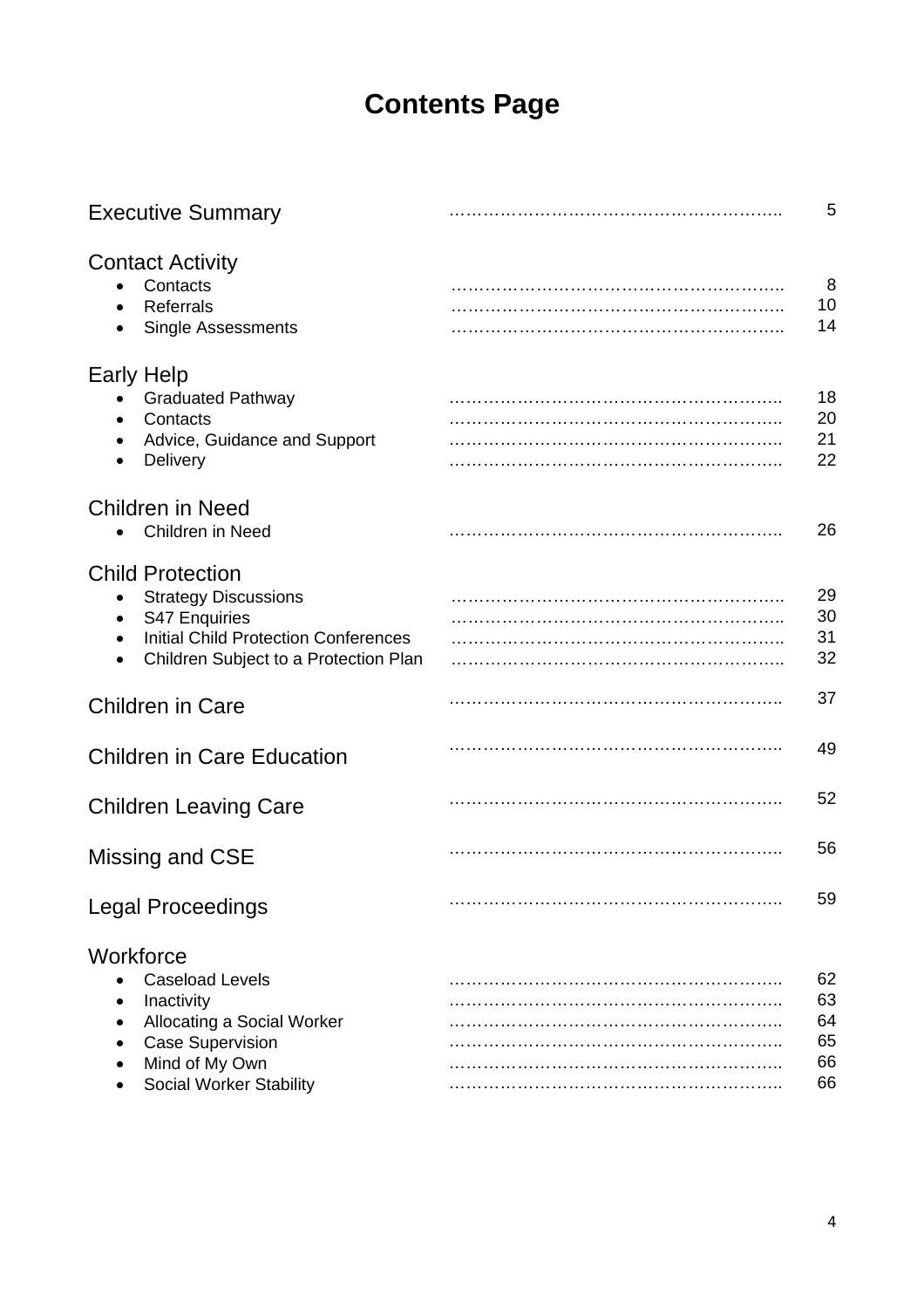# Contents Page

| Section | Page |
|---|---|
| **Executive Summary** | 5 |
| **Contact Activity** | |
| • Contacts | 8 |
| • Referrals | 10 |
| • Single Assessments | 14 |
| **Early Help** | |
| • Graduated Pathway | 18 |
| • Contacts | 20 |
| • Advice, Guidance and Support | 21 |
| • Delivery | 22 |
| **Children in Need** | |
| • Children in Need | 26 |
| **Child Protection** | |
| • Strategy Discussions | 29 |
| • S47 Enquiries | 30 |
| • Initial Child Protection Conferences | 31 |
| • Children Subject to a Protection Plan | 32 |
| **Children in Care** | 37 |
| **Children in Care Education** | 49 |
| **Children Leaving Care** | 52 |
| **Missing and CSE** | 56 |
| **Legal Proceedings** | 59 |
| **Workforce** | |
| • Caseload Levels | 62 |
| • Inactivity | 63 |
| • Allocating a Social Worker | 64 |
| • Case Supervision | 65 |
| • Mind of My Own | 66 |
| • Social Worker Stability | 66 |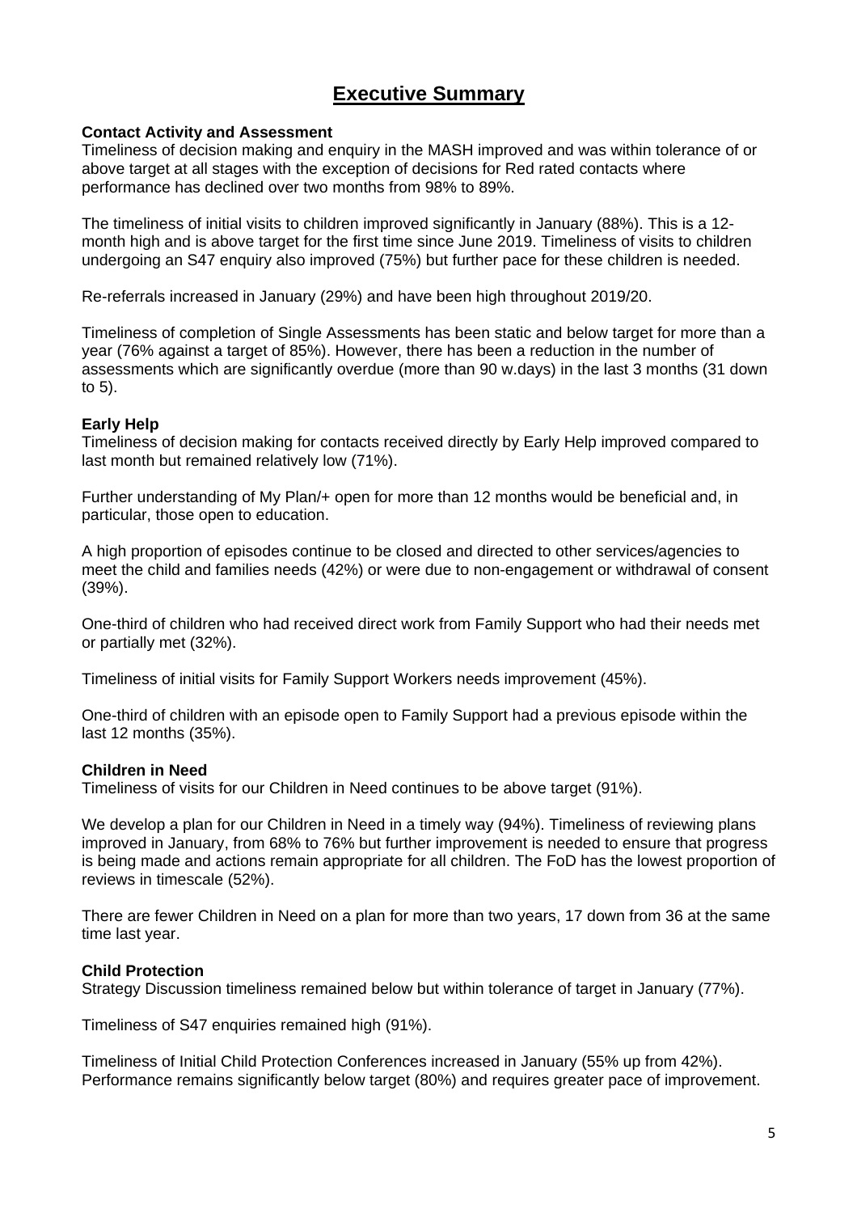# Executive Summary

**Contact Activity and Assessment**

Timeliness of decision making and enquiry in the MASH improved and was within tolerance of or above target at all stages with the exception of decisions for Red rated contacts where performance has declined over two months from 98% to 89%.

The timeliness of initial visits to children improved significantly in January (88%). This is a 12-month high and is above target for the first time since June 2019. Timeliness of visits to children undergoing an S47 enquiry also improved (75%) but further pace for these children is needed.

Re-referrals increased in January (29%) and have been high throughout 2019/20.

Timeliness of completion of Single Assessments has been static and below target for more than a year (76% against a target of 85%). However, there has been a reduction in the number of assessments which are significantly overdue (more than 90 w.days) in the last 3 months (31 down to 5).

**Early Help**

Timeliness of decision making for contacts received directly by Early Help improved compared to last month but remained relatively low (71%).

Further understanding of My Plan/+ open for more than 12 months would be beneficial and, in particular, those open to education.

A high proportion of episodes continue to be closed and directed to other services/agencies to meet the child and families needs (42%) or were due to non-engagement or withdrawal of consent (39%).

One-third of children who had received direct work from Family Support who had their needs met or partially met (32%).

Timeliness of initial visits for Family Support Workers needs improvement (45%).

One-third of children with an episode open to Family Support had a previous episode within the last 12 months (35%).

**Children in Need**

Timeliness of visits for our Children in Need continues to be above target (91%).

We develop a plan for our Children in Need in a timely way (94%). Timeliness of reviewing plans improved in January, from 68% to 76% but further improvement is needed to ensure that progress is being made and actions remain appropriate for all children. The FoD has the lowest proportion of reviews in timescale (52%).

There are fewer Children in Need on a plan for more than two years, 17 down from 36 at the same time last year.

**Child Protection**

Strategy Discussion timeliness remained below but within tolerance of target in January (77%).

Timeliness of S47 enquiries remained high (91%).

Timeliness of Initial Child Protection Conferences increased in January (55% up from 42%). Performance remains significantly below target (80%) and requires greater pace of improvement.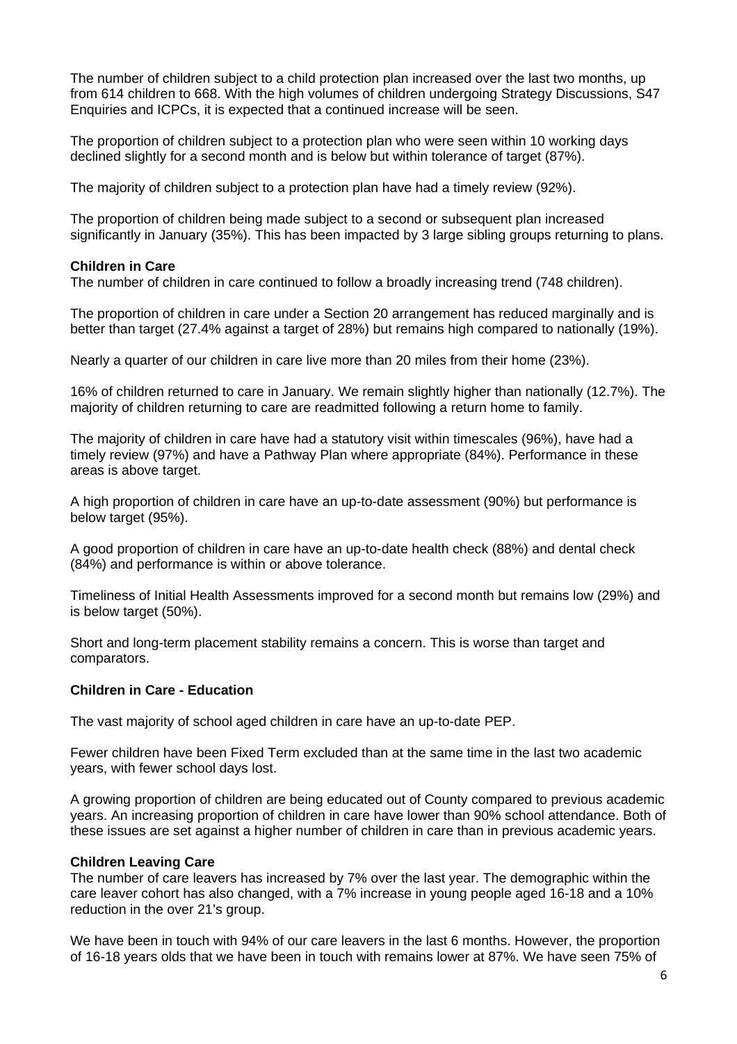The number of children subject to a child protection plan increased over the last two months, up from 614 children to 668. With the high volumes of children undergoing Strategy Discussions, S47 Enquiries and ICPCs, it is expected that a continued increase will be seen.

The proportion of children subject to a protection plan who were seen within 10 working days declined slightly for a second month and is below but within tolerance of target (87%).

The majority of children subject to a protection plan have had a timely review (92%).

The proportion of children being made subject to a second or subsequent plan increased significantly in January (35%). This has been impacted by 3 large sibling groups returning to plans.

**Children in Care**

The number of children in care continued to follow a broadly increasing trend (748 children).

The proportion of children in care under a Section 20 arrangement has reduced marginally and is better than target (27.4% against a target of 28%) but remains high compared to nationally (19%).

Nearly a quarter of our children in care live more than 20 miles from their home (23%).

16% of children returned to care in January. We remain slightly higher than nationally (12.7%). The majority of children returning to care are readmitted following a return home to family.

The majority of children in care have had a statutory visit within timescales (96%), have had a timely review (97%) and have a Pathway Plan where appropriate (84%). Performance in these areas is above target.

A high proportion of children in care have an up-to-date assessment (90%) but performance is below target (95%).

A good proportion of children in care have an up-to-date health check (88%) and dental check (84%) and performance is within or above tolerance.

Timeliness of Initial Health Assessments improved for a second month but remains low (29%) and is below target (50%).

Short and long-term placement stability remains a concern. This is worse than target and comparators.

**Children in Care - Education**

The vast majority of school aged children in care have an up-to-date PEP.

Fewer children have been Fixed Term excluded than at the same time in the last two academic years, with fewer school days lost.

A growing proportion of children are being educated out of County compared to previous academic years. An increasing proportion of children in care have lower than 90% school attendance. Both of these issues are set against a higher number of children in care than in previous academic years.

**Children Leaving Care**

The number of care leavers has increased by 7% over the last year. The demographic within the care leaver cohort has also changed, with a 7% increase in young people aged 16-18 and a 10% reduction in the over 21's group.

We have been in touch with 94% of our care leavers in the last 6 months. However, the proportion of 16-18 years olds that we have been in touch with remains lower at 87%. We have seen 75% of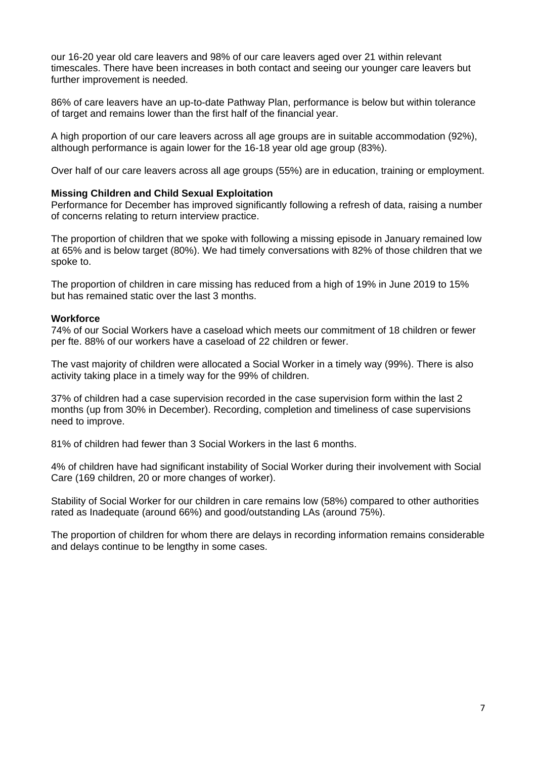our 16-20 year old care leavers and 98% of our care leavers aged over 21 within relevant timescales. There have been increases in both contact and seeing our younger care leavers but further improvement is needed.

86% of care leavers have an up-to-date Pathway Plan, performance is below but within tolerance of target and remains lower than the first half of the financial year.

A high proportion of our care leavers across all age groups are in suitable accommodation (92%), although performance is again lower for the 16-18 year old age group (83%).

Over half of our care leavers across all age groups (55%) are in education, training or employment.

**Missing Children and Child Sexual Exploitation**

Performance for December has improved significantly following a refresh of data, raising a number of concerns relating to return interview practice.

The proportion of children that we spoke with following a missing episode in January remained low at 65% and is below target (80%). We had timely conversations with 82% of those children that we spoke to.

The proportion of children in care missing has reduced from a high of 19% in June 2019 to 15% but has remained static over the last 3 months.

**Workforce**

74% of our Social Workers have a caseload which meets our commitment of 18 children or fewer per fte. 88% of our workers have a caseload of 22 children or fewer.

The vast majority of children were allocated a Social Worker in a timely way (99%). There is also activity taking place in a timely way for the 99% of children.

37% of children had a case supervision recorded in the case supervision form within the last 2 months (up from 30% in December). Recording, completion and timeliness of case supervisions need to improve.

81% of children had fewer than 3 Social Workers in the last 6 months.

4% of children have had significant instability of Social Worker during their involvement with Social Care (169 children, 20 or more changes of worker).

Stability of Social Worker for our children in care remains low (58%) compared to other authorities rated as Inadequate (around 66%) and good/outstanding LAs (around 75%).

The proportion of children for whom there are delays in recording information remains considerable and delays continue to be lengthy in some cases.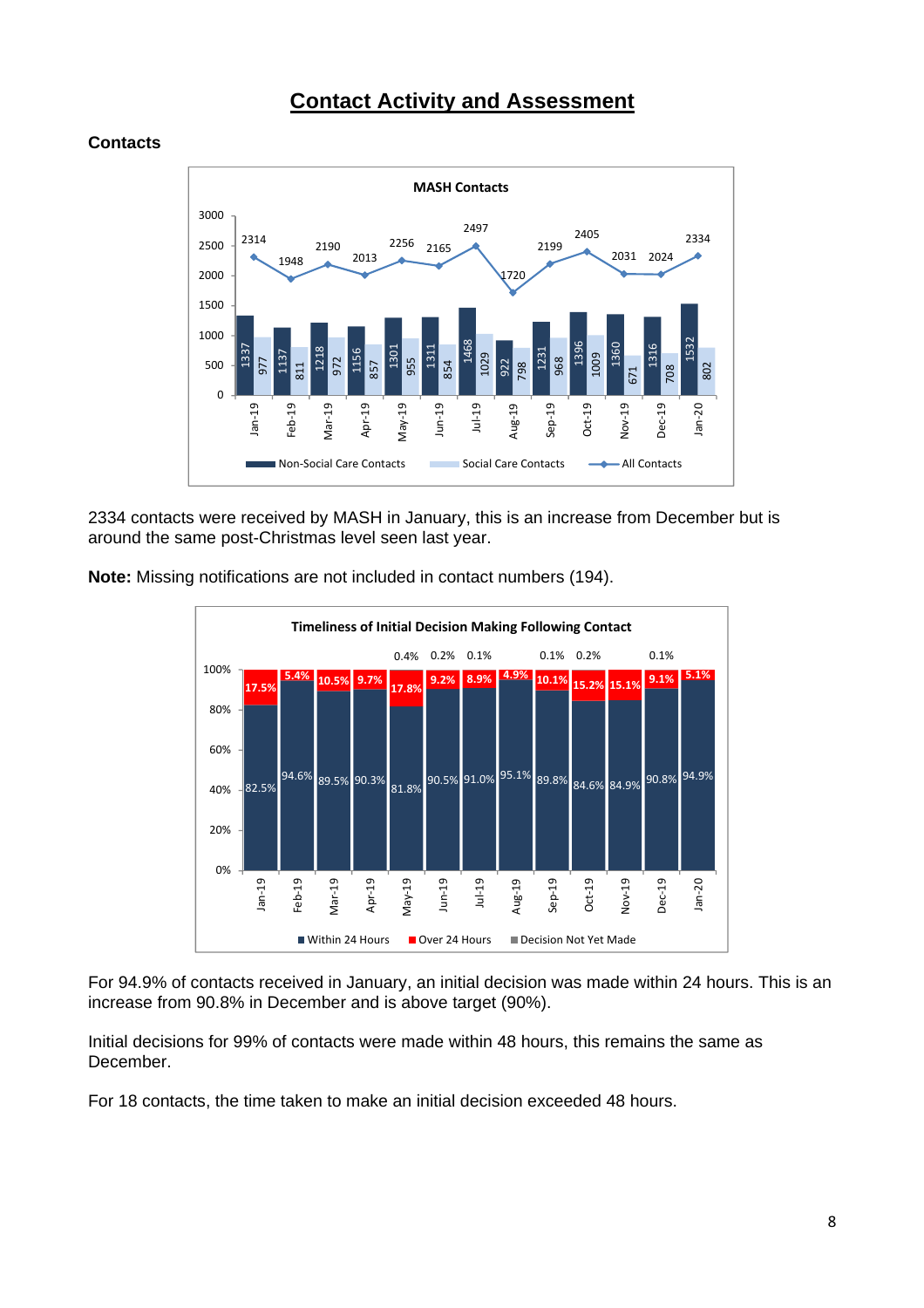# Contact Activity and Assessment

**Contacts**

**MASH Contacts**

| Month | Non-Social Care Contacts | Social Care Contacts | All Contacts |
|---|---|---|---|
| Jan-19 | 1337 | 977 | 2314 |
| Feb-19 | 1137 | 811 | 1948 |
| Mar-19 | 1218 | 972 | 2190 |
| Apr-19 | 1156 | 857 | 2013 |
| May-19 | 1301 | 955 | 2256 |
| Jun-19 | 1311 | 854 | 2165 |
| Jul-19 | 1468 | 1029 | 2497 |
| Aug-19 | 922 | 798 | 1720 |
| Sep-19 | 1231 | 968 | 2199 |
| Oct-19 | 1396 | 1009 | 2405 |
| Nov-19 | 1360 | 671 | 2031 |
| Dec-19 | 1316 | 708 | 2024 |
| Jan-20 | 1532 | 802 | 2334 |

2334 contacts were received by MASH in January, this is an increase from December but is around the same post-Christmas level seen last year.

**Note:** Missing notifications are not included in contact numbers (194).

**Timeliness of Initial Decision Making Following Contact**

| Month | Within 24 Hours | Over 24 Hours | Decision Not Yet Made |
|---|---|---|---|
| Jan-19 | 82.5% | 17.5% | |
| Feb-19 | 94.6% | 5.4% | |
| Mar-19 | 89.5% | 10.5% | |
| Apr-19 | 90.3% | 9.7% | |
| May-19 | 81.8% | 17.8% | 0.4% |
| Jun-19 | 90.5% | 9.2% | 0.2% |
| Jul-19 | 91.0% | 8.9% | 0.1% |
| Aug-19 | 95.1% | 4.9% | |
| Sep-19 | 89.8% | 10.1% | 0.1% |
| Oct-19 | 84.6% | 15.2% | 0.2% |
| Nov-19 | 84.9% | 15.1% | |
| Dec-19 | 90.8% | 9.1% | 0.1% |
| Jan-20 | 94.9% | 5.1% | |

For 94.9% of contacts received in January, an initial decision was made within 24 hours. This is an increase from 90.8% in December and is above target (90%).

Initial decisions for 99% of contacts were made within 48 hours, this remains the same as December.

For 18 contacts, the time taken to make an initial decision exceeded 48 hours.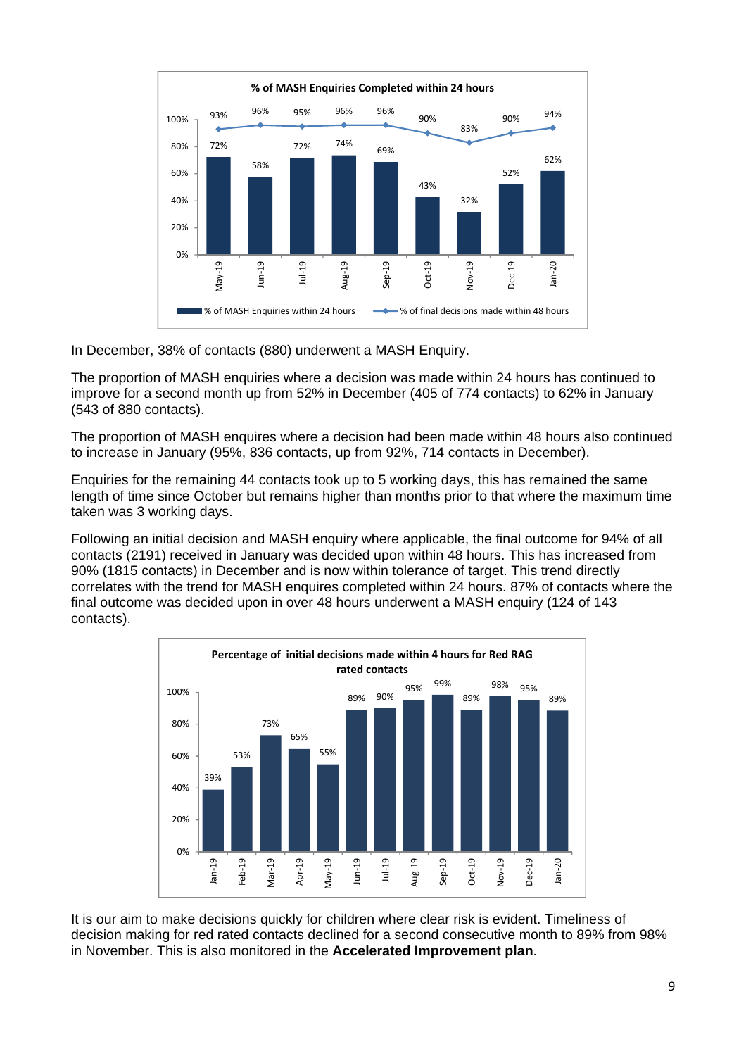**% of MASH Enquiries Completed within 24 hours**

| Month | % of MASH Enquiries within 24 hours | % of final decisions made within 48 hours |
|---|---|---|
| May-19 | 72% | 93% |
| Jun-19 | 58% | 96% |
| Jul-19 | 72% | 95% |
| Aug-19 | 74% | 96% |
| Sep-19 | 69% | 96% |
| Oct-19 | 43% | 90% |
| Nov-19 | 32% | 83% |
| Dec-19 | 52% | 90% |
| Jan-20 | 62% | 94% |

In December, 38% of contacts (880) underwent a MASH Enquiry.

The proportion of MASH enquiries where a decision was made within 24 hours has continued to improve for a second month up from 52% in December (405 of 774 contacts) to 62% in January (543 of 880 contacts).

The proportion of MASH enquires where a decision had been made within 48 hours also continued to increase in January (95%, 836 contacts, up from 92%, 714 contacts in December).

Enquiries for the remaining 44 contacts took up to 5 working days, this has remained the same length of time since October but remains higher than months prior to that where the maximum time taken was 3 working days.

Following an initial decision and MASH enquiry where applicable, the final outcome for 94% of all contacts (2191) received in January was decided upon within 48 hours. This has increased from 90% (1815 contacts) in December and is now within tolerance of target. This trend directly correlates with the trend for MASH enquires completed within 24 hours. 87% of contacts where the final outcome was decided upon in over 48 hours underwent a MASH enquiry (124 of 143 contacts).

**Percentage of initial decisions made within 4 hours for Red RAG rated contacts**

| Month | % |
|---|---|
| Jan-19 | 39% |
| Feb-19 | 53% |
| Mar-19 | 73% |
| Apr-19 | 65% |
| May-19 | 55% |
| Jun-19 | 89% |
| Jul-19 | 90% |
| Aug-19 | 95% |
| Sep-19 | 99% |
| Oct-19 | 89% |
| Nov-19 | 98% |
| Dec-19 | 95% |
| Jan-20 | 89% |

It is our aim to make decisions quickly for children where clear risk is evident. Timeliness of decision making for red rated contacts declined for a second consecutive month to 89% from 98% in November. This is also monitored in the **Accelerated Improvement plan**.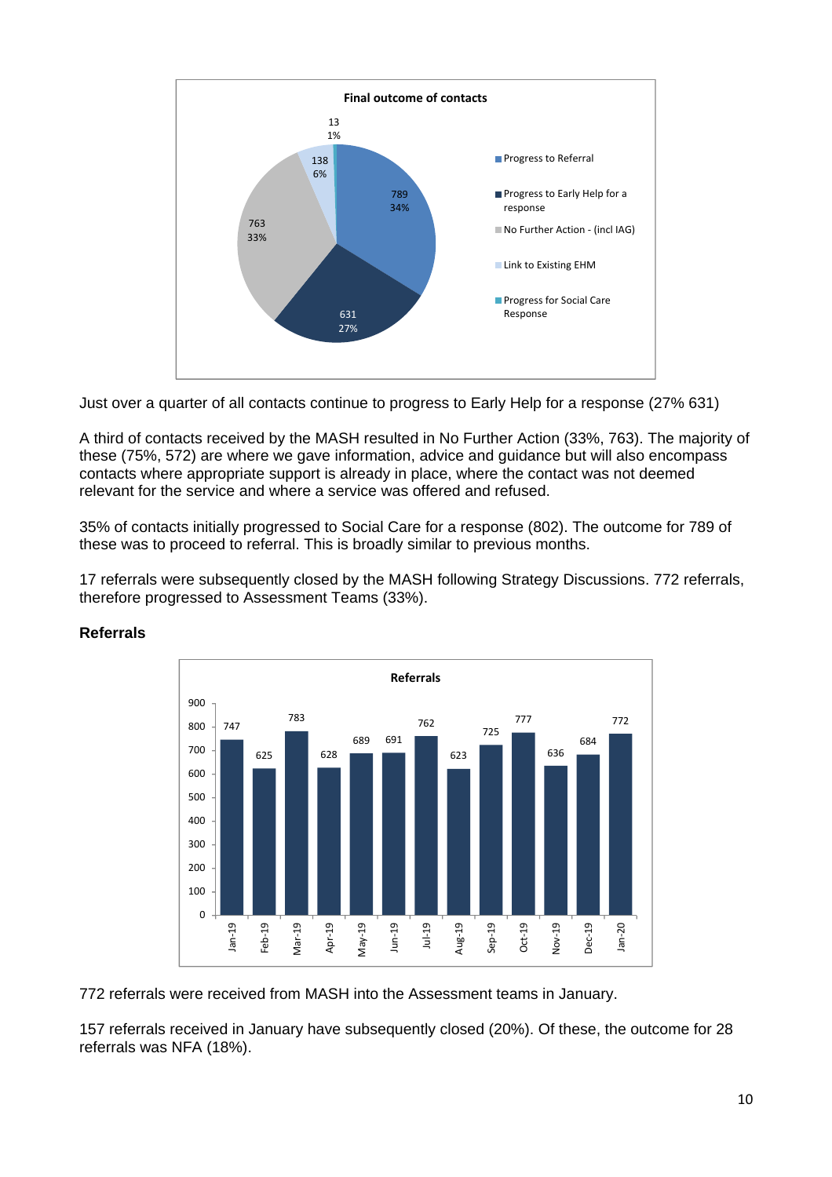Just over a quarter of all contacts continue to progress to Early Help for a response (27% 631)

A third of contacts received by the MASH resulted in No Further Action (33%, 763). The majority of these (75%, 572) are where we gave information, advice and guidance but will also encompass contacts where appropriate support is already in place, where the contact was not deemed relevant for the service and where a service was offered and refused.

35% of contacts initially progressed to Social Care for a response (802). The outcome for 789 of these was to proceed to referral. This is broadly similar to previous months.

17 referrals were subsequently closed by the MASH following Strategy Discussions. 772 referrals, therefore progressed to Assessment Teams (33%).

**Referrals**

772 referrals were received from MASH into the Assessment teams in January.

157 referrals received in January have subsequently closed (20%). Of these, the outcome for 28 referrals was NFA (18%).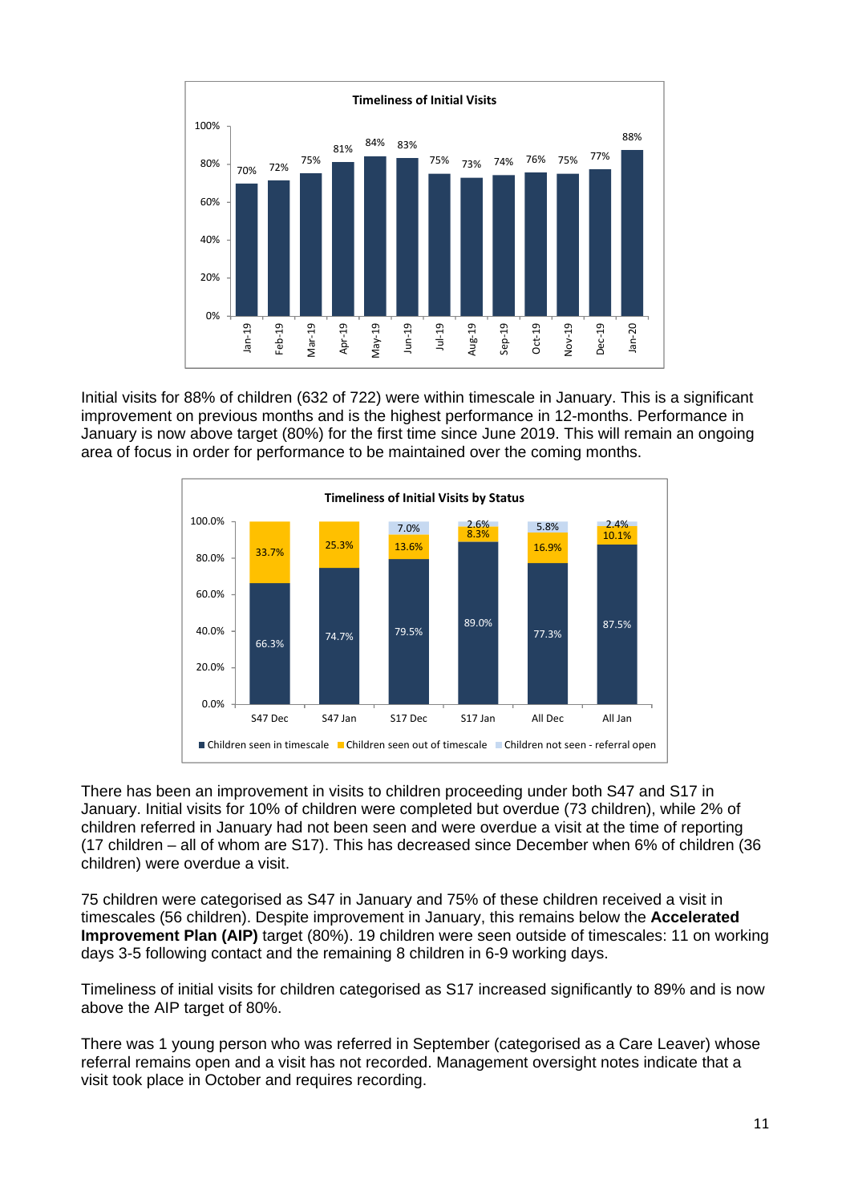**Timeliness of Initial Visits**

| Month | Jan-19 | Feb-19 | Mar-19 | Apr-19 | May-19 | Jun-19 | Jul-19 | Aug-19 | Sep-19 | Oct-19 | Nov-19 | Dec-19 | Jan-20 |
|---|---|---|---|---|---|---|---|---|---|---|---|---|---|
| % | 70% | 72% | 75% | 81% | 84% | 83% | 75% | 73% | 74% | 76% | 75% | 77% | 88% |

Initial visits for 88% of children (632 of 722) were within timescale in January. This is a significant improvement on previous months and is the highest performance in 12-months. Performance in January is now above target (80%) for the first time since June 2019. This will remain an ongoing area of focus in order for performance to be maintained over the coming months.

**Timeliness of Initial Visits by Status**

| | S47 Dec | S47 Jan | S17 Dec | S17 Jan | All Dec | All Jan |
|---|---|---|---|---|---|---|
| Children seen in timescale | 66.3% | 74.7% | 79.5% | 89.0% | 77.3% | 87.5% |
| Children seen out of timescale | 33.7% | 25.3% | 13.6% | 8.3% | 16.9% | 10.1% |
| Children not seen - referral open | | | 7.0% | 2.6% | 5.8% | 2.4% |

There has been an improvement in visits to children proceeding under both S47 and S17 in January. Initial visits for 10% of children were completed but overdue (73 children), while 2% of children referred in January had not been seen and were overdue a visit at the time of reporting (17 children – all of whom are S17). This has decreased since December when 6% of children (36 children) were overdue a visit.

75 children were categorised as S47 in January and 75% of these children received a visit in timescales (56 children). Despite improvement in January, this remains below the **Accelerated Improvement Plan (AIP)** target (80%). 19 children were seen outside of timescales: 11 on working days 3-5 following contact and the remaining 8 children in 6-9 working days.

Timeliness of initial visits for children categorised as S17 increased significantly to 89% and is now above the AIP target of 80%.

There was 1 young person who was referred in September (categorised as a Care Leaver) whose referral remains open and a visit has not recorded. Management oversight notes indicate that a visit took place in October and requires recording.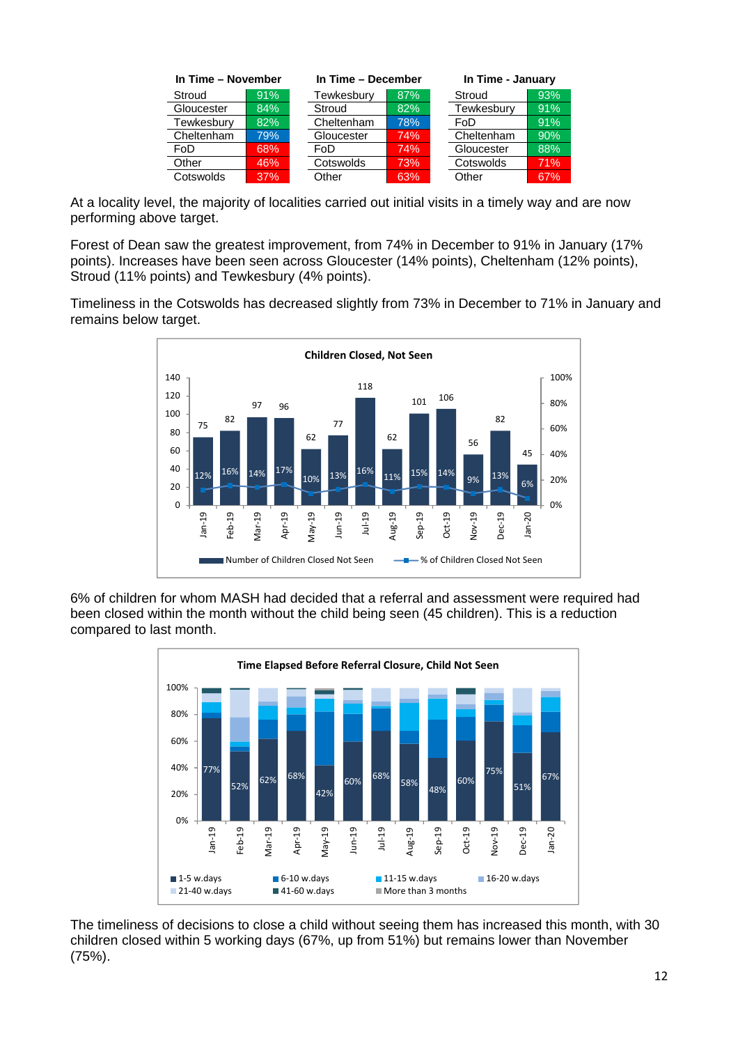| In Time – November | | In Time – December | | In Time - January | |
|---|---|---|---|---|---|
| Stroud | 91% | Tewkesbury | 87% | Stroud | 93% |
| Gloucester | 84% | Stroud | 82% | Tewkesbury | 91% |
| Tewkesbury | 82% | Cheltenham | 78% | FoD | 91% |
| Cheltenham | 79% | Gloucester | 74% | Cheltenham | 90% |
| FoD | 68% | FoD | 74% | Gloucester | 88% |
| Other | 46% | Cotswolds | 73% | Cotswolds | 71% |
| Cotswolds | 37% | Other | 63% | Other | 67% |

At a locality level, the majority of localities carried out initial visits in a timely way and are now performing above target.

Forest of Dean saw the greatest improvement, from 74% in December to 91% in January (17% points). Increases have been seen across Gloucester (14% points), Cheltenham (12% points), Stroud (11% points) and Tewkesbury (4% points).

Timeliness in the Cotswolds has decreased slightly from 73% in December to 71% in January and remains below target.

**Children Closed, Not Seen**

| Month | Number of Children Closed Not Seen | % of Children Closed Not Seen |
|---|---|---|
| Jan-19 | 75 | 12% |
| Feb-19 | 82 | 16% |
| Mar-19 | 97 | 14% |
| Apr-19 | 96 | 17% |
| May-19 | 62 | 10% |
| Jun-19 | 77 | 13% |
| Jul-19 | 118 | 16% |
| Aug-19 | 62 | 11% |
| Sep-19 | 101 | 15% |
| Oct-19 | 106 | 14% |
| Nov-19 | 56 | 9% |
| Dec-19 | 82 | 13% |
| Jan-20 | 45 | 6% |

6% of children for whom MASH had decided that a referral and assessment were required had been closed within the month without the child being seen (45 children). This is a reduction compared to last month.

**Time Elapsed Before Referral Closure, Child Not Seen**

| Month | 1-5 w.days |
|---|---|
| Jan-19 | 77% |
| Feb-19 | 52% |
| Mar-19 | 62% |
| Apr-19 | 68% |
| May-19 | 42% |
| Jun-19 | 60% |
| Jul-19 | 68% |
| Aug-19 | 58% |
| Sep-19 | 48% |
| Oct-19 | 60% |
| Nov-19 | 75% |
| Dec-19 | 51% |
| Jan-20 | 67% |

Legend: 1-5 w.days; 6-10 w.days; 11-15 w.days; 16-20 w.days; 21-40 w.days; 41-60 w.days; More than 3 months

The timeliness of decisions to close a child without seeing them has increased this month, with 30 children closed within 5 working days (67%, up from 51%) but remains lower than November (75%).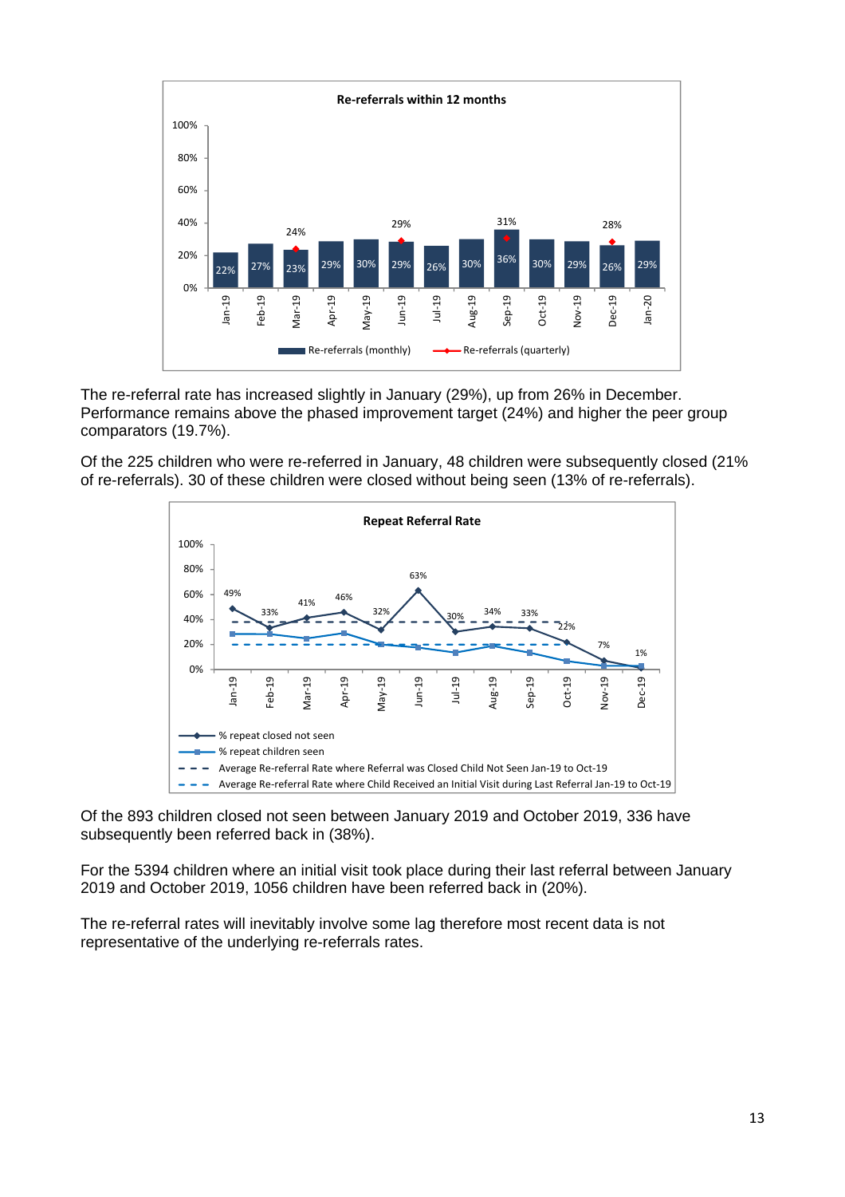The re-referral rate has increased slightly in January (29%), up from 26% in December. Performance remains above the phased improvement target (24%) and higher the peer group comparators (19.7%).

Of the 225 children who were re-referred in January, 48 children were subsequently closed (21% of re-referrals). 30 of these children were closed without being seen (13% of re-referrals).

Of the 893 children closed not seen between January 2019 and October 2019, 336 have subsequently been referred back in (38%).

For the 5394 children where an initial visit took place during their last referral between January 2019 and October 2019, 1056 children have been referred back in (20%).

The re-referral rates will inevitably involve some lag therefore most recent data is not representative of the underlying re-referrals rates.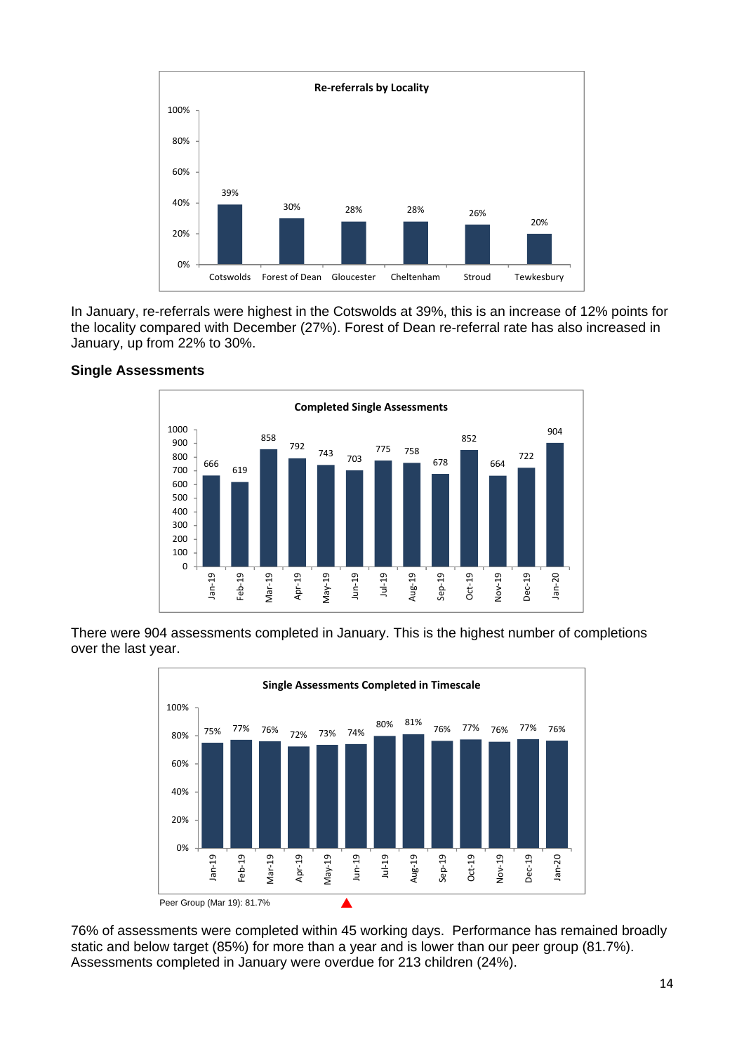**Re-referrals by Locality**

| Locality | Re-referrals |
|---|---|
| Cotswolds | 39% |
| Forest of Dean | 30% |
| Gloucester | 28% |
| Cheltenham | 28% |
| Stroud | 26% |
| Tewkesbury | 20% |

In January, re-referrals were highest in the Cotswolds at 39%, this is an increase of 12% points for the locality compared with December (27%). Forest of Dean re-referral rate has also increased in January, up from 22% to 30%.

## Single Assessments

**Completed Single Assessments**

| Month | Completed |
|---|---|
| Jan-19 | 666 |
| Feb-19 | 619 |
| Mar-19 | 858 |
| Apr-19 | 792 |
| May-19 | 743 |
| Jun-19 | 703 |
| Jul-19 | 775 |
| Aug-19 | 758 |
| Sep-19 | 678 |
| Oct-19 | 852 |
| Nov-19 | 664 |
| Dec-19 | 722 |
| Jan-20 | 904 |

There were 904 assessments completed in January. This is the highest number of completions over the last year.

**Single Assessments Completed in Timescale**

| Month | Completed in Timescale |
|---|---|
| Jan-19 | 75% |
| Feb-19 | 77% |
| Mar-19 | 76% |
| Apr-19 | 72% |
| May-19 | 73% |
| Jun-19 | 74% |
| Jul-19 | 80% |
| Aug-19 | 81% |
| Sep-19 | 76% |
| Oct-19 | 77% |
| Nov-19 | 76% |
| Dec-19 | 77% |
| Jan-20 | 76% |

Peer Group (Mar 19): 81.7% ▲

76% of assessments were completed within 45 working days. Performance has remained broadly static and below target (85%) for more than a year and is lower than our peer group (81.7%). Assessments completed in January were overdue for 213 children (24%).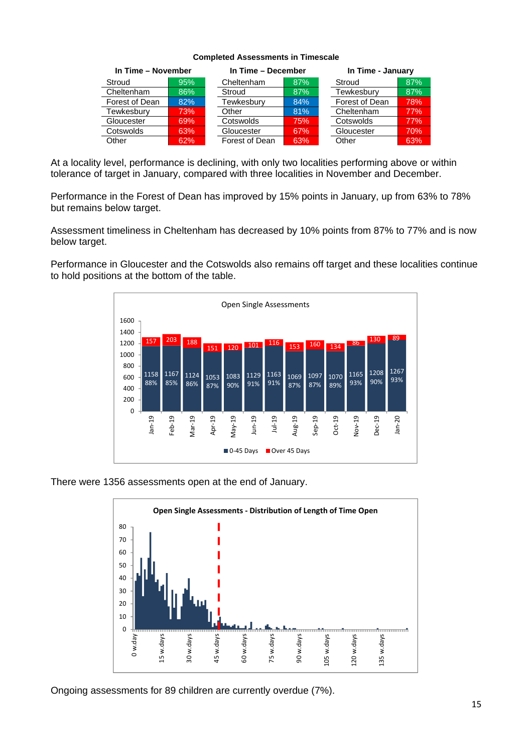**Completed Assessments in Timescale**

| In Time – November | | In Time – December | | In Time - January | |
|---|---|---|---|---|---|
| Stroud | 95% | Cheltenham | 87% | Stroud | 87% |
| Cheltenham | 86% | Stroud | 87% | Tewkesbury | 87% |
| Forest of Dean | 82% | Tewkesbury | 84% | Forest of Dean | 78% |
| Tewkesbury | 73% | Other | 81% | Cheltenham | 77% |
| Gloucester | 69% | Cotswolds | 75% | Cotswolds | 77% |
| Cotswolds | 63% | Gloucester | 67% | Gloucester | 70% |
| Other | 62% | Forest of Dean | 63% | Other | 63% |

At a locality level, performance is declining, with only two localities performing above or within tolerance of target in January, compared with three localities in November and December.

Performance in the Forest of Dean has improved by 15% points in January, up from 63% to 78% but remains below target.

Assessment timeliness in Cheltenham has decreased by 10% points from 87% to 77% and is now below target.

Performance in Gloucester and the Cotswolds also remains off target and these localities continue to hold positions at the bottom of the table.

**Open Single Assessments**

| Month | 0-45 Days | % | Over 45 Days |
|---|---|---|---|
| Jan-19 | 1158 | 88% | 157 |
| Feb-19 | 1167 | 85% | 203 |
| Mar-19 | 1124 | 86% | 188 |
| Apr-19 | 1053 | 87% | 151 |
| May-19 | 1083 | 90% | 120 |
| Jun-19 | 1129 | 91% | 101 |
| Jul-19 | 1163 | 91% | 116 |
| Aug-19 | 1069 | 87% | 153 |
| Sep-19 | 1097 | 87% | 160 |
| Oct-19 | 1070 | 89% | 134 |
| Nov-19 | 1165 | 93% | 86 |
| Dec-19 | 1208 | 90% | 130 |
| Jan-20 | 1267 | 93% | 89 |

There were 1356 assessments open at the end of January.

**Open Single Assessments - Distribution of Length of Time Open**

Ongoing assessments for 89 children are currently overdue (7%).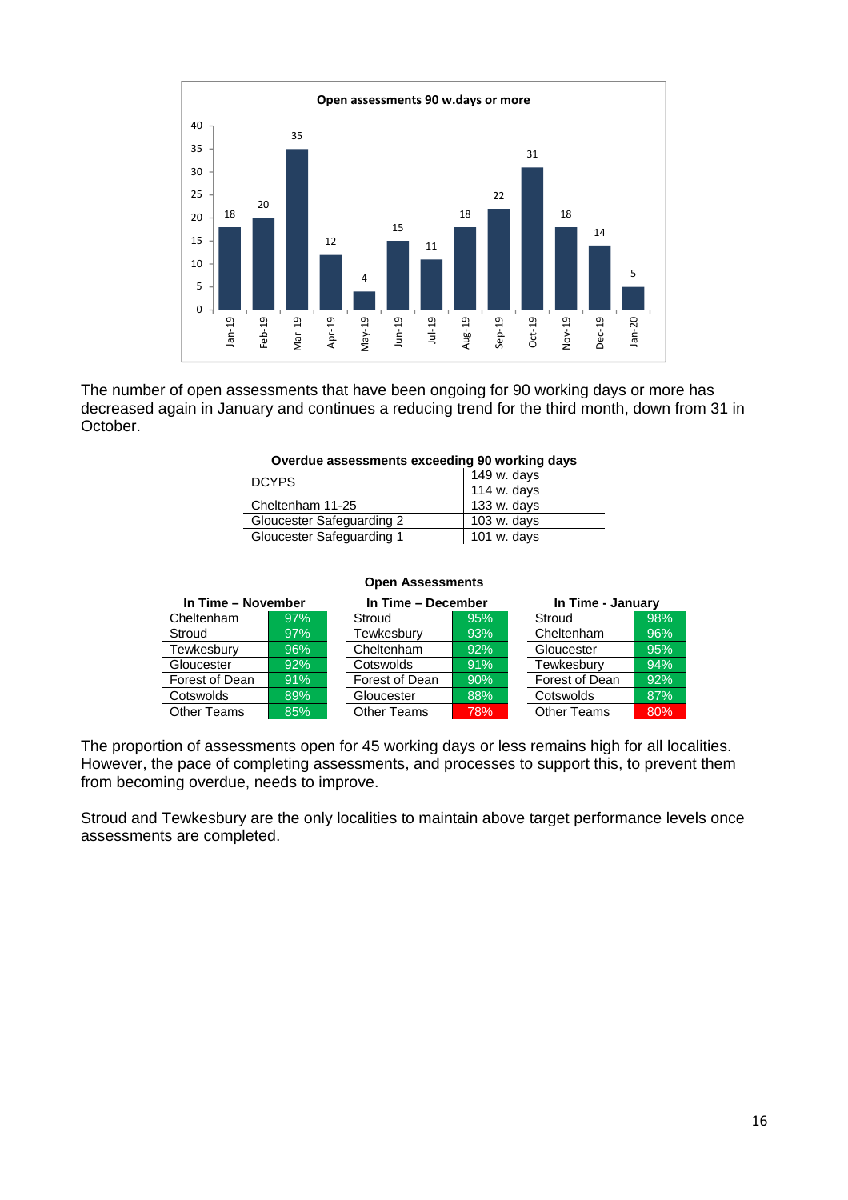**Open assessments 90 w.days or more**

| Month | Count |
|---|---|
| Jan-19 | 18 |
| Feb-19 | 20 |
| Mar-19 | 35 |
| Apr-19 | 12 |
| May-19 | 4 |
| Jun-19 | 15 |
| Jul-19 | 11 |
| Aug-19 | 18 |
| Sep-19 | 22 |
| Oct-19 | 31 |
| Nov-19 | 18 |
| Dec-19 | 14 |
| Jan-20 | 5 |

The number of open assessments that have been ongoing for 90 working days or more has decreased again in January and continues a reducing trend for the third month, down from 31 in October.

**Overdue assessments exceeding 90 working days**

| Team | Days |
|---|---|
| DCYPS | 149 w. days<br>114 w. days |
| Cheltenham 11-25 | 133 w. days |
| Gloucester Safeguarding 2 | 103 w. days |
| Gloucester Safeguarding 1 | 101 w. days |

**Open Assessments**

| In Time – November | | In Time – December | | In Time - January | |
|---|---|---|---|---|---|
| Cheltenham | 97% | Stroud | 95% | Stroud | 98% |
| Stroud | 97% | Tewkesbury | 93% | Cheltenham | 96% |
| Tewkesbury | 96% | Cheltenham | 92% | Gloucester | 95% |
| Gloucester | 92% | Cotswolds | 91% | Tewkesbury | 94% |
| Forest of Dean | 91% | Forest of Dean | 90% | Forest of Dean | 92% |
| Cotswolds | 89% | Gloucester | 88% | Cotswolds | 87% |
| Other Teams | 85% | Other Teams | 78% | Other Teams | 80% |

The proportion of assessments open for 45 working days or less remains high for all localities. However, the pace of completing assessments, and processes to support this, to prevent them from becoming overdue, needs to improve.

Stroud and Tewkesbury are the only localities to maintain above target performance levels once assessments are completed.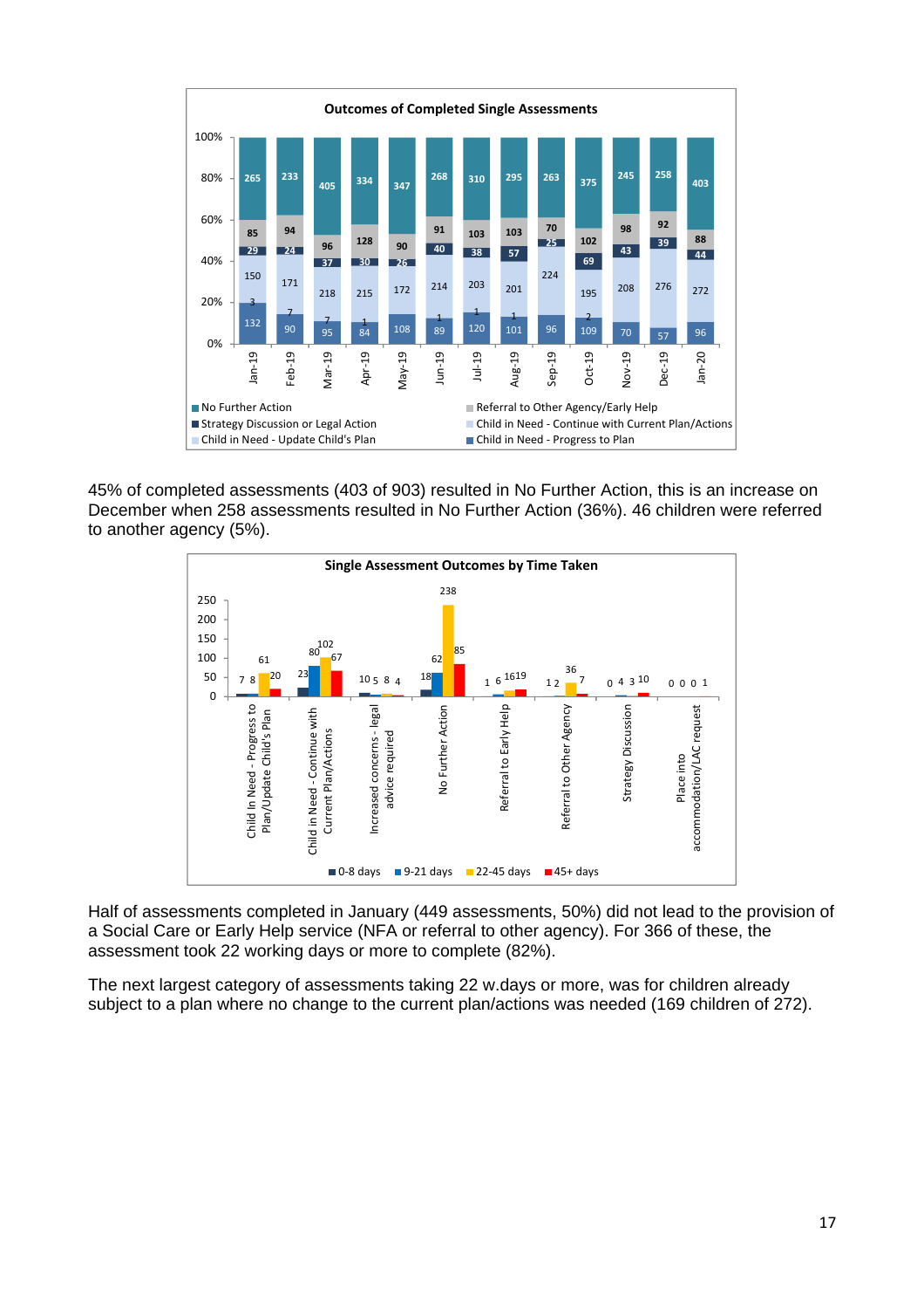**Outcomes of Completed Single Assessments**

| Month | Child in Need - Progress to Plan | Child in Need - Update Child's Plan | Child in Need - Continue with Current Plan/Actions | Strategy Discussion or Legal Action | Referral to Other Agency/Early Help | No Further Action |
|---|---|---|---|---|---|---|
| Jan-19 | 132 | 3 | 150 | 29 | 85 | 265 |
| Feb-19 | 90 | 7 | 171 | 24 | 94 | 233 |
| Mar-19 | 95 | 7 | 218 | 37 | 96 | 405 |
| Apr-19 | 84 | 1 | 215 | 30 | 128 | 334 |
| May-19 | 108 | | 172 | 26 | 90 | 347 |
| Jun-19 | 89 | 1 | 214 | 40 | 91 | 268 |
| Jul-19 | 120 | 1 | 203 | 38 | 103 | 310 |
| Aug-19 | 101 | 1 | 201 | 57 | 103 | 295 |
| Sep-19 | 96 | | 224 | 25 | 70 | 263 |
| Oct-19 | 109 | 2 | 195 | 69 | 102 | 375 |
| Nov-19 | 70 | | 208 | 43 | 98 | 245 |
| Dec-19 | 57 | | 276 | 39 | 92 | 258 |
| Jan-20 | 96 | | 272 | 44 | 88 | 403 |

45% of completed assessments (403 of 903) resulted in No Further Action, this is an increase on December when 258 assessments resulted in No Further Action (36%). 46 children were referred to another agency (5%).

**Single Assessment Outcomes by Time Taken**

| Outcome | 0-8 days | 9-21 days | 22-45 days | 45+ days |
|---|---|---|---|---|
| Child In Need - Progress to Plan/Update Child's Plan | 7 | 8 | 61 | 20 |
| Child in Need - Continue with Current Plan/Actions | 23 | 80 | 102 | 67 |
| Increased concerns - legal advice required | 10 | 5 | 8 | 4 |
| No Further Action | 18 | 62 | 238 | 85 |
| Referral to Early Help | 1 | 6 | 16 | 19 |
| Referral to Other Agency | 1 | 2 | 36 | 7 |
| Strategy Discussion | 0 | 4 | 3 | 10 |
| Place into accommodation/LAC request | 0 | 0 | 0 | 1 |

Half of assessments completed in January (449 assessments, 50%) did not lead to the provision of a Social Care or Early Help service (NFA or referral to other agency). For 366 of these, the assessment took 22 working days or more to complete (82%).

The next largest category of assessments taking 22 w.days or more, was for children already subject to a plan where no change to the current plan/actions was needed (169 children of 272).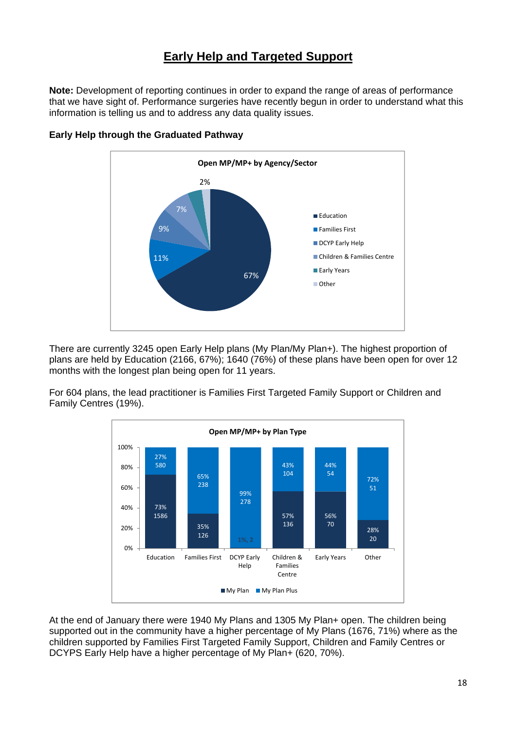# Early Help and Targeted Support

**Note:** Development of reporting continues in order to expand the range of areas of performance that we have sight of. Performance surgeries have recently begun in order to understand what this information is telling us and to address any data quality issues.

### Early Help through the Graduated Pathway

**Open MP/MP+ by Agency/Sector**

| Agency/Sector | % |
|---|---|
| Education | 67% |
| Families First | 11% |
| DCYP Early Help | 9% |
| Children & Families Centre | 7% |
| Early Years | |
| Other | 2% |

There are currently 3245 open Early Help plans (My Plan/My Plan+). The highest proportion of plans are held by Education (2166, 67%); 1640 (76%) of these plans have been open for over 12 months with the longest plan being open for 11 years.

For 604 plans, the lead practitioner is Families First Targeted Family Support or Children and Family Centres (19%).

**Open MP/MP+ by Plan Type**

| | Education | Families First | DCYP Early Help | Children & Families Centre | Early Years | Other |
|---|---|---|---|---|---|---|
| My Plan | 73%, 1586 | 35%, 126 | 1%, 2 | 57%, 136 | 56%, 70 | 28%, 20 |
| My Plan Plus | 27%, 580 | 65%, 238 | 99%, 278 | 43%, 104 | 44%, 54 | 72%, 51 |

At the end of January there were 1940 My Plans and 1305 My Plan+ open. The children being supported out in the community have a higher percentage of My Plans (1676, 71%) where as the children supported by Families First Targeted Family Support, Children and Family Centres or DCYPS Early Help have a higher percentage of My Plan+ (620, 70%).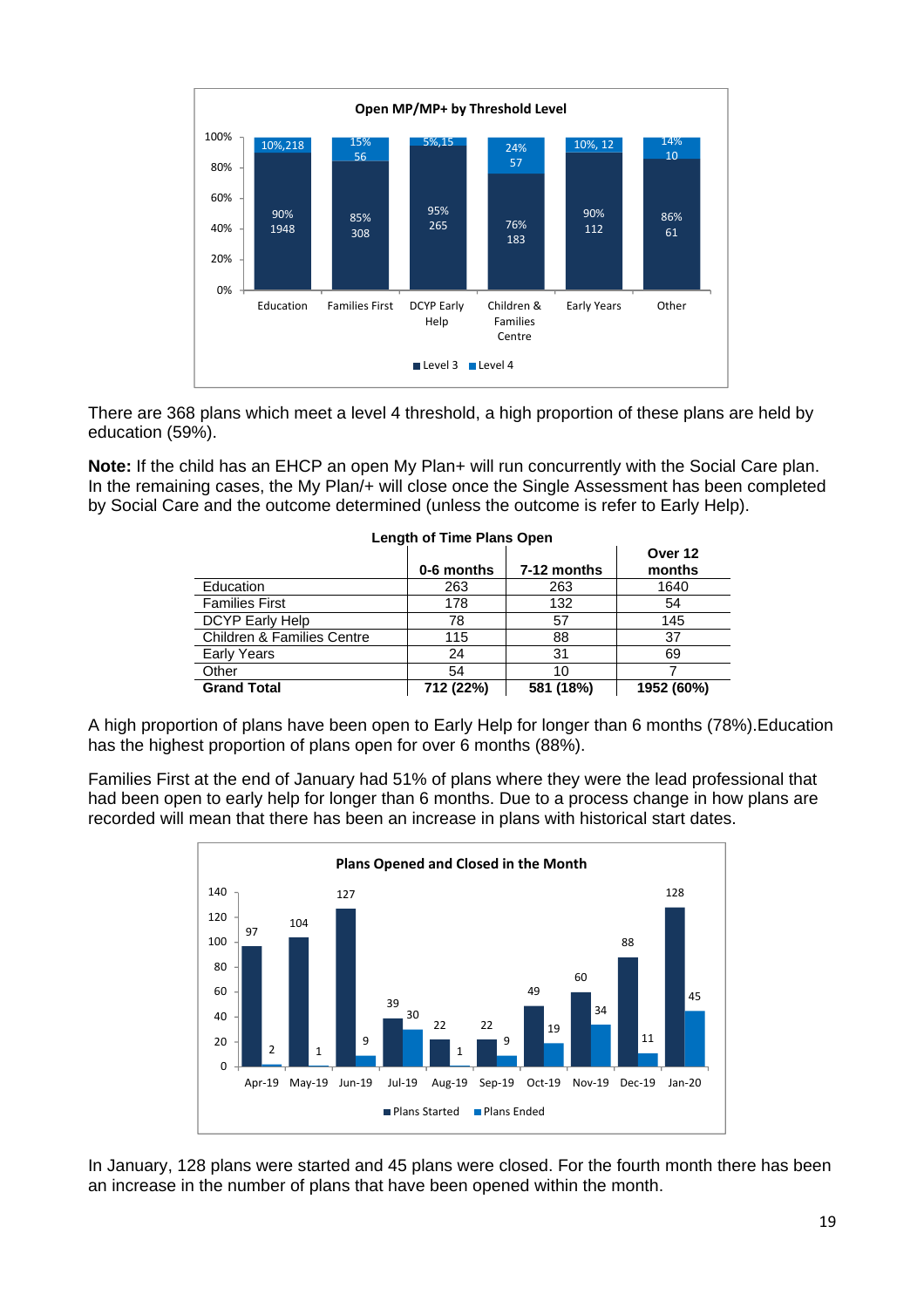**Open MP/MP+ by Threshold Level**

| | Education | Families First | DCYP Early Help | Children & Families Centre | Early Years | Other |
|---|---|---|---|---|---|---|
| Level 3 | 90%, 1948 | 85%, 308 | 95%, 265 | 76%, 183 | 90%, 112 | 86%, 61 |
| Level 4 | 10%, 218 | 15%, 56 | 5%, 15 | 24%, 57 | 10%, 12 | 14%, 10 |

There are 368 plans which meet a level 4 threshold, a high proportion of these plans are held by education (59%).

**Note:** If the child has an EHCP an open My Plan+ will run concurrently with the Social Care plan. In the remaining cases, the My Plan/+ will close once the Single Assessment has been completed by Social Care and the outcome determined (unless the outcome is refer to Early Help).

**Length of Time Plans Open**

| | 0-6 months | 7-12 months | Over 12 months |
|---|---|---|---|
| Education | 263 | 263 | 1640 |
| Families First | 178 | 132 | 54 |
| DCYP Early Help | 78 | 57 | 145 |
| Children & Families Centre | 115 | 88 | 37 |
| Early Years | 24 | 31 | 69 |
| Other | 54 | 10 | 7 |
| **Grand Total** | **712 (22%)** | **581 (18%)** | **1952 (60%)** |

A high proportion of plans have been open to Early Help for longer than 6 months (78%).Education has the highest proportion of plans open for over 6 months (88%).

Families First at the end of January had 51% of plans where they were the lead professional that had been open to early help for longer than 6 months. Due to a process change in how plans are recorded will mean that there has been an increase in plans with historical start dates.

**Plans Opened and Closed in the Month**

| | Apr-19 | May-19 | Jun-19 | Jul-19 | Aug-19 | Sep-19 | Oct-19 | Nov-19 | Dec-19 | Jan-20 |
|---|---|---|---|---|---|---|---|---|---|---|
| Plans Started | 97 | 104 | 127 | 39 | 22 | 22 | 49 | 60 | 88 | 128 |
| Plans Ended | 2 | 1 | 9 | 30 | 1 | 9 | 19 | 34 | 11 | 45 |

In January, 128 plans were started and 45 plans were closed. For the fourth month there has been an increase in the number of plans that have been opened within the month.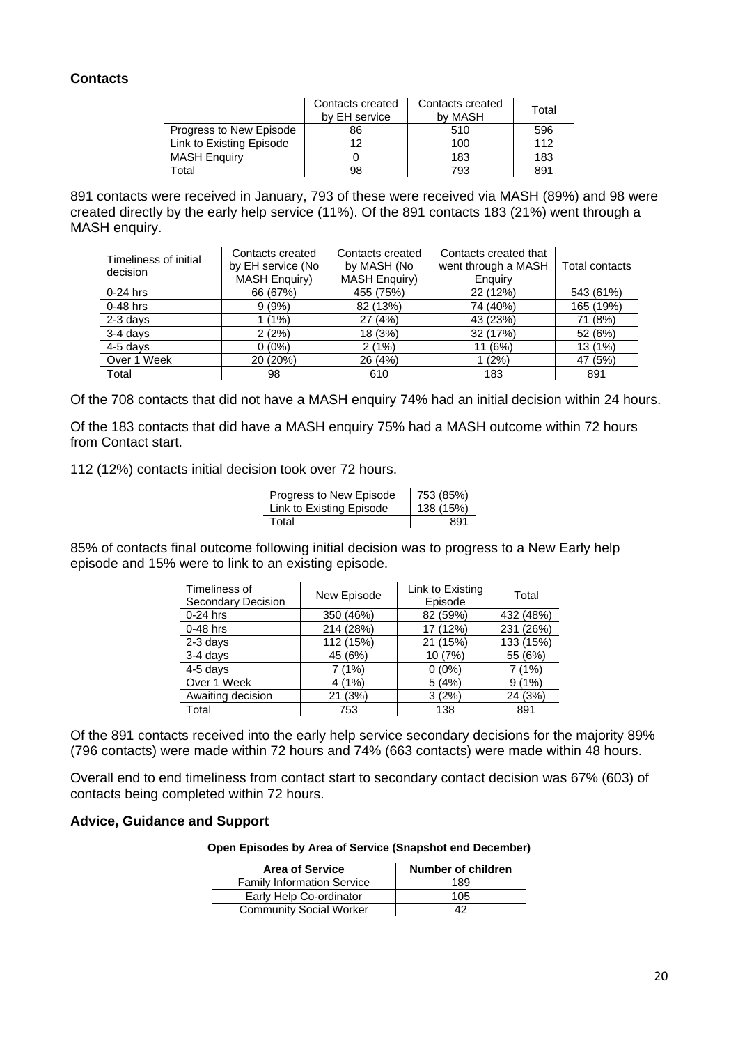**Contacts**

| | Contacts created by EH service | Contacts created by MASH | Total |
|---|---|---|---|
| Progress to New Episode | 86 | 510 | 596 |
| Link to Existing Episode | 12 | 100 | 112 |
| MASH Enquiry | 0 | 183 | 183 |
| Total | 98 | 793 | 891 |

891 contacts were received in January, 793 of these were received via MASH (89%) and 98 were created directly by the early help service (11%). Of the 891 contacts 183 (21%) went through a MASH enquiry.

| Timeliness of initial decision | Contacts created by EH service (No MASH Enquiry) | Contacts created by MASH (No MASH Enquiry) | Contacts created that went through a MASH Enquiry | Total contacts |
|---|---|---|---|---|
| 0-24 hrs | 66 (67%) | 455 (75%) | 22 (12%) | 543 (61%) |
| 0-48 hrs | 9 (9%) | 82 (13%) | 74 (40%) | 165 (19%) |
| 2-3 days | 1 (1%) | 27 (4%) | 43 (23%) | 71 (8%) |
| 3-4 days | 2 (2%) | 18 (3%) | 32 (17%) | 52 (6%) |
| 4-5 days | 0 (0%) | 2 (1%) | 11 (6%) | 13 (1%) |
| Over 1 Week | 20 (20%) | 26 (4%) | 1 (2%) | 47 (5%) |
| Total | 98 | 610 | 183 | 891 |

Of the 708 contacts that did not have a MASH enquiry 74% had an initial decision within 24 hours.

Of the 183 contacts that did have a MASH enquiry 75% had a MASH outcome within 72 hours from Contact start.

112 (12%) contacts initial decision took over 72 hours.

| | |
|---|---|
| Progress to New Episode | 753 (85%) |
| Link to Existing Episode | 138 (15%) |
| Total | 891 |

85% of contacts final outcome following initial decision was to progress to a New Early help episode and 15% were to link to an existing episode.

| Timeliness of Secondary Decision | New Episode | Link to Existing Episode | Total |
|---|---|---|---|
| 0-24 hrs | 350 (46%) | 82 (59%) | 432 (48%) |
| 0-48 hrs | 214 (28%) | 17 (12%) | 231 (26%) |
| 2-3 days | 112 (15%) | 21 (15%) | 133 (15%) |
| 3-4 days | 45 (6%) | 10 (7%) | 55 (6%) |
| 4-5 days | 7 (1%) | 0 (0%) | 7 (1%) |
| Over 1 Week | 4 (1%) | 5 (4%) | 9 (1%) |
| Awaiting decision | 21 (3%) | 3 (2%) | 24 (3%) |
| Total | 753 | 138 | 891 |

Of the 891 contacts received into the early help service secondary decisions for the majority 89% (796 contacts) were made within 72 hours and 74% (663 contacts) were made within 48 hours.

Overall end to end timeliness from contact start to secondary contact decision was 67% (603) of contacts being completed within 72 hours.

**Advice, Guidance and Support**

**Open Episodes by Area of Service (Snapshot end December)**

| Area of Service | Number of children |
|---|---|
| Family Information Service | 189 |
| Early Help Co-ordinator | 105 |
| Community Social Worker | 42 |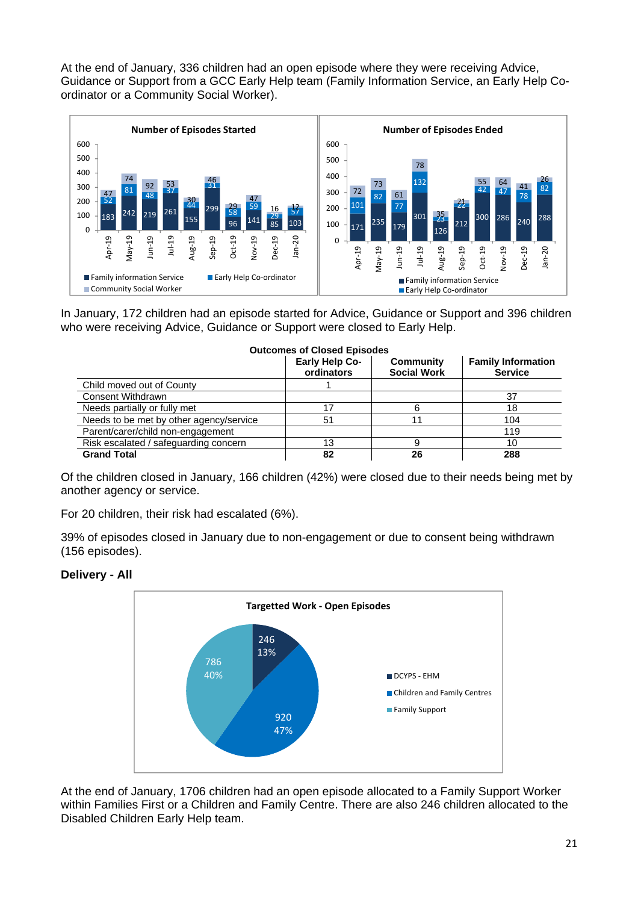At the end of January, 336 children had an open episode where they were receiving Advice, Guidance or Support from a GCC Early Help team (Family Information Service, an Early Help Co-ordinator or a Community Social Worker).

**Number of Episodes Started**

| | Apr-19 | May-19 | Jun-19 | Jul-19 | Aug-19 | Sep-19 | Oct-19 | Nov-19 | Dec-19 | Jan-20 |
|---|---|---|---|---|---|---|---|---|---|---|
| Family information Service | 183 | 242 | 219 | 261 | 155 | 299 | 96 | 141 | 85 | 103 |
| Early Help Co-ordinator | 52 | 81 | 48 | 37 | 44 | 31 | 58 | 59 | 29 | 57 |
| Community Social Worker | 47 | 74 | 92 | 53 | 30 | 46 | 29 | 47 | 16 | 12 |

**Number of Episodes Ended**

| | Apr-19 | May-19 | Jun-19 | Jul-19 | Aug-19 | Sep-19 | Oct-19 | Nov-19 | Dec-19 | Jan-20 |
|---|---|---|---|---|---|---|---|---|---|---|
| Family information Service | 171 | 235 | 179 | 301 | 126 | 212 | 300 | 286 | 240 | 288 |
| Early Help Co-ordinator | 101 | 82 | 77 | 132 | 23 | 22 | 42 | 47 | 78 | 82 |
| Community Social Worker | 72 | 73 | 61 | 78 | 35 | 21 | 55 | 64 | 41 | 26 |

In January, 172 children had an episode started for Advice, Guidance or Support and 396 children who were receiving Advice, Guidance or Support were closed to Early Help.

**Outcomes of Closed Episodes**

| | Early Help Co-ordinators | Community Social Work | Family Information Service |
|---|---|---|---|
| Child moved out of County | 1 | | |
| Consent Withdrawn | | | 37 |
| Needs partially or fully met | 17 | 6 | 18 |
| Needs to be met by other agency/service | 51 | 11 | 104 |
| Parent/carer/child non-engagement | | | 119 |
| Risk escalated / safeguarding concern | 13 | 9 | 10 |
| **Grand Total** | **82** | **26** | **288** |

Of the children closed in January, 166 children (42%) were closed due to their needs being met by another agency or service.

For 20 children, their risk had escalated (6%).

39% of episodes closed in January due to non-engagement or due to consent being withdrawn (156 episodes).

**Delivery - All**

**Targetted Work - Open Episodes**

| | Number | % |
|---|---|---|
| DCYPS - EHM | 246 | 13% |
| Children and Family Centres | 920 | 47% |
| Family Support | 786 | 40% |

At the end of January, 1706 children had an open episode allocated to a Family Support Worker within Families First or a Children and Family Centre. There are also 246 children allocated to the Disabled Children Early Help team.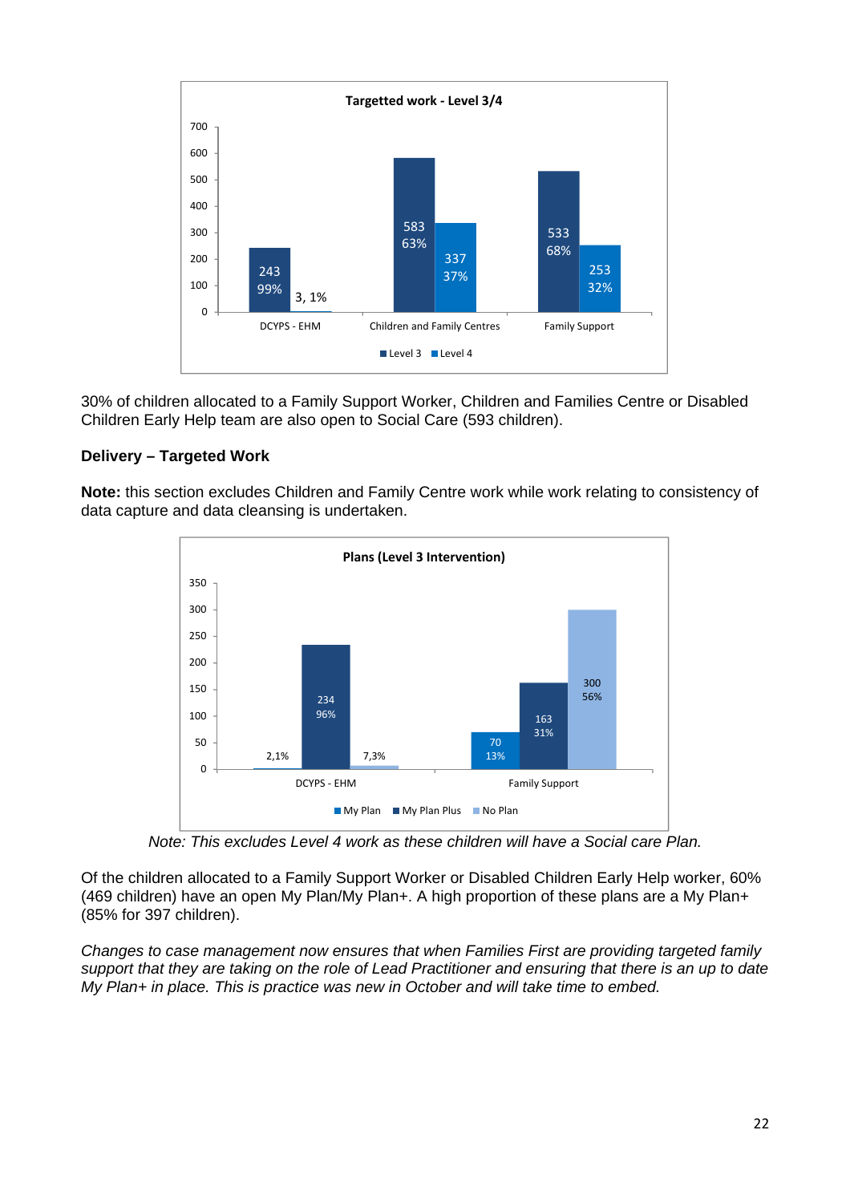**Targetted work - Level 3/4**

| | Level 3 | Level 4 |
|---|---|---|
| DCYPS - EHM | 243 (99%) | 3 (1%) |
| Children and Family Centres | 583 (63%) | 337 (37%) |
| Family Support | 533 (68%) | 253 (32%) |

30% of children allocated to a Family Support Worker, Children and Families Centre or Disabled Children Early Help team are also open to Social Care (593 children).

**Delivery – Targeted Work**

**Note:** this section excludes Children and Family Centre work while work relating to consistency of data capture and data cleansing is undertaken.

**Plans (Level 3 Intervention)**

| | My Plan | My Plan Plus | No Plan |
|---|---|---|---|
| DCYPS - EHM | 2 (1%) | 234 (96%) | 7 (3%) |
| Family Support | 70 (13%) | 163 (31%) | 300 (56%) |

*Note: This excludes Level 4 work as these children will have a Social care Plan.*

Of the children allocated to a Family Support Worker or Disabled Children Early Help worker, 60% (469 children) have an open My Plan/My Plan+. A high proportion of these plans are a My Plan+ (85% for 397 children).

*Changes to case management now ensures that when Families First are providing targeted family support that they are taking on the role of Lead Practitioner and ensuring that there is an up to date My Plan+ in place. This is practice was new in October and will take time to embed.*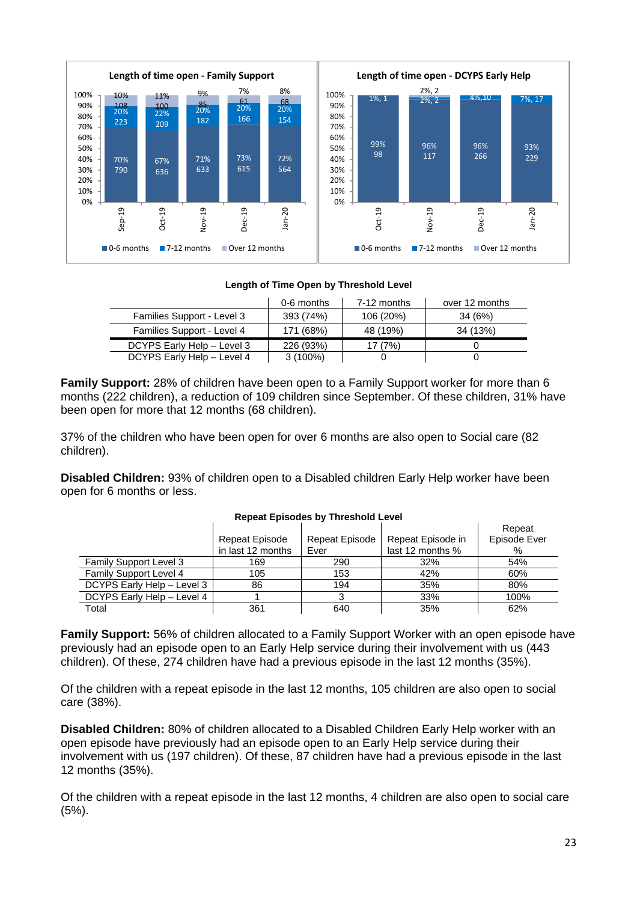**Length of time open - Family Support**

| | Sep-19 | Oct-19 | Nov-19 | Dec-19 | Jan-20 |
|---|---|---|---|---|---|
| 0-6 months | 70% 790 | 67% 636 | 71% 633 | 73% 615 | 72% 564 |
| 7-12 months | 20% 223 | 22% 209 | 20% 182 | 20% 166 | 20% 154 |
| Over 12 months | 10% 108 | 11% 100 | 9% 85 | 7% 61 | 8% 68 |

**Length of time open - DCYPS Early Help**

| | Oct-19 | Nov-19 | Dec-19 | Jan-20 |
|---|---|---|---|---|
| 0-6 months | 99% 98 | 96% 117 | 96% 266 | 93% 229 |
| 7-12 months | 1%, 1 | 2%, 2 | 4%,10 | 7%, 17 |
| Over 12 months | | 2%, 2 | | |

**Length of Time Open by Threshold Level**

| | 0-6 months | 7-12 months | over 12 months |
|---|---|---|---|
| Families Support - Level 3 | 393 (74%) | 106 (20%) | 34 (6%) |
| Families Support - Level 4 | 171 (68%) | 48 (19%) | 34 (13%) |
| DCYPS Early Help – Level 3 | 226 (93%) | 17 (7%) | 0 |
| DCYPS Early Help – Level 4 | 3 (100%) | 0 | 0 |

**Family Support:** 28% of children have been open to a Family Support worker for more than 6 months (222 children), a reduction of 109 children since September. Of these children, 31% have been open for more that 12 months (68 children).

37% of the children who have been open for over 6 months are also open to Social care (82 children).

**Disabled Children:** 93% of children open to a Disabled children Early Help worker have been open for 6 months or less.

**Repeat Episodes by Threshold Level**

| | Repeat Episode in last 12 months | Repeat Episode Ever | Repeat Episode in last 12 months % | Repeat Episode Ever % |
|---|---|---|---|---|
| Family Support Level 3 | 169 | 290 | 32% | 54% |
| Family Support Level 4 | 105 | 153 | 42% | 60% |
| DCYPS Early Help – Level 3 | 86 | 194 | 35% | 80% |
| DCYPS Early Help – Level 4 | 1 | 3 | 33% | 100% |
| Total | 361 | 640 | 35% | 62% |

**Family Support:** 56% of children allocated to a Family Support Worker with an open episode have previously had an episode open to an Early Help service during their involvement with us (443 children). Of these, 274 children have had a previous episode in the last 12 months (35%).

Of the children with a repeat episode in the last 12 months, 105 children are also open to social care (38%).

**Disabled Children:** 80% of children allocated to a Disabled Children Early Help worker with an open episode have previously had an episode open to an Early Help service during their involvement with us (197 children). Of these, 87 children have had a previous episode in the last 12 months (35%).

Of the children with a repeat episode in the last 12 months, 4 children are also open to social care (5%).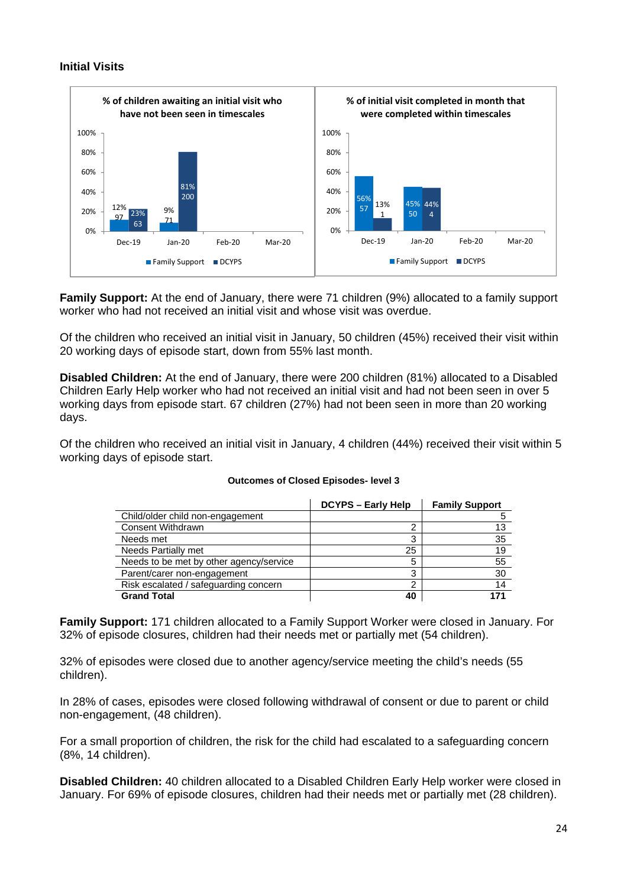### Initial Visits

**% of children awaiting an initial visit who have not been seen in timescales**

| | Family Support | DCYPS |
|---|---|---|
| Dec-19 | 12% (97) | 23% (63) |
| Jan-20 | 9% (71) | 81% (200) |
| Feb-20 | | |
| Mar-20 | | |

**% of initial visit completed in month that were completed within timescales**

| | Family Support | DCYPS |
|---|---|---|
| Dec-19 | 56% (57) | 13% (1) |
| Jan-20 | 45% (50) | 44% (4) |
| Feb-20 | | |
| Mar-20 | | |

**Family Support:** At the end of January, there were 71 children (9%) allocated to a family support worker who had not received an initial visit and whose visit was overdue.

Of the children who received an initial visit in January, 50 children (45%) received their visit within 20 working days of episode start, down from 55% last month.

**Disabled Children:** At the end of January, there were 200 children (81%) allocated to a Disabled Children Early Help worker who had not received an initial visit and had not been seen in over 5 working days from episode start. 67 children (27%) had not been seen in more than 20 working days.

Of the children who received an initial visit in January, 4 children (44%) received their visit within 5 working days of episode start.

**Outcomes of Closed Episodes- level 3**

| | DCYPS – Early Help | Family Support |
|---|---|---|
| Child/older child non-engagement | | 5 |
| Consent Withdrawn | 2 | 13 |
| Needs met | 3 | 35 |
| Needs Partially met | 25 | 19 |
| Needs to be met by other agency/service | 5 | 55 |
| Parent/carer non-engagement | 3 | 30 |
| Risk escalated / safeguarding concern | 2 | 14 |
| **Grand Total** | **40** | **171** |

**Family Support:** 171 children allocated to a Family Support Worker were closed in January. For 32% of episode closures, children had their needs met or partially met (54 children).

32% of episodes were closed due to another agency/service meeting the child's needs (55 children).

In 28% of cases, episodes were closed following withdrawal of consent or due to parent or child non-engagement, (48 children).

For a small proportion of children, the risk for the child had escalated to a safeguarding concern (8%, 14 children).

**Disabled Children:** 40 children allocated to a Disabled Children Early Help worker were closed in January. For 69% of episode closures, children had their needs met or partially met (28 children).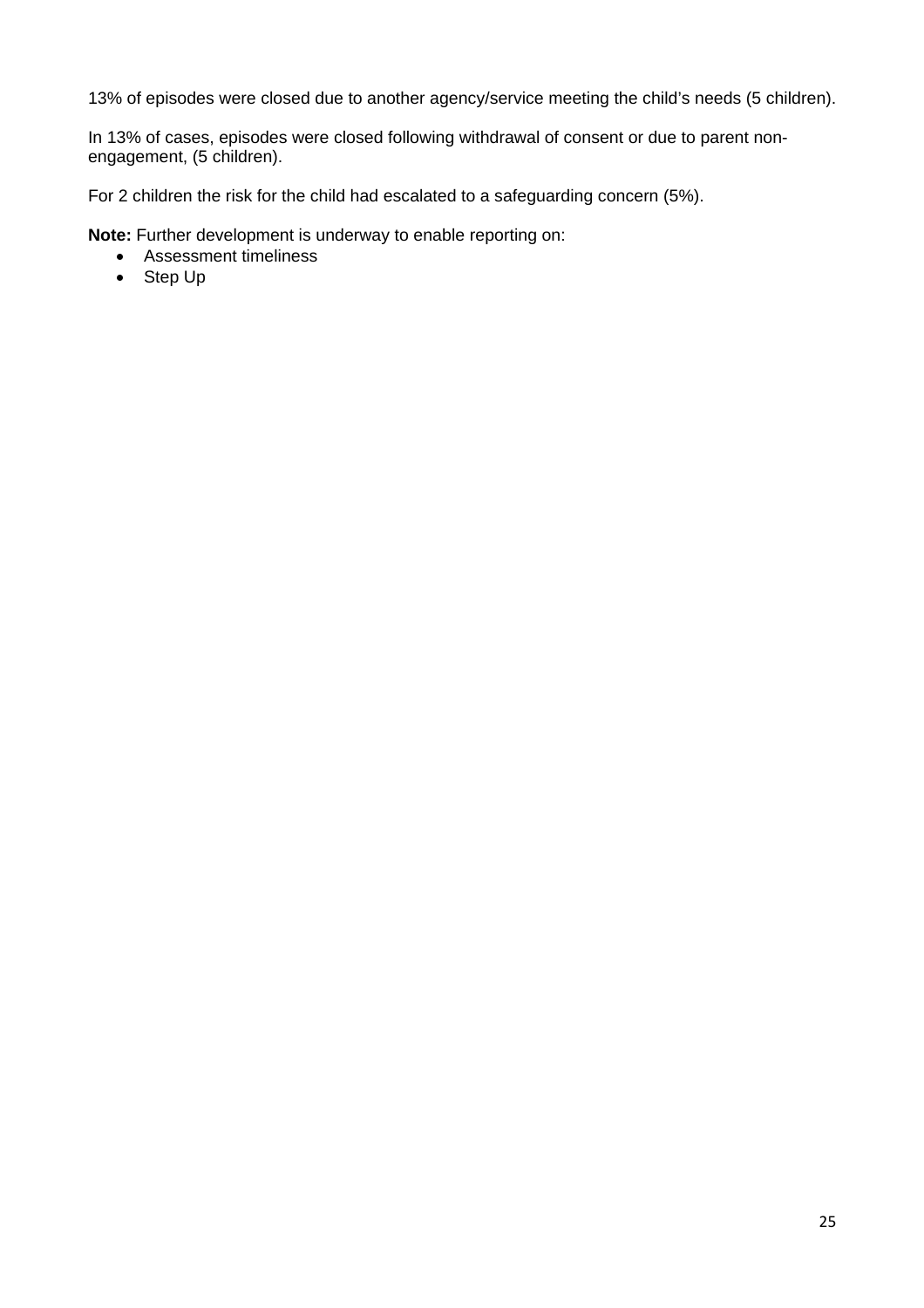13% of episodes were closed due to another agency/service meeting the child's needs (5 children).

In 13% of cases, episodes were closed following withdrawal of consent or due to parent non-engagement, (5 children).

For 2 children the risk for the child had escalated to a safeguarding concern (5%).

**Note:** Further development is underway to enable reporting on:

- Assessment timeliness
- Step Up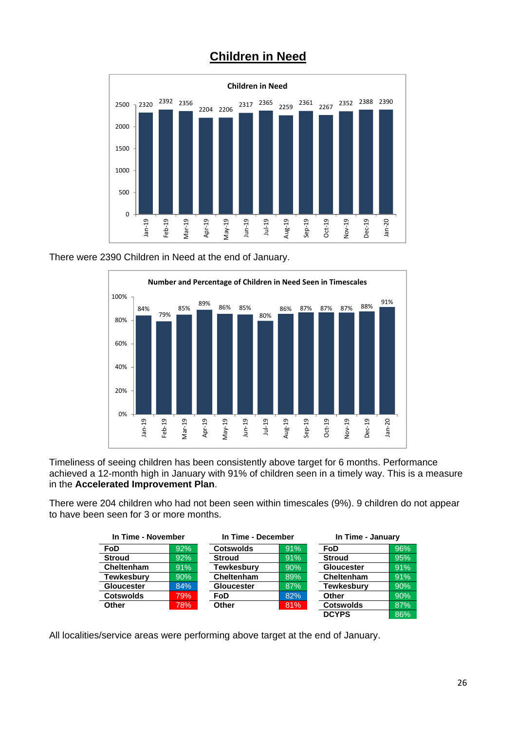# Children in Need

**Children in Need**

| Month | Children in Need |
|---|---|
| Jan-19 | 2320 |
| Feb-19 | 2392 |
| Mar-19 | 2356 |
| Apr-19 | 2204 |
| May-19 | 2206 |
| Jun-19 | 2317 |
| Jul-19 | 2365 |
| Aug-19 | 2259 |
| Sep-19 | 2361 |
| Oct-19 | 2267 |
| Nov-19 | 2352 |
| Dec-19 | 2388 |
| Jan-20 | 2390 |

There were 2390 Children in Need at the end of January.

**Number and Percentage of Children in Need Seen in Timescales**

| Month | Percentage |
|---|---|
| Jan-19 | 84% |
| Feb-19 | 79% |
| Mar-19 | 85% |
| Apr-19 | 89% |
| May-19 | 86% |
| Jun-19 | 85% |
| Jul-19 | 80% |
| Aug-19 | 86% |
| Sep-19 | 87% |
| Oct-19 | 87% |
| Nov-19 | 87% |
| Dec-19 | 88% |
| Jan-20 | 91% |

Timeliness of seeing children has been consistently above target for 6 months. Performance achieved a 12-month high in January with 91% of children seen in a timely way. This is a measure in the **Accelerated Improvement Plan**.

There were 204 children who had not been seen within timescales (9%). 9 children do not appear to have been seen for 3 or more months.

| In Time - November | | In Time - December | | In Time - January | |
|---|---|---|---|---|---|
| **FoD** | 92% | **Cotswolds** | 91% | **FoD** | 96% |
| **Stroud** | 92% | **Stroud** | 91% | **Stroud** | 95% |
| **Cheltenham** | 91% | **Tewkesbury** | 90% | **Gloucester** | 91% |
| **Tewkesbury** | 90% | **Cheltenham** | 89% | **Cheltenham** | 91% |
| **Gloucester** | 84% | **Gloucester** | 87% | **Tewkesbury** | 90% |
| **Cotswolds** | 79% | **FoD** | 82% | **Other** | 90% |
| **Other** | 78% | **Other** | 81% | **Cotswolds** | 87% |
| | | | | **DCYPS** | 86% |

All localities/service areas were performing above target at the end of January.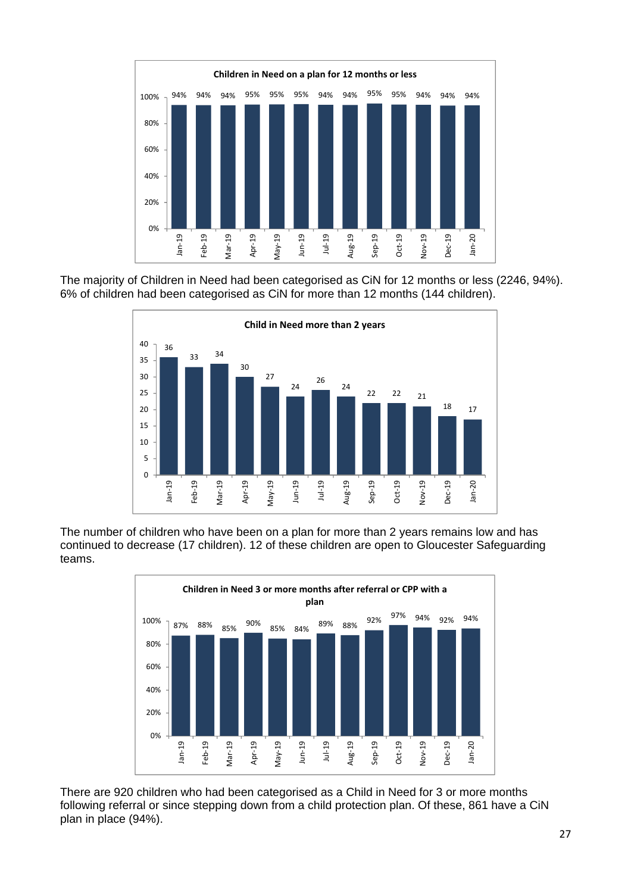**Children in Need on a plan for 12 months or less**

| Month | % |
|---|---|
| Jan-19 | 94% |
| Feb-19 | 94% |
| Mar-19 | 94% |
| Apr-19 | 95% |
| May-19 | 95% |
| Jun-19 | 95% |
| Jul-19 | 94% |
| Aug-19 | 94% |
| Sep-19 | 95% |
| Oct-19 | 95% |
| Nov-19 | 94% |
| Dec-19 | 94% |
| Jan-20 | 94% |

The majority of Children in Need had been categorised as CiN for 12 months or less (2246, 94%). 6% of children had been categorised as CiN for more than 12 months (144 children).

**Child in Need more than 2 years**

| Month | Number |
|---|---|
| Jan-19 | 36 |
| Feb-19 | 33 |
| Mar-19 | 34 |
| Apr-19 | 30 |
| May-19 | 27 |
| Jun-19 | 24 |
| Jul-19 | 26 |
| Aug-19 | 24 |
| Sep-19 | 22 |
| Oct-19 | 22 |
| Nov-19 | 21 |
| Dec-19 | 18 |
| Jan-20 | 17 |

The number of children who have been on a plan for more than 2 years remains low and has continued to decrease (17 children). 12 of these children are open to Gloucester Safeguarding teams.

**Children in Need 3 or more months after referral or CPP with a plan**

| Month | % |
|---|---|
| Jan-19 | 87% |
| Feb-19 | 88% |
| Mar-19 | 85% |
| Apr-19 | 90% |
| May-19 | 85% |
| Jun-19 | 84% |
| Jul-19 | 89% |
| Aug-19 | 88% |
| Sep-19 | 92% |
| Oct-19 | 97% |
| Nov-19 | 94% |
| Dec-19 | 92% |
| Jan-20 | 94% |

There are 920 children who had been categorised as a Child in Need for 3 or more months following referral or since stepping down from a child protection plan. Of these, 861 have a CiN plan in place (94%).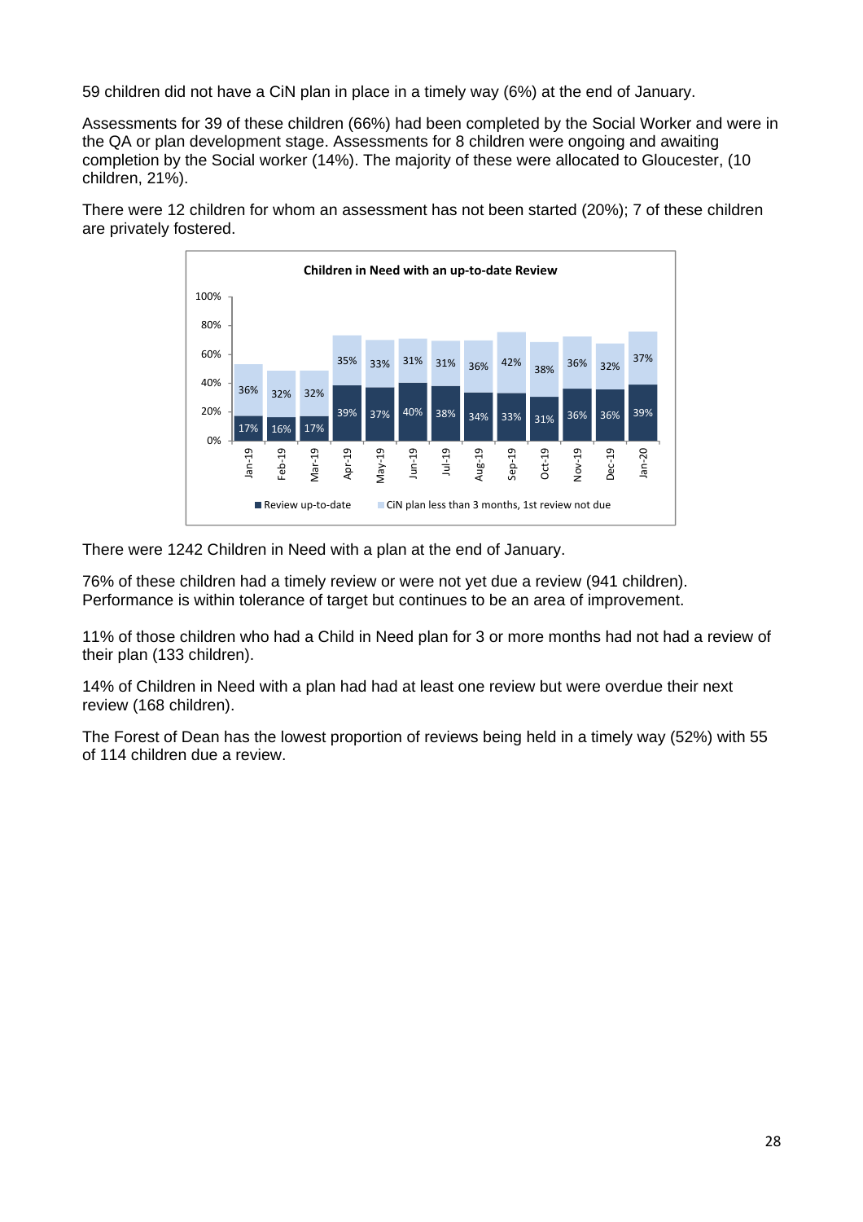59 children did not have a CiN plan in place in a timely way (6%) at the end of January.

Assessments for 39 of these children (66%) had been completed by the Social Worker and were in the QA or plan development stage. Assessments for 8 children were ongoing and awaiting completion by the Social worker (14%). The majority of these were allocated to Gloucester, (10 children, 21%).

There were 12 children for whom an assessment has not been started (20%); 7 of these children are privately fostered.

**Children in Need with an up-to-date Review**

| | Jan-19 | Feb-19 | Mar-19 | Apr-19 | May-19 | Jun-19 | Jul-19 | Aug-19 | Sep-19 | Oct-19 | Nov-19 | Dec-19 | Jan-20 |
|---|---|---|---|---|---|---|---|---|---|---|---|---|---|
| Review up-to-date | 17% | 16% | 17% | 39% | 37% | 40% | 38% | 34% | 33% | 31% | 36% | 36% | 39% |
| CiN plan less than 3 months, 1st review not due | 36% | 32% | 32% | 35% | 33% | 31% | 31% | 36% | 42% | 38% | 36% | 32% | 37% |

There were 1242 Children in Need with a plan at the end of January.

76% of these children had a timely review or were not yet due a review (941 children). Performance is within tolerance of target but continues to be an area of improvement.

11% of those children who had a Child in Need plan for 3 or more months had not had a review of their plan (133 children).

14% of Children in Need with a plan had had at least one review but were overdue their next review (168 children).

The Forest of Dean has the lowest proportion of reviews being held in a timely way (52%) with 55 of 114 children due a review.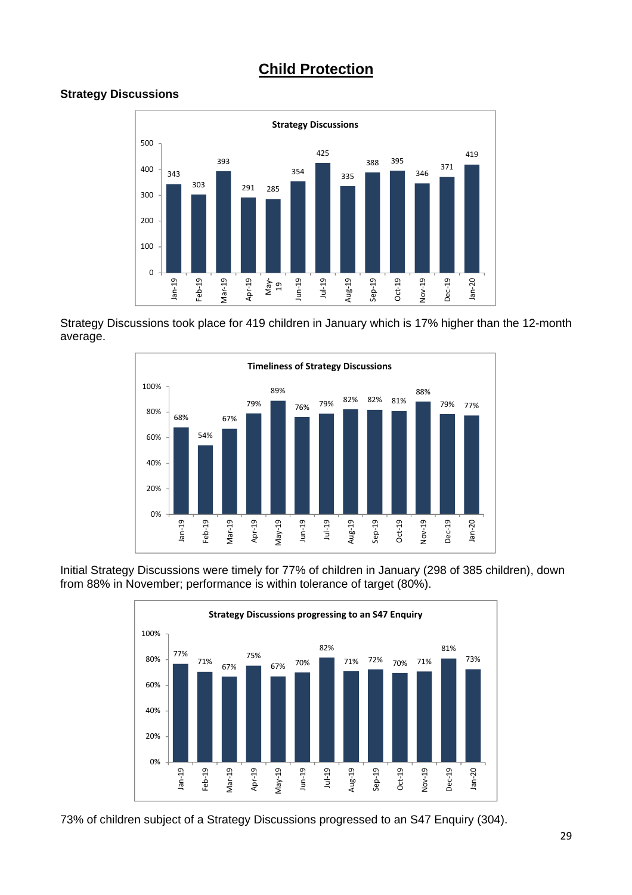# Child Protection

### Strategy Discussions

**Strategy Discussions**

| Month | Strategy Discussions |
|---|---|
| Jan-19 | 343 |
| Feb-19 | 303 |
| Mar-19 | 393 |
| Apr-19 | 291 |
| May-19 | 285 |
| Jun-19 | 354 |
| Jul-19 | 425 |
| Aug-19 | 335 |
| Sep-19 | 388 |
| Oct-19 | 395 |
| Nov-19 | 346 |
| Dec-19 | 371 |
| Jan-20 | 419 |

Strategy Discussions took place for 419 children in January which is 17% higher than the 12-month average.

**Timeliness of Strategy Discussions**

| Month | Timeliness |
|---|---|
| Jan-19 | 68% |
| Feb-19 | 54% |
| Mar-19 | 67% |
| Apr-19 | 79% |
| May-19 | 89% |
| Jun-19 | 76% |
| Jul-19 | 79% |
| Aug-19 | 82% |
| Sep-19 | 82% |
| Oct-19 | 81% |
| Nov-19 | 88% |
| Dec-19 | 79% |
| Jan-20 | 77% |

Initial Strategy Discussions were timely for 77% of children in January (298 of 385 children), down from 88% in November; performance is within tolerance of target (80%).

**Strategy Discussions progressing to an S47 Enquiry**

| Month | Progressing to S47 |
|---|---|
| Jan-19 | 77% |
| Feb-19 | 71% |
| Mar-19 | 67% |
| Apr-19 | 75% |
| May-19 | 67% |
| Jun-19 | 70% |
| Jul-19 | 82% |
| Aug-19 | 71% |
| Sep-19 | 72% |
| Oct-19 | 70% |
| Nov-19 | 71% |
| Dec-19 | 81% |
| Jan-20 | 73% |

73% of children subject of a Strategy Discussions progressed to an S47 Enquiry (304).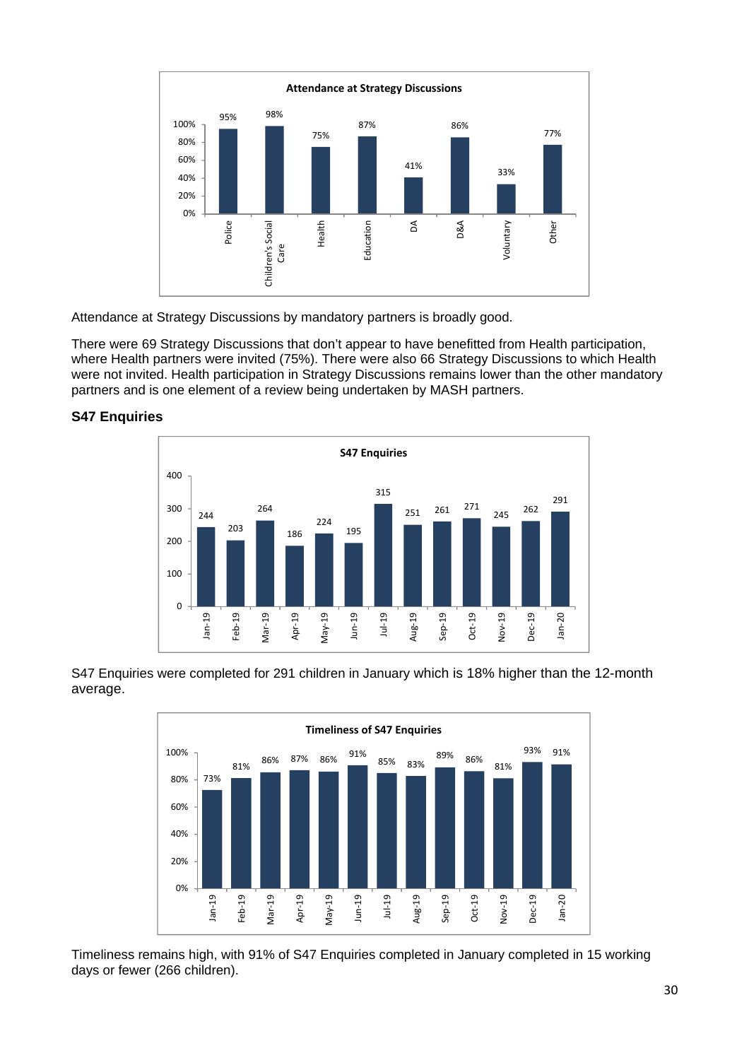**Attendance at Strategy Discussions**

| Partner | Attendance |
|---|---|
| Police | 95% |
| Children's Social Care | 98% |
| Health | 75% |
| Education | 87% |
| DA | 41% |
| D&A | 86% |
| Voluntary | 33% |
| Other | 77% |

Attendance at Strategy Discussions by mandatory partners is broadly good.

There were 69 Strategy Discussions that don't appear to have benefitted from Health participation, where Health partners were invited (75%). There were also 66 Strategy Discussions to which Health were not invited. Health participation in Strategy Discussions remains lower than the other mandatory partners and is one element of a review being undertaken by MASH partners.

## S47 Enquiries

**S47 Enquiries**

| Month | S47 Enquiries |
|---|---|
| Jan-19 | 244 |
| Feb-19 | 203 |
| Mar-19 | 264 |
| Apr-19 | 186 |
| May-19 | 224 |
| Jun-19 | 195 |
| Jul-19 | 315 |
| Aug-19 | 251 |
| Sep-19 | 261 |
| Oct-19 | 271 |
| Nov-19 | 245 |
| Dec-19 | 262 |
| Jan-20 | 291 |

S47 Enquiries were completed for 291 children in January which is 18% higher than the 12-month average.

**Timeliness of S47 Enquiries**

| Month | Timeliness |
|---|---|
| Jan-19 | 73% |
| Feb-19 | 81% |
| Mar-19 | 86% |
| Apr-19 | 87% |
| May-19 | 86% |
| Jun-19 | 91% |
| Jul-19 | 85% |
| Aug-19 | 83% |
| Sep-19 | 89% |
| Oct-19 | 86% |
| Nov-19 | 81% |
| Dec-19 | 93% |
| Jan-20 | 91% |

Timeliness remains high, with 91% of S47 Enquiries completed in January completed in 15 working days or fewer (266 children).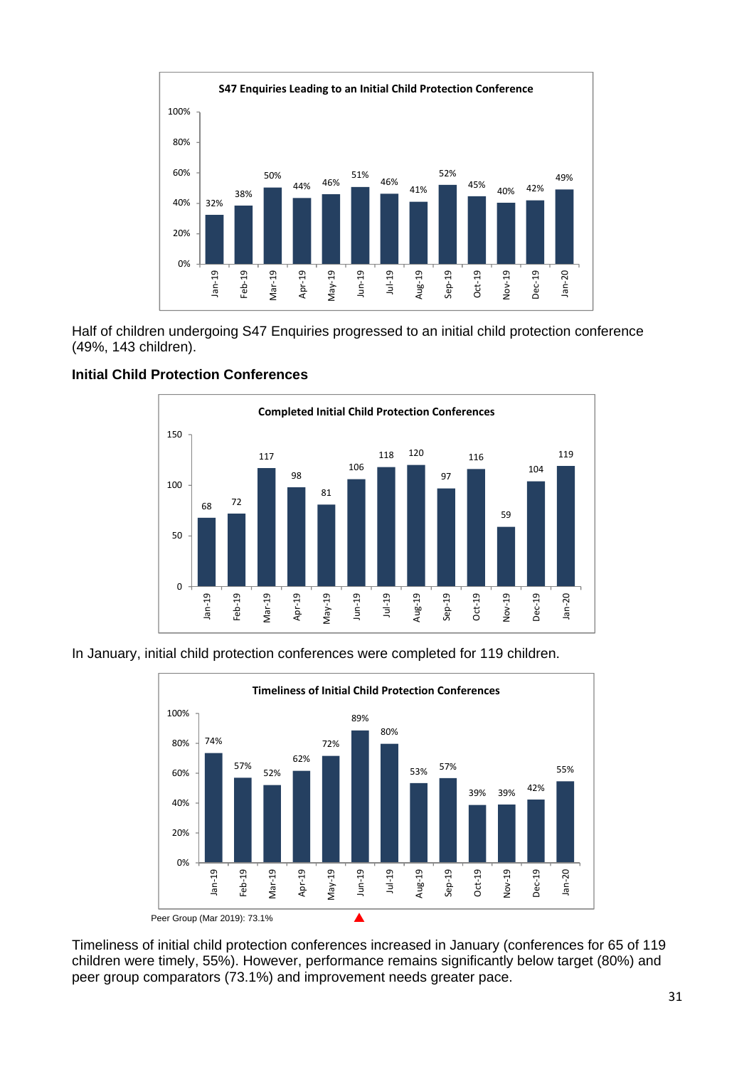**S47 Enquiries Leading to an Initial Child Protection Conference**

| Month | % |
|---|---|
| Jan-19 | 32% |
| Feb-19 | 38% |
| Mar-19 | 50% |
| Apr-19 | 44% |
| May-19 | 46% |
| Jun-19 | 51% |
| Jul-19 | 46% |
| Aug-19 | 41% |
| Sep-19 | 52% |
| Oct-19 | 45% |
| Nov-19 | 40% |
| Dec-19 | 42% |
| Jan-20 | 49% |

Half of children undergoing S47 Enquiries progressed to an initial child protection conference (49%, 143 children).

### Initial Child Protection Conferences

**Completed Initial Child Protection Conferences**

| Month | Number |
|---|---|
| Jan-19 | 68 |
| Feb-19 | 72 |
| Mar-19 | 117 |
| Apr-19 | 98 |
| May-19 | 81 |
| Jun-19 | 106 |
| Jul-19 | 118 |
| Aug-19 | 120 |
| Sep-19 | 97 |
| Oct-19 | 116 |
| Nov-19 | 59 |
| Dec-19 | 104 |
| Jan-20 | 119 |

In January, initial child protection conferences were completed for 119 children.

**Timeliness of Initial Child Protection Conferences**

| Month | % |
|---|---|
| Jan-19 | 74% |
| Feb-19 | 57% |
| Mar-19 | 52% |
| Apr-19 | 62% |
| May-19 | 72% |
| Jun-19 | 89% |
| Jul-19 | 80% |
| Aug-19 | 53% |
| Sep-19 | 57% |
| Oct-19 | 39% |
| Nov-19 | 39% |
| Dec-19 | 42% |
| Jan-20 | 55% |

Peer Group (Mar 2019): 73.1%

Timeliness of initial child protection conferences increased in January (conferences for 65 of 119 children were timely, 55%). However, performance remains significantly below target (80%) and peer group comparators (73.1%) and improvement needs greater pace.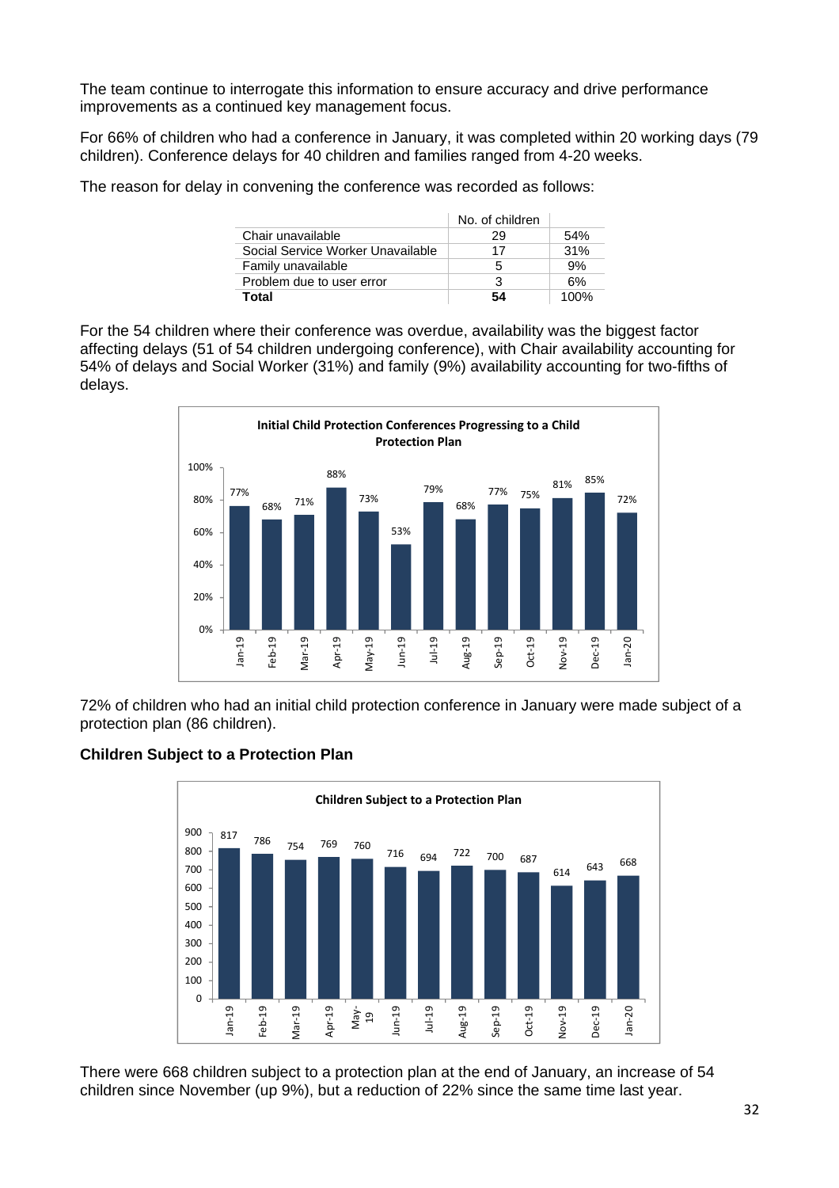The team continue to interrogate this information to ensure accuracy and drive performance improvements as a continued key management focus.

For 66% of children who had a conference in January, it was completed within 20 working days (79 children). Conference delays for 40 children and families ranged from 4-20 weeks.

The reason for delay in convening the conference was recorded as follows:

| | No. of children | |
|---|---|---|
| Chair unavailable | 29 | 54% |
| Social Service Worker Unavailable | 17 | 31% |
| Family unavailable | 5 | 9% |
| Problem due to user error | 3 | 6% |
| **Total** | **54** | 100% |

For the 54 children where their conference was overdue, availability was the biggest factor affecting delays (51 of 54 children undergoing conference), with Chair availability accounting for 54% of delays and Social Worker (31%) and family (9%) availability accounting for two-fifths of delays.

**Initial Child Protection Conferences Progressing to a Child Protection Plan**

| Jan-19 | Feb-19 | Mar-19 | Apr-19 | May-19 | Jun-19 | Jul-19 | Aug-19 | Sep-19 | Oct-19 | Nov-19 | Dec-19 | Jan-20 |
|---|---|---|---|---|---|---|---|---|---|---|---|---|
| 77% | 68% | 71% | 88% | 73% | 53% | 79% | 68% | 77% | 75% | 81% | 85% | 72% |

72% of children who had an initial child protection conference in January were made subject of a protection plan (86 children).

### Children Subject to a Protection Plan

**Children Subject to a Protection Plan**

| Jan-19 | Feb-19 | Mar-19 | Apr-19 | May-19 | Jun-19 | Jul-19 | Aug-19 | Sep-19 | Oct-19 | Nov-19 | Dec-19 | Jan-20 |
|---|---|---|---|---|---|---|---|---|---|---|---|---|
| 817 | 786 | 754 | 769 | 760 | 716 | 694 | 722 | 700 | 687 | 614 | 643 | 668 |

There were 668 children subject to a protection plan at the end of January, an increase of 54 children since November (up 9%), but a reduction of 22% since the same time last year.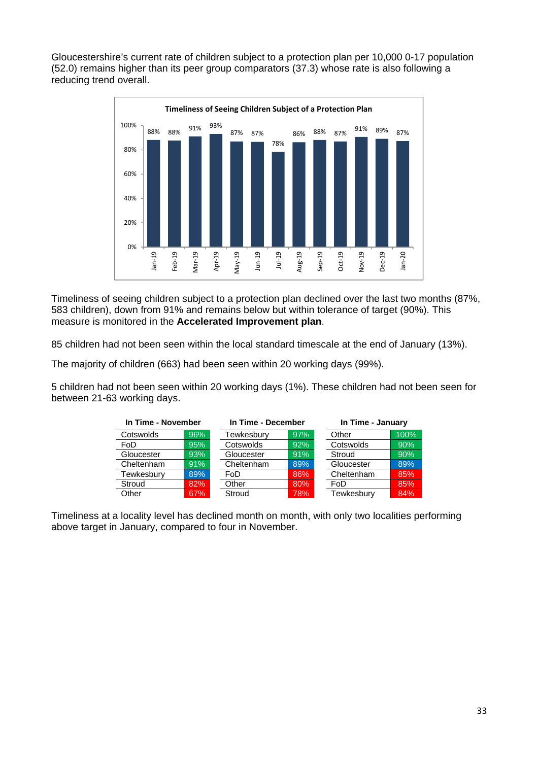Gloucestershire's current rate of children subject to a protection plan per 10,000 0-17 population (52.0) remains higher than its peer group comparators (37.3) whose rate is also following a reducing trend overall.

**Timeliness of Seeing Children Subject of a Protection Plan**

| Month | Jan-19 | Feb-19 | Mar-19 | Apr-19 | May-19 | Jun-19 | Jul-19 | Aug-19 | Sep-19 | Oct-19 | Nov-19 | Dec-19 | Jan-20 |
|---|---|---|---|---|---|---|---|---|---|---|---|---|---|
| Timeliness | 88% | 88% | 91% | 93% | 87% | 87% | 78% | 86% | 88% | 87% | 91% | 89% | 87% |

Timeliness of seeing children subject to a protection plan declined over the last two months (87%, 583 children), down from 91% and remains below but within tolerance of target (90%). This measure is monitored in the **Accelerated Improvement plan**.

85 children had not been seen within the local standard timescale at the end of January (13%).

The majority of children (663) had been seen within 20 working days (99%).

5 children had not been seen within 20 working days (1%). These children had not been seen for between 21-63 working days.

| In Time - November | | In Time - December | | In Time - January | |
|---|---|---|---|---|---|
| Cotswolds | 96% | Tewkesbury | 97% | Other | 100% |
| FoD | 95% | Cotswolds | 92% | Cotswolds | 90% |
| Gloucester | 93% | Gloucester | 91% | Stroud | 90% |
| Cheltenham | 91% | Cheltenham | 89% | Gloucester | 89% |
| Tewkesbury | 89% | FoD | 86% | Cheltenham | 85% |
| Stroud | 82% | Other | 80% | FoD | 85% |
| Other | 67% | Stroud | 78% | Tewkesbury | 84% |

Timeliness at a locality level has declined month on month, with only two localities performing above target in January, compared to four in November.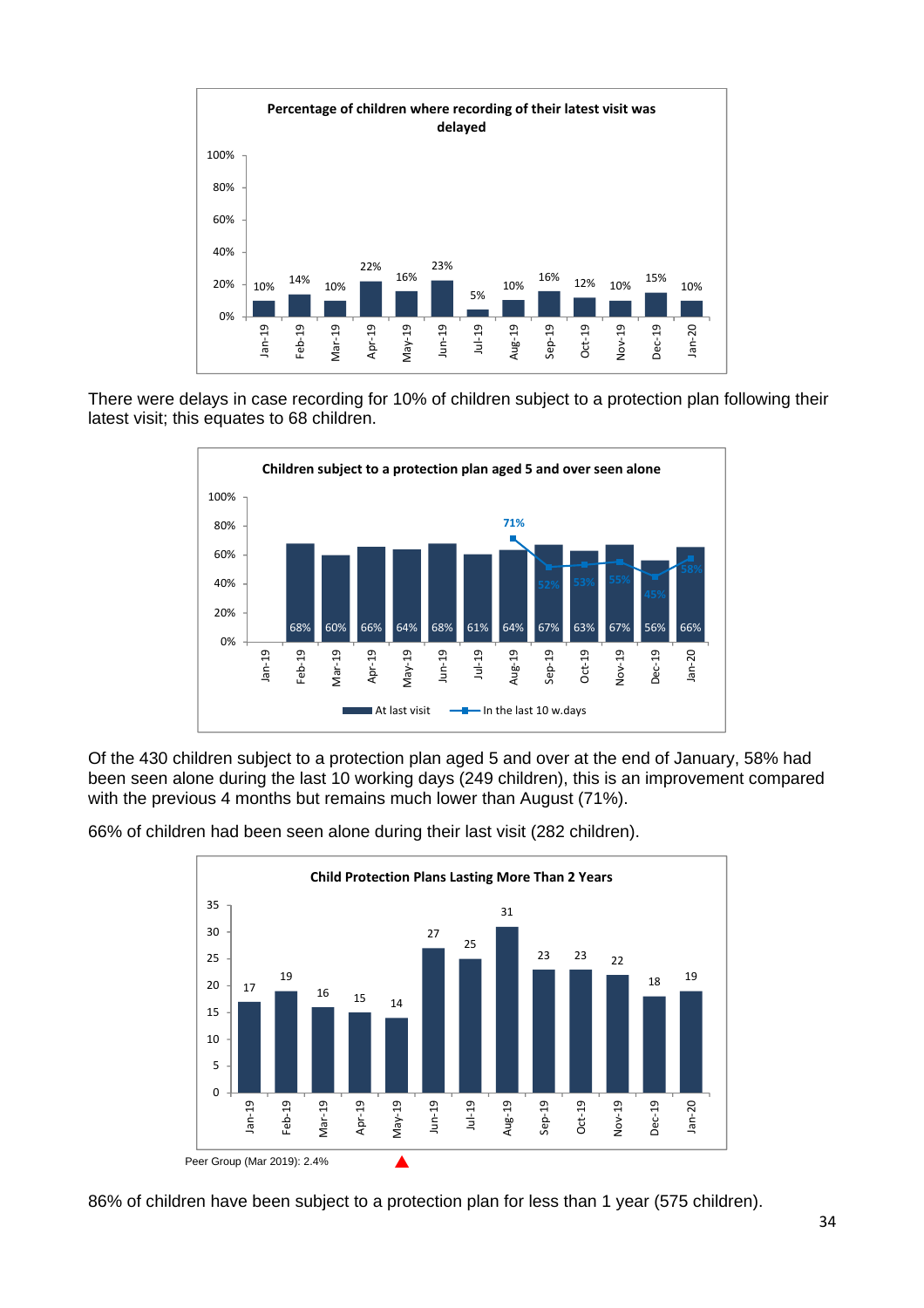**Percentage of children where recording of their latest visit was delayed**

| Month | % |
|---|---|
| Jan-19 | 10% |
| Feb-19 | 14% |
| Mar-19 | 10% |
| Apr-19 | 22% |
| May-19 | 16% |
| Jun-19 | 23% |
| Jul-19 | 5% |
| Aug-19 | 10% |
| Sep-19 | 16% |
| Oct-19 | 12% |
| Nov-19 | 10% |
| Dec-19 | 15% |
| Jan-20 | 10% |

There were delays in case recording for 10% of children subject to a protection plan following their latest visit; this equates to 68 children.

**Children subject to a protection plan aged 5 and over seen alone**

| Month | At last visit | In the last 10 w.days |
|---|---|---|
| Jan-19 | | |
| Feb-19 | 68% | |
| Mar-19 | 60% | |
| Apr-19 | 66% | |
| May-19 | 64% | |
| Jun-19 | 68% | |
| Jul-19 | 61% | |
| Aug-19 | 64% | 71% |
| Sep-19 | 67% | 52% |
| Oct-19 | 63% | 53% |
| Nov-19 | 67% | 55% |
| Dec-19 | 56% | 45% |
| Jan-20 | 66% | 58% |

Of the 430 children subject to a protection plan aged 5 and over at the end of January, 58% had been seen alone during the last 10 working days (249 children), this is an improvement compared with the previous 4 months but remains much lower than August (71%).

66% of children had been seen alone during their last visit (282 children).

**Child Protection Plans Lasting More Than 2 Years**

| Month | Count |
|---|---|
| Jan-19 | 17 |
| Feb-19 | 19 |
| Mar-19 | 16 |
| Apr-19 | 15 |
| May-19 | 14 |
| Jun-19 | 27 |
| Jul-19 | 25 |
| Aug-19 | 31 |
| Sep-19 | 23 |
| Oct-19 | 23 |
| Nov-19 | 22 |
| Dec-19 | 18 |
| Jan-20 | 19 |

Peer Group (Mar 2019): 2.4% ▲

86% of children have been subject to a protection plan for less than 1 year (575 children).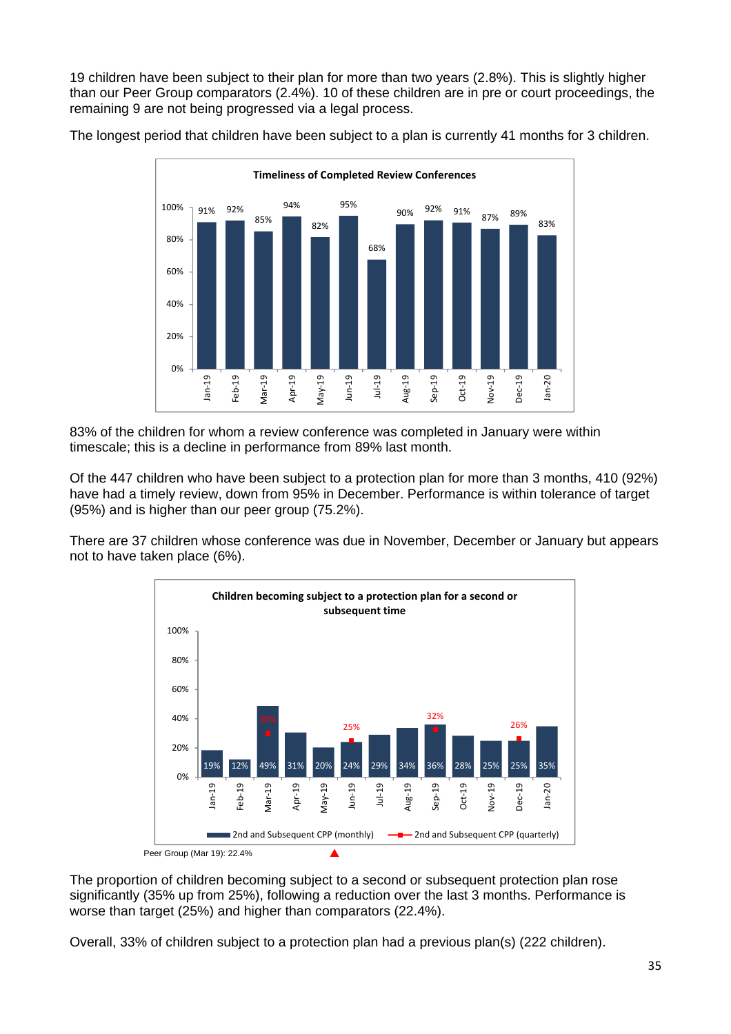19 children have been subject to their plan for more than two years (2.8%). This is slightly higher than our Peer Group comparators (2.4%). 10 of these children are in pre or court proceedings, the remaining 9 are not being progressed via a legal process.

The longest period that children have been subject to a plan is currently 41 months for 3 children.

**Timeliness of Completed Review Conferences**

| Month | Jan-19 | Feb-19 | Mar-19 | Apr-19 | May-19 | Jun-19 | Jul-19 | Aug-19 | Sep-19 | Oct-19 | Nov-19 | Dec-19 | Jan-20 |
|---|---|---|---|---|---|---|---|---|---|---|---|---|---|
| % | 91% | 92% | 85% | 94% | 82% | 95% | 68% | 90% | 92% | 91% | 87% | 89% | 83% |

83% of the children for whom a review conference was completed in January were within timescale; this is a decline in performance from 89% last month.

Of the 447 children who have been subject to a protection plan for more than 3 months, 410 (92%) have had a timely review, down from 95% in December. Performance is within tolerance of target (95%) and is higher than our peer group (75.2%).

There are 37 children whose conference was due in November, December or January but appears not to have taken place (6%).

**Children becoming subject to a protection plan for a second or subsequent time**

| Month | Jan-19 | Feb-19 | Mar-19 | Apr-19 | May-19 | Jun-19 | Jul-19 | Aug-19 | Sep-19 | Oct-19 | Nov-19 | Dec-19 | Jan-20 |
|---|---|---|---|---|---|---|---|---|---|---|---|---|---|
| 2nd and Subsequent CPP (monthly) | 19% | 12% | 49% | 31% | 20% | 24% | 29% | 34% | 36% | 28% | 25% | 25% | 35% |
| 2nd and Subsequent CPP (quarterly) | | | 30% | | | 25% | | | 32% | | | 26% | |

Peer Group (Mar 19): 22.4%

The proportion of children becoming subject to a second or subsequent protection plan rose significantly (35% up from 25%), following a reduction over the last 3 months. Performance is worse than target (25%) and higher than comparators (22.4%).

Overall, 33% of children subject to a protection plan had a previous plan(s) (222 children).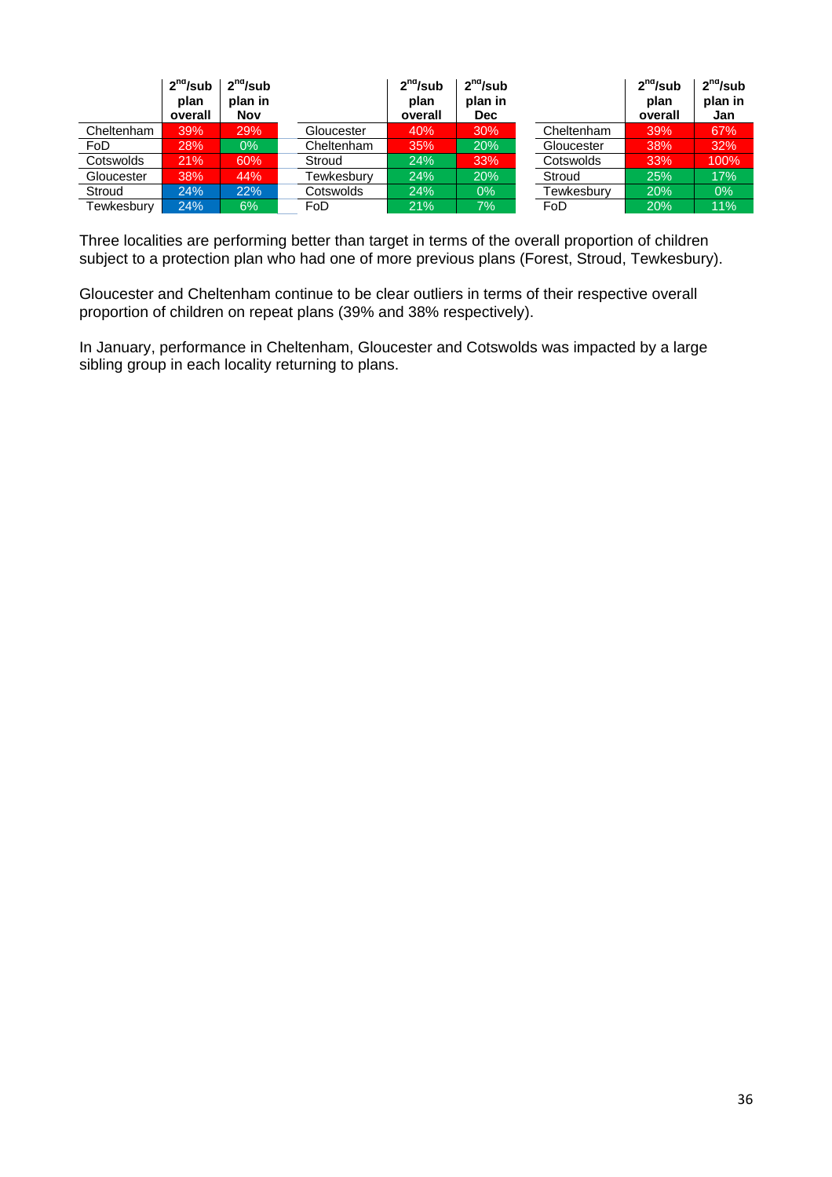| | $2^{nd}$/sub plan overall | $2^{nd}$/sub plan in Nov |
|---|---|---|
| Cheltenham | 39% | 29% |
| FoD | 28% | 0% |
| Cotswolds | 21% | 60% |
| Gloucester | 38% | 44% |
| Stroud | 24% | 22% |
| Tewkesbury | 24% | 6% |

| | $2^{nd}$/sub plan overall | $2^{nd}$/sub plan in Dec |
|---|---|---|
| Gloucester | 40% | 30% |
| Cheltenham | 35% | 20% |
| Stroud | 24% | 33% |
| Tewkesbury | 24% | 20% |
| Cotswolds | 24% | 0% |
| FoD | 21% | 7% |

| | $2^{nd}$/sub plan overall | $2^{nd}$/sub plan in Jan |
|---|---|---|
| Cheltenham | 39% | 67% |
| Gloucester | 38% | 32% |
| Cotswolds | 33% | 100% |
| Stroud | 25% | 17% |
| Tewkesbury | 20% | 0% |
| FoD | 20% | 11% |

Three localities are performing better than target in terms of the overall proportion of children subject to a protection plan who had one of more previous plans (Forest, Stroud, Tewkesbury).

Gloucester and Cheltenham continue to be clear outliers in terms of their respective overall proportion of children on repeat plans (39% and 38% respectively).

In January, performance in Cheltenham, Gloucester and Cotswolds was impacted by a large sibling group in each locality returning to plans.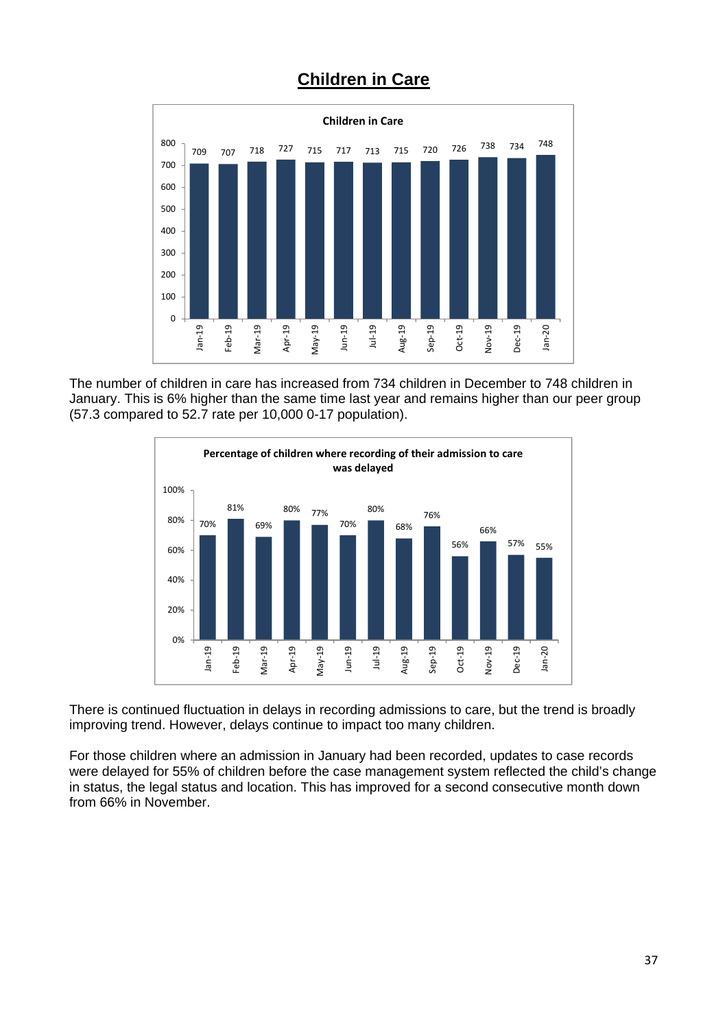# Children in Care

**Children in Care**

| Month | Jan-19 | Feb-19 | Mar-19 | Apr-19 | May-19 | Jun-19 | Jul-19 | Aug-19 | Sep-19 | Oct-19 | Nov-19 | Dec-19 | Jan-20 |
|---|---|---|---|---|---|---|---|---|---|---|---|---|---|
| Children in Care | 709 | 707 | 718 | 727 | 715 | 717 | 713 | 715 | 720 | 726 | 738 | 734 | 748 |

The number of children in care has increased from 734 children in December to 748 children in January. This is 6% higher than the same time last year and remains higher than our peer group (57.3 compared to 52.7 rate per 10,000 0-17 population).

**Percentage of children where recording of their admission to care was delayed**

| Month | Jan-19 | Feb-19 | Mar-19 | Apr-19 | May-19 | Jun-19 | Jul-19 | Aug-19 | Sep-19 | Oct-19 | Nov-19 | Dec-19 | Jan-20 |
|---|---|---|---|---|---|---|---|---|---|---|---|---|---|
| % delayed | 70% | 81% | 69% | 80% | 77% | 70% | 80% | 68% | 76% | 56% | 66% | 57% | 55% |

There is continued fluctuation in delays in recording admissions to care, but the trend is broadly improving trend. However, delays continue to impact too many children.

For those children where an admission in January had been recorded, updates to case records were delayed for 55% of children before the case management system reflected the child's change in status, the legal status and location. This has improved for a second consecutive month down from 66% in November.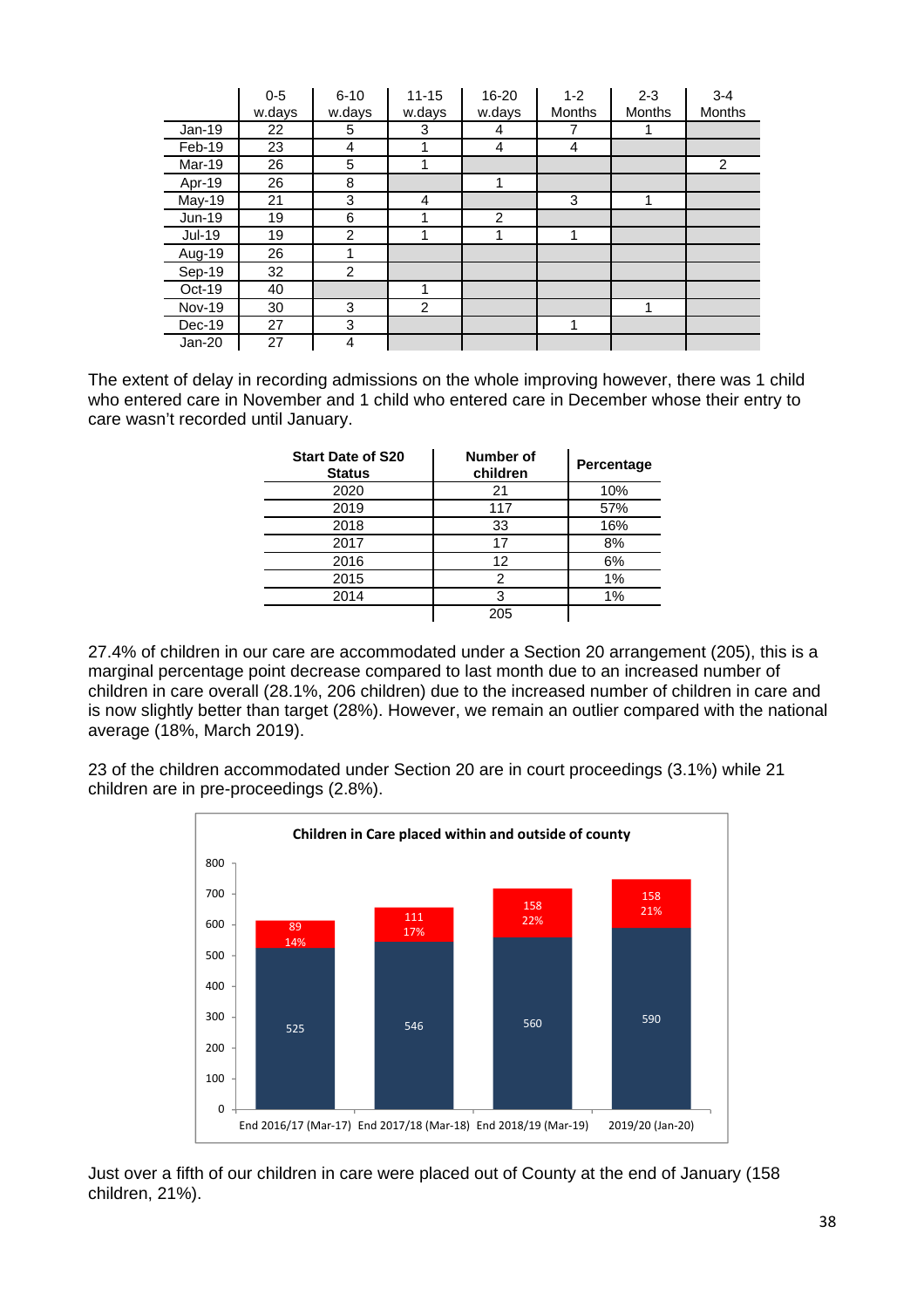| | 0-5 w.days | 6-10 w.days | 11-15 w.days | 16-20 w.days | 1-2 Months | 2-3 Months | 3-4 Months |
|---|---|---|---|---|---|---|---|
| Jan-19 | 22 | 5 | 3 | 4 | 7 | 1 | |
| Feb-19 | 23 | 4 | 1 | 4 | 4 | | |
| Mar-19 | 26 | 5 | 1 | | | | 2 |
| Apr-19 | 26 | 8 | | 1 | | | |
| May-19 | 21 | 3 | 4 | | 3 | 1 | |
| Jun-19 | 19 | 6 | 1 | 2 | | | |
| Jul-19 | 19 | 2 | 1 | 1 | 1 | | |
| Aug-19 | 26 | 1 | | | | | |
| Sep-19 | 32 | 2 | | | | | |
| Oct-19 | 40 | | 1 | | | | |
| Nov-19 | 30 | 3 | 2 | | | 1 | |
| Dec-19 | 27 | 3 | | | 1 | | |
| Jan-20 | 27 | 4 | | | | | |

The extent of delay in recording admissions on the whole improving however, there was 1 child who entered care in November and 1 child who entered care in December whose their entry to care wasn't recorded until January.

| Start Date of S20 Status | Number of children | Percentage |
|---|---|---|
| 2020 | 21 | 10% |
| 2019 | 117 | 57% |
| 2018 | 33 | 16% |
| 2017 | 17 | 8% |
| 2016 | 12 | 6% |
| 2015 | 2 | 1% |
| 2014 | 3 | 1% |
| | 205 | |

27.4% of children in our care are accommodated under a Section 20 arrangement (205), this is a marginal percentage point decrease compared to last month due to an increased number of children in care overall (28.1%, 206 children) due to the increased number of children in care and is now slightly better than target (28%). However, we remain an outlier compared with the national average (18%, March 2019).

23 of the children accommodated under Section 20 are in court proceedings (3.1%) while 21 children are in pre-proceedings (2.8%).

**Children in Care placed within and outside of county**

| | End 2016/17 (Mar-17) | End 2017/18 (Mar-18) | End 2018/19 (Mar-19) | 2019/20 (Jan-20) |
|---|---|---|---|---|
| Within county | 525 | 546 | 560 | 590 |
| Outside county | 89 (14%) | 111 (17%) | 158 (22%) | 158 (21%) |

Just over a fifth of our children in care were placed out of County at the end of January (158 children, 21%).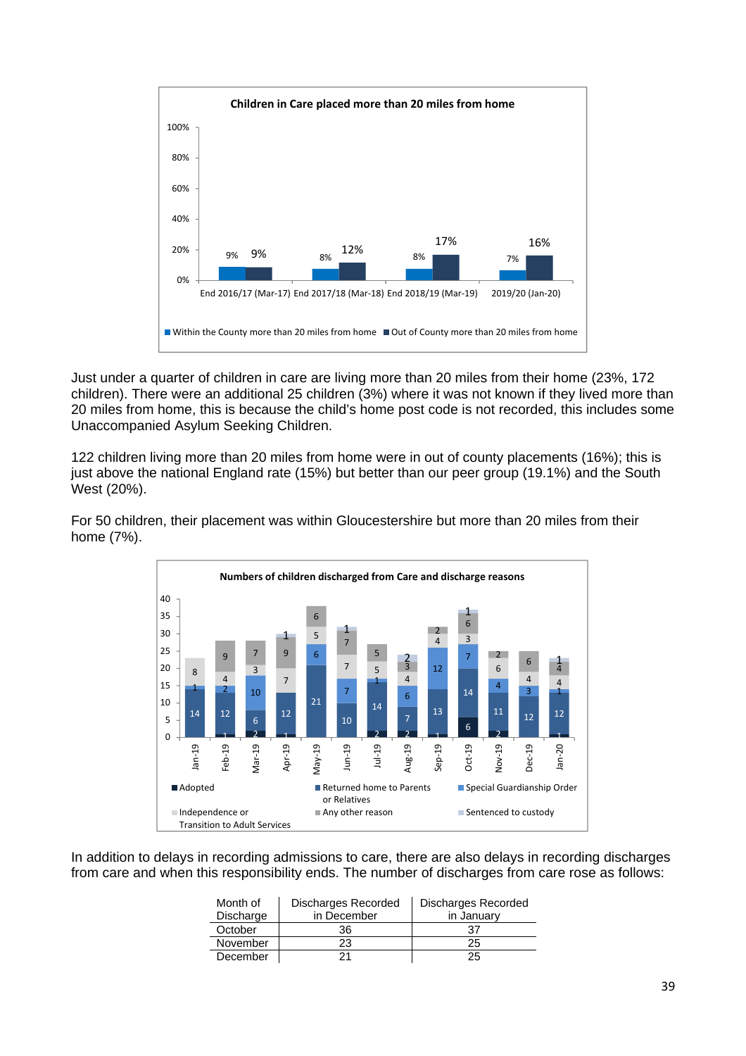**Children in Care placed more than 20 miles from home**

| | End 2016/17 (Mar-17) | End 2017/18 (Mar-18) | End 2018/19 (Mar-19) | 2019/20 (Jan-20) |
|---|---|---|---|---|
| Within the County more than 20 miles from home | 9% | 8% | 8% | 7% |
| Out of County more than 20 miles from home | 9% | 12% | 17% | 16% |

Just under a quarter of children in care are living more than 20 miles from their home (23%, 172 children). There were an additional 25 children (3%) where it was not known if they lived more than 20 miles from home, this is because the child's home post code is not recorded, this includes some Unaccompanied Asylum Seeking Children.

122 children living more than 20 miles from home were in out of county placements (16%); this is just above the national England rate (15%) but better than our peer group (19.1%) and the South West (20%).

For 50 children, their placement was within Gloucestershire but more than 20 miles from their home (7%).

**Numbers of children discharged from Care and discharge reasons**

| | Jan-19 | Feb-19 | Mar-19 | Apr-19 | May-19 | Jun-19 | Jul-19 | Aug-19 | Sep-19 | Oct-19 | Nov-19 | Dec-19 | Jan-20 |
|---|---|---|---|---|---|---|---|---|---|---|---|---|---|
| Adopted | | 1 | 2 | 1 | | | 2 | 2 | 1 | 6 | 2 | | 1 |
| Returned home to Parents or Relatives | 14 | 12 | 6 | 12 | 21 | 10 | 14 | 7 | 13 | 14 | 11 | 12 | 12 |
| Special Guardianship Order | 1 | 2 | 10 | | 6 | 7 | 1 | 6 | 12 | 7 | 4 | 3 | 1 |
| Independence or Transition to Adult Services | 8 | 4 | 3 | 7 | 5 | 7 | 5 | 4 | 4 | 3 | 6 | 4 | 4 |
| Any other reason | | 9 | 7 | 9 | 6 | 7 | 5 | 3 | 2 | 6 | 2 | 6 | 4 |
| Sentenced to custody | | | | 1 | | 1 | | 2 | | 1 | | | 1 |

In addition to delays in recording admissions to care, there are also delays in recording discharges from care and when this responsibility ends. The number of discharges from care rose as follows:

| Month of Discharge | Discharges Recorded in December | Discharges Recorded in January |
|---|---|---|
| October | 36 | 37 |
| November | 23 | 25 |
| December | 21 | 25 |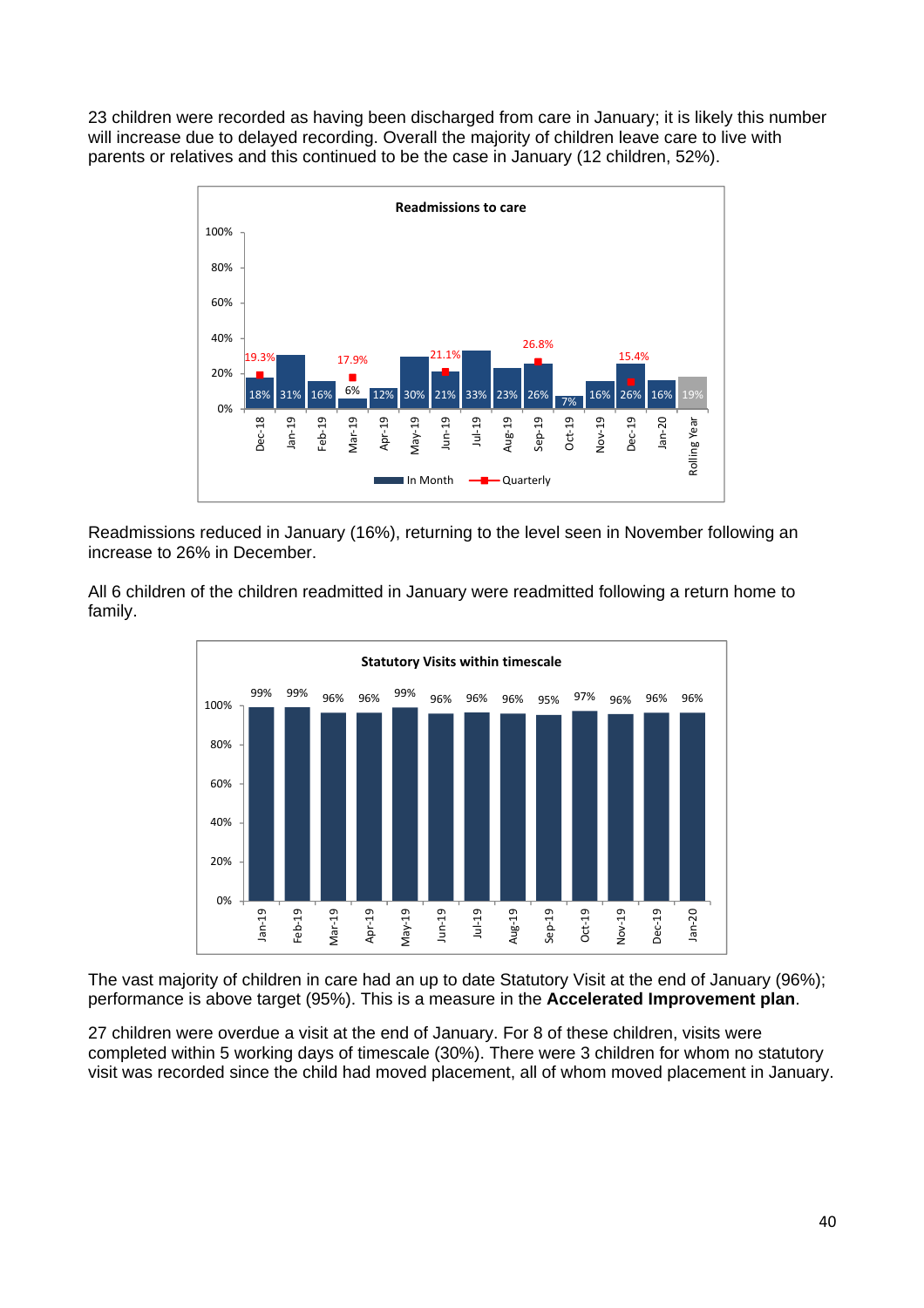23 children were recorded as having been discharged from care in January; it is likely this number will increase due to delayed recording. Overall the majority of children leave care to live with parents or relatives and this continued to be the case in January (12 children, 52%).

**Readmissions to care**

| | Dec-18 | Jan-19 | Feb-19 | Mar-19 | Apr-19 | May-19 | Jun-19 | Jul-19 | Aug-19 | Sep-19 | Oct-19 | Nov-19 | Dec-19 | Jan-20 | Rolling Year |
|---|---|---|---|---|---|---|---|---|---|---|---|---|---|---|---|
| In Month | 18% | 31% | 16% | 6% | 12% | 30% | 21% | 33% | 23% | 26% | 7% | 16% | 26% | 16% | 19% |
| Quarterly | 19.3% | | | 17.9% | | | 21.1% | | | 26.8% | | | 15.4% | | |

Readmissions reduced in January (16%), returning to the level seen in November following an increase to 26% in December.

All 6 children of the children readmitted in January were readmitted following a return home to family.

**Statutory Visits within timescale**

| Jan-19 | Feb-19 | Mar-19 | Apr-19 | May-19 | Jun-19 | Jul-19 | Aug-19 | Sep-19 | Oct-19 | Nov-19 | Dec-19 | Jan-20 |
|---|---|---|---|---|---|---|---|---|---|---|---|---|
| 99% | 99% | 96% | 96% | 99% | 96% | 96% | 96% | 95% | 97% | 96% | 96% | 96% |

The vast majority of children in care had an up to date Statutory Visit at the end of January (96%); performance is above target (95%). This is a measure in the **Accelerated Improvement plan**.

27 children were overdue a visit at the end of January. For 8 of these children, visits were completed within 5 working days of timescale (30%). There were 3 children for whom no statutory visit was recorded since the child had moved placement, all of whom moved placement in January.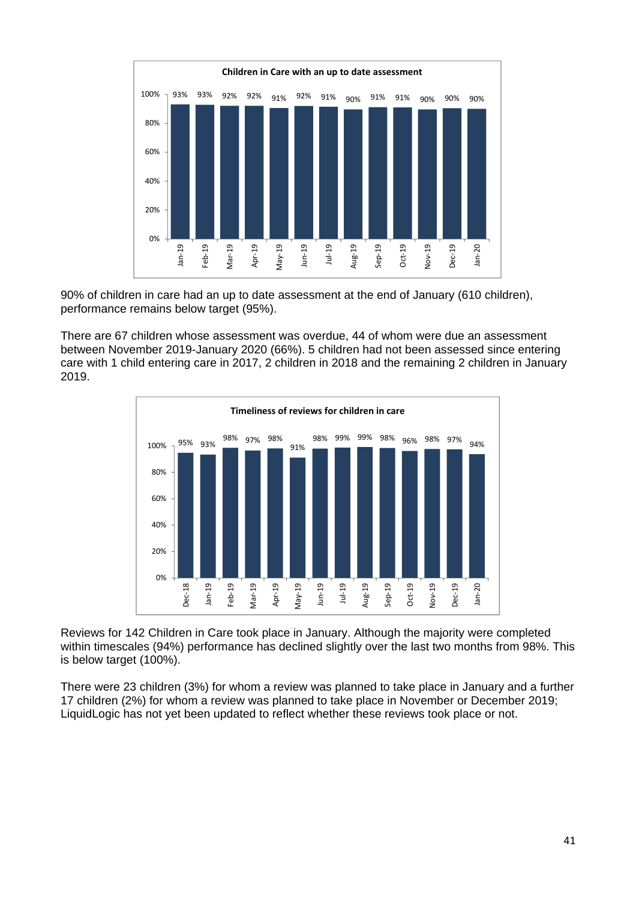**Children in Care with an up to date assessment**

| Month | Jan-19 | Feb-19 | Mar-19 | Apr-19 | May-19 | Jun-19 | Jul-19 | Aug-19 | Sep-19 | Oct-19 | Nov-19 | Dec-19 | Jan-20 |
|---|---|---|---|---|---|---|---|---|---|---|---|---|---|
| % | 93% | 93% | 92% | 92% | 91% | 92% | 91% | 90% | 91% | 91% | 90% | 90% | 90% |

90% of children in care had an up to date assessment at the end of January (610 children), performance remains below target (95%).

There are 67 children whose assessment was overdue, 44 of whom were due an assessment between November 2019-January 2020 (66%). 5 children had not been assessed since entering care with 1 child entering care in 2017, 2 children in 2018 and the remaining 2 children in January 2019.

**Timeliness of reviews for children in care**

| Month | Dec-18 | Jan-19 | Feb-19 | Mar-19 | Apr-19 | May-19 | Jun-19 | Jul-19 | Aug-19 | Sep-19 | Oct-19 | Nov-19 | Dec-19 | Jan-20 |
|---|---|---|---|---|---|---|---|---|---|---|---|---|---|---|
| % | 95% | 93% | 98% | 97% | 98% | 91% | 98% | 99% | 99% | 98% | 96% | 98% | 97% | 94% |

Reviews for 142 Children in Care took place in January. Although the majority were completed within timescales (94%) performance has declined slightly over the last two months from 98%. This is below target (100%).

There were 23 children (3%) for whom a review was planned to take place in January and a further 17 children (2%) for whom a review was planned to take place in November or December 2019; LiquidLogic has not yet been updated to reflect whether these reviews took place or not.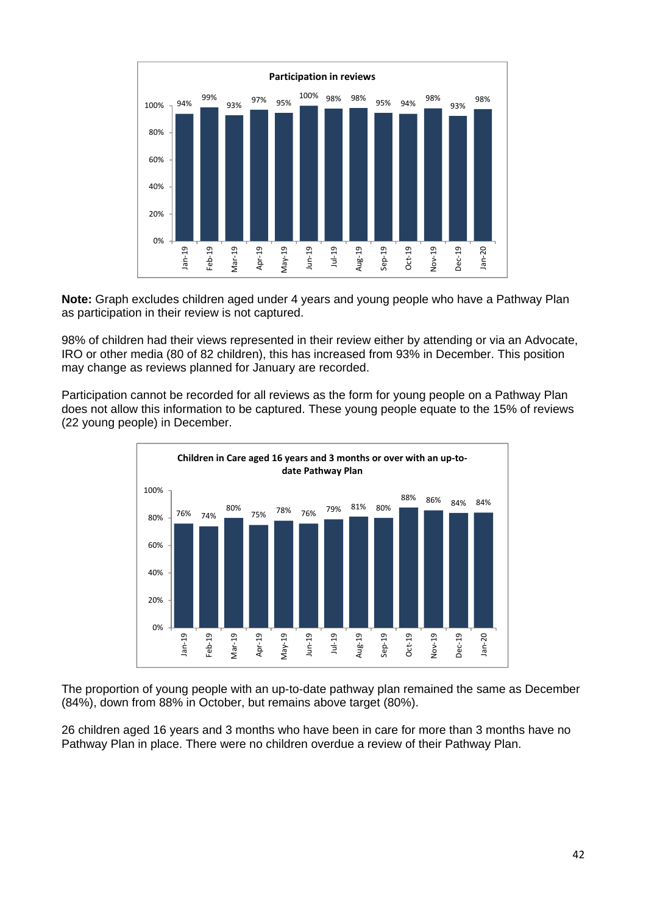**Participation in reviews**

| Month | Jan-19 | Feb-19 | Mar-19 | Apr-19 | May-19 | Jun-19 | Jul-19 | Aug-19 | Sep-19 | Oct-19 | Nov-19 | Dec-19 | Jan-20 |
|---|---|---|---|---|---|---|---|---|---|---|---|---|---|
| % | 94% | 99% | 93% | 97% | 95% | 100% | 98% | 98% | 95% | 94% | 98% | 93% | 98% |

**Note:** Graph excludes children aged under 4 years and young people who have a Pathway Plan as participation in their review is not captured.

98% of children had their views represented in their review either by attending or via an Advocate, IRO or other media (80 of 82 children), this has increased from 93% in December. This position may change as reviews planned for January are recorded.

Participation cannot be recorded for all reviews as the form for young people on a Pathway Plan does not allow this information to be captured. These young people equate to the 15% of reviews (22 young people) in December.

**Children in Care aged 16 years and 3 months or over with an up-to-date Pathway Plan**

| Month | Jan-19 | Feb-19 | Mar-19 | Apr-19 | May-19 | Jun-19 | Jul-19 | Aug-19 | Sep-19 | Oct-19 | Nov-19 | Dec-19 | Jan-20 |
|---|---|---|---|---|---|---|---|---|---|---|---|---|---|
| % | 76% | 74% | 80% | 75% | 78% | 76% | 79% | 81% | 80% | 88% | 86% | 84% | 84% |

The proportion of young people with an up-to-date pathway plan remained the same as December (84%), down from 88% in October, but remains above target (80%).

26 children aged 16 years and 3 months who have been in care for more than 3 months have no Pathway Plan in place. There were no children overdue a review of their Pathway Plan.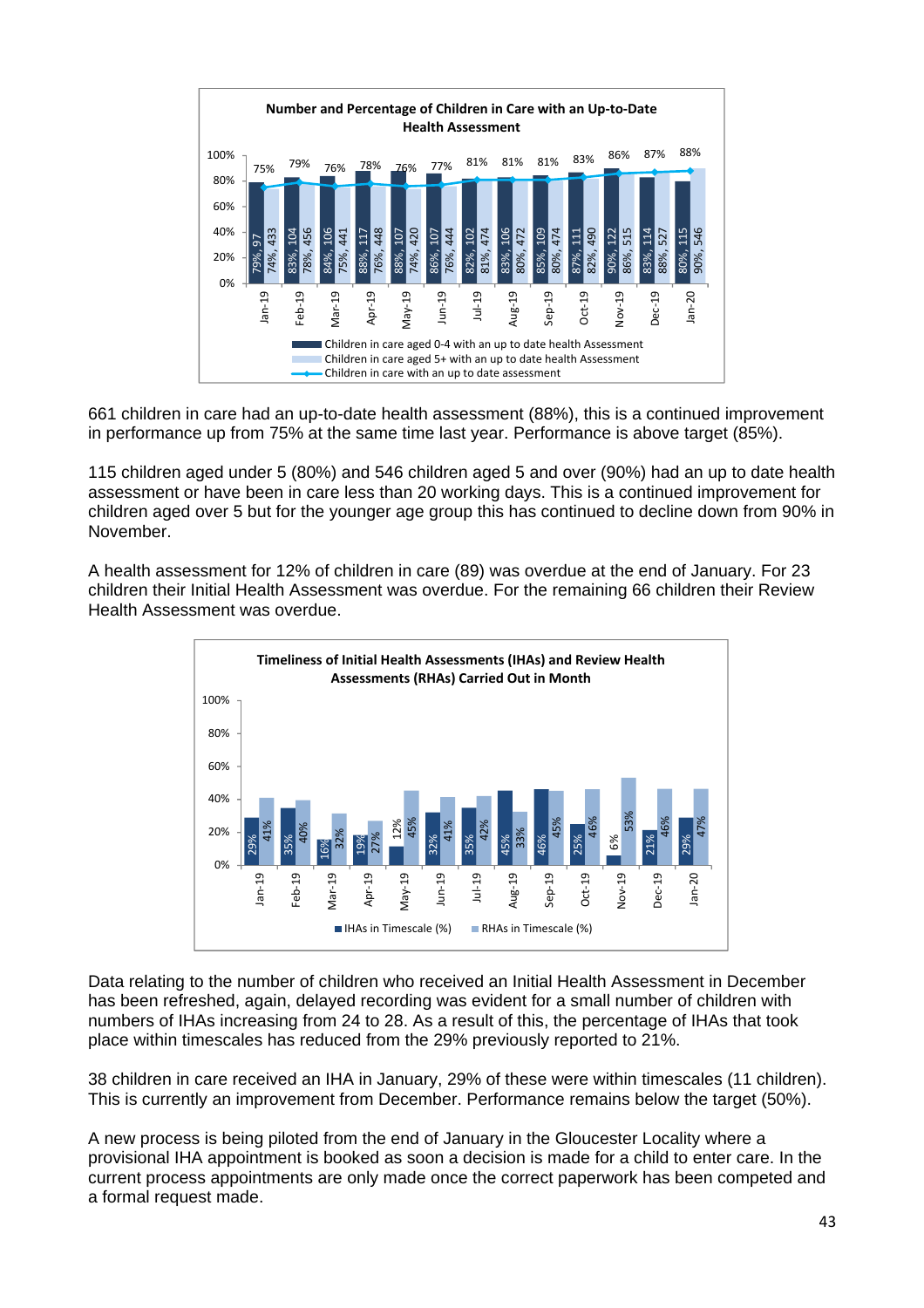**Number and Percentage of Children in Care with an Up-to-Date Health Assessment**

| Month | Children in care aged 0-4 with an up to date health Assessment | Children in care aged 5+ with an up to date health Assessment | Children in care with an up to date assessment |
|---|---|---|---|
| Jan-19 | 79%, 97 | 74%, 433 | 75% |
| Feb-19 | 83%, 104 | 78%, 456 | 79% |
| Mar-19 | 84%, 106 | 75%, 441 | 76% |
| Apr-19 | 88%, 117 | 76%, 448 | 78% |
| May-19 | 88%, 107 | 74%, 420 | 76% |
| Jun-19 | 86%, 107 | 76%, 444 | 77% |
| Jul-19 | 82%, 102 | 81%, 474 | 81% |
| Aug-19 | 83%, 106 | 80%, 472 | 81% |
| Sep-19 | 85%, 109 | 80%, 474 | 81% |
| Oct-19 | 87%, 111 | 82%, 490 | 83% |
| Nov-19 | 90%, 122 | 86%, 515 | 86% |
| Dec-19 | 83%, 114 | 88%, 527 | 87% |
| Jan-20 | 80%, 115 | 90%, 546 | 88% |

661 children in care had an up-to-date health assessment (88%), this is a continued improvement in performance up from 75% at the same time last year. Performance is above target (85%).

115 children aged under 5 (80%) and 546 children aged 5 and over (90%) had an up to date health assessment or have been in care less than 20 working days. This is a continued improvement for children aged over 5 but for the younger age group this has continued to decline down from 90% in November.

A health assessment for 12% of children in care (89) was overdue at the end of January. For 23 children their Initial Health Assessment was overdue. For the remaining 66 children their Review Health Assessment was overdue.

**Timeliness of Initial Health Assessments (IHAs) and Review Health Assessments (RHAs) Carried Out in Month**

| Month | IHAs in Timescale (%) | RHAs in Timescale (%) |
|---|---|---|
| Jan-19 | 29% | 41% |
| Feb-19 | 35% | 40% |
| Mar-19 | 16% | 32% |
| Apr-19 | 19% | 27% |
| May-19 | 12% | 45% |
| Jun-19 | 32% | 41% |
| Jul-19 | 35% | 42% |
| Aug-19 | 45% | 33% |
| Sep-19 | 46% | 45% |
| Oct-19 | 25% | 46% |
| Nov-19 | 6% | 53% |
| Dec-19 | 21% | 46% |
| Jan-20 | 29% | 47% |

Data relating to the number of children who received an Initial Health Assessment in December has been refreshed, again, delayed recording was evident for a small number of children with numbers of IHAs increasing from 24 to 28. As a result of this, the percentage of IHAs that took place within timescales has reduced from the 29% previously reported to 21%.

38 children in care received an IHA in January, 29% of these were within timescales (11 children). This is currently an improvement from December. Performance remains below the target (50%).

A new process is being piloted from the end of January in the Gloucester Locality where a provisional IHA appointment is booked as soon a decision is made for a child to enter care. In the current process appointments are only made once the correct paperwork has been competed and a formal request made.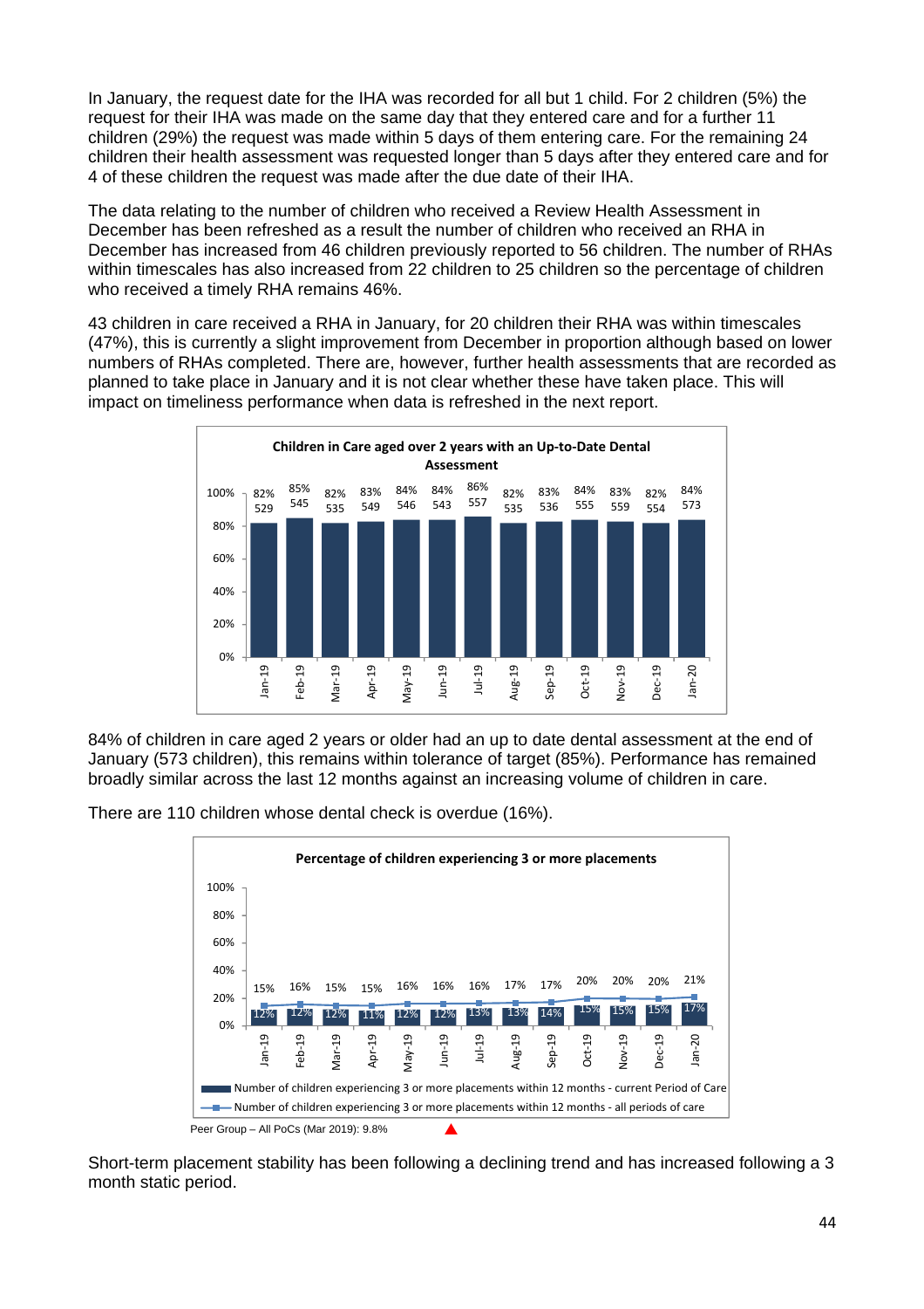In January, the request date for the IHA was recorded for all but 1 child. For 2 children (5%) the request for their IHA was made on the same day that they entered care and for a further 11 children (29%) the request was made within 5 days of them entering care. For the remaining 24 children their health assessment was requested longer than 5 days after they entered care and for 4 of these children the request was made after the due date of their IHA.

The data relating to the number of children who received a Review Health Assessment in December has been refreshed as a result the number of children who received an RHA in December has increased from 46 children previously reported to 56 children. The number of RHAs within timescales has also increased from 22 children to 25 children so the percentage of children who received a timely RHA remains 46%.

43 children in care received a RHA in January, for 20 children their RHA was within timescales (47%), this is currently a slight improvement from December in proportion although based on lower numbers of RHAs completed. There are, however, further health assessments that are recorded as planned to take place in January and it is not clear whether these have taken place. This will impact on timeliness performance when data is refreshed in the next report.

**Children in Care aged over 2 years with an Up-to-Date Dental Assessment**

| Month | Jan-19 | Feb-19 | Mar-19 | Apr-19 | May-19 | Jun-19 | Jul-19 | Aug-19 | Sep-19 | Oct-19 | Nov-19 | Dec-19 | Jan-20 |
|---|---|---|---|---|---|---|---|---|---|---|---|---|---|
| % | 82% | 85% | 82% | 83% | 84% | 84% | 86% | 82% | 83% | 84% | 83% | 82% | 84% |
| Number | 529 | 545 | 535 | 549 | 546 | 543 | 557 | 535 | 536 | 555 | 559 | 554 | 573 |

84% of children in care aged 2 years or older had an up to date dental assessment at the end of January (573 children), this remains within tolerance of target (85%). Performance has remained broadly similar across the last 12 months against an increasing volume of children in care.

There are 110 children whose dental check is overdue (16%).

**Percentage of children experiencing 3 or more placements**

| Month | Jan-19 | Feb-19 | Mar-19 | Apr-19 | May-19 | Jun-19 | Jul-19 | Aug-19 | Sep-19 | Oct-19 | Nov-19 | Dec-19 | Jan-20 |
|---|---|---|---|---|---|---|---|---|---|---|---|---|---|
| Number of children experiencing 3 or more placements within 12 months - current Period of Care | 12% | 12% | 12% | 11% | 12% | 12% | 13% | 13% | 14% | 15% | 15% | 15% | 17% |
| Number of children experiencing 3 or more placements within 12 months - all periods of care | 15% | 16% | 15% | 15% | 16% | 16% | 16% | 17% | 17% | 20% | 20% | 20% | 21% |

Peer Group – All PoCs (Mar 2019): 9.8%

Short-term placement stability has been following a declining trend and has increased following a 3 month static period.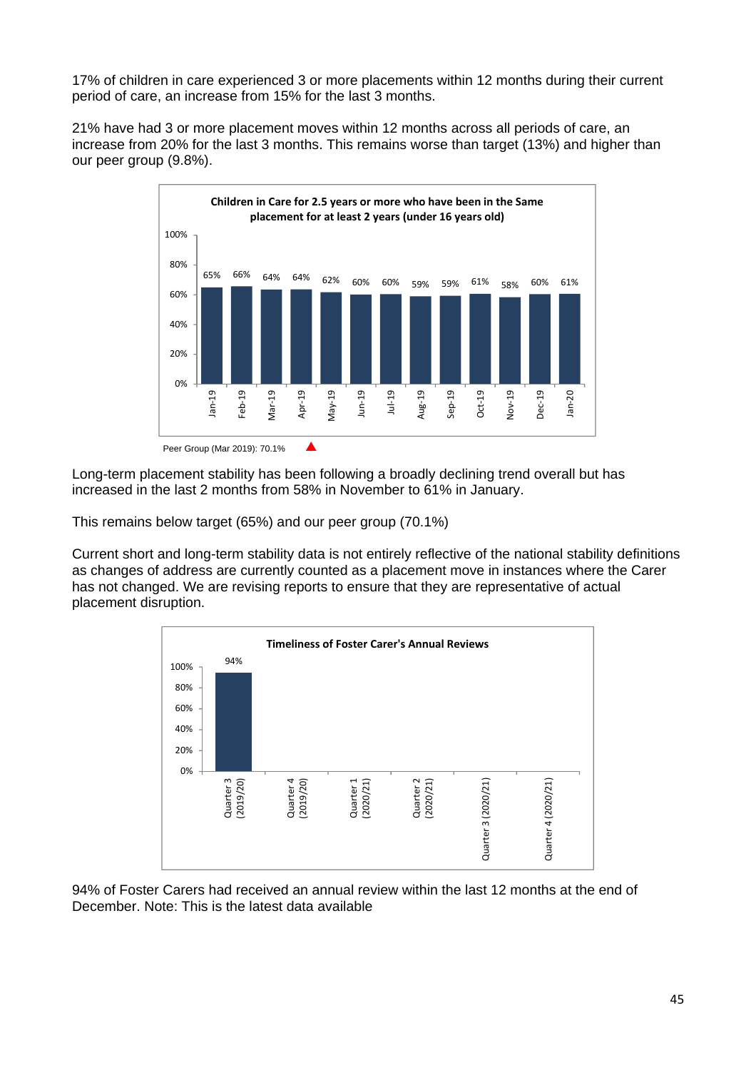17% of children in care experienced 3 or more placements within 12 months during their current period of care, an increase from 15% for the last 3 months.

21% have had 3 or more placement moves within 12 months across all periods of care, an increase from 20% for the last 3 months. This remains worse than target (13%) and higher than our peer group (9.8%).

**Children in Care for 2.5 years or more who have been in the Same placement for at least 2 years (under 16 years old)**

| Jan-19 | Feb-19 | Mar-19 | Apr-19 | May-19 | Jun-19 | Jul-19 | Aug-19 | Sep-19 | Oct-19 | Nov-19 | Dec-19 | Jan-20 |
|---|---|---|---|---|---|---|---|---|---|---|---|---|
| 65% | 66% | 64% | 64% | 62% | 60% | 60% | 59% | 59% | 61% | 58% | 60% | 61% |

Peer Group (Mar 2019): 70.1%

Long-term placement stability has been following a broadly declining trend overall but has increased in the last 2 months from 58% in November to 61% in January.

This remains below target (65%) and our peer group (70.1%)

Current short and long-term stability data is not entirely reflective of the national stability definitions as changes of address are currently counted as a placement move in instances where the Carer has not changed. We are revising reports to ensure that they are representative of actual placement disruption.

**Timeliness of Foster Carer's Annual Reviews**

| Quarter 3 (2019/20) | Quarter 4 (2019/20) | Quarter 1 (2020/21) | Quarter 2 (2020/21) | Quarter 3 (2020/21) | Quarter 4 (2020/21) |
|---|---|---|---|---|---|
| 94% | | | | | |

94% of Foster Carers had received an annual review within the last 12 months at the end of December. Note: This is the latest data available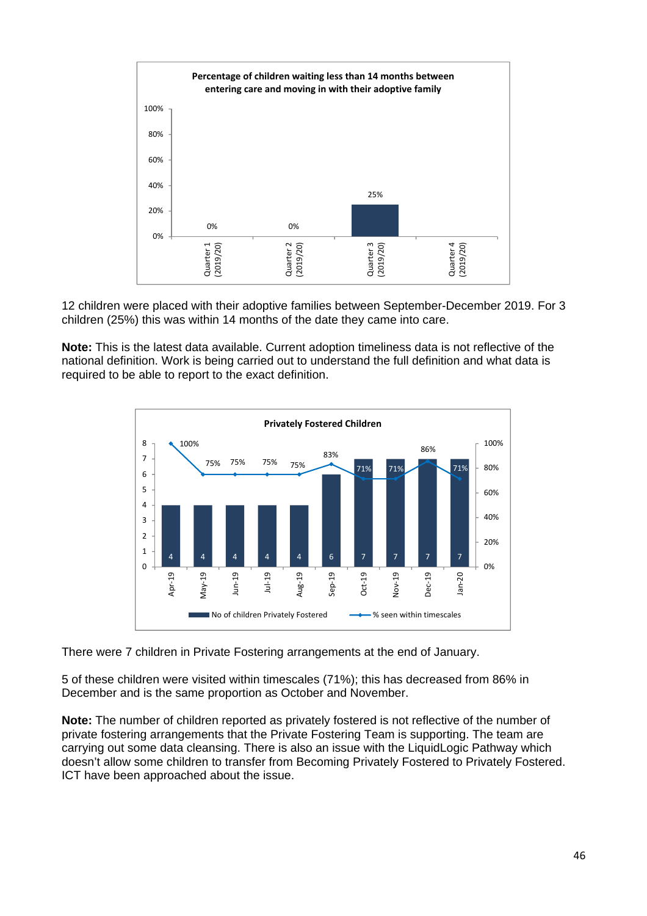**Percentage of children waiting less than 14 months between entering care and moving in with their adoptive family**

| Quarter | Percentage |
|---|---|
| Quarter 1 (2019/20) | 0% |
| Quarter 2 (2019/20) | 0% |
| Quarter 3 (2019/20) | 25% |
| Quarter 4 (2019/20) | |

12 children were placed with their adoptive families between September-December 2019. For 3 children (25%) this was within 14 months of the date they came into care.

**Note:** This is the latest data available. Current adoption timeliness data is not reflective of the national definition. Work is being carried out to understand the full definition and what data is required to be able to report to the exact definition.

**Privately Fostered Children**

| Month | No of children Privately Fostered | % seen within timescales |
|---|---|---|
| Apr-19 | 4 | 100% |
| May-19 | 4 | 75% |
| Jun-19 | 4 | 75% |
| Jul-19 | 4 | 75% |
| Aug-19 | 4 | 75% |
| Sep-19 | 6 | 83% |
| Oct-19 | 7 | 71% |
| Nov-19 | 7 | 71% |
| Dec-19 | 7 | 86% |
| Jan-20 | 7 | 71% |

There were 7 children in Private Fostering arrangements at the end of January.

5 of these children were visited within timescales (71%); this has decreased from 86% in December and is the same proportion as October and November.

**Note:** The number of children reported as privately fostered is not reflective of the number of private fostering arrangements that the Private Fostering Team is supporting. The team are carrying out some data cleansing. There is also an issue with the LiquidLogic Pathway which doesn't allow some children to transfer from Becoming Privately Fostered to Privately Fostered. ICT have been approached about the issue.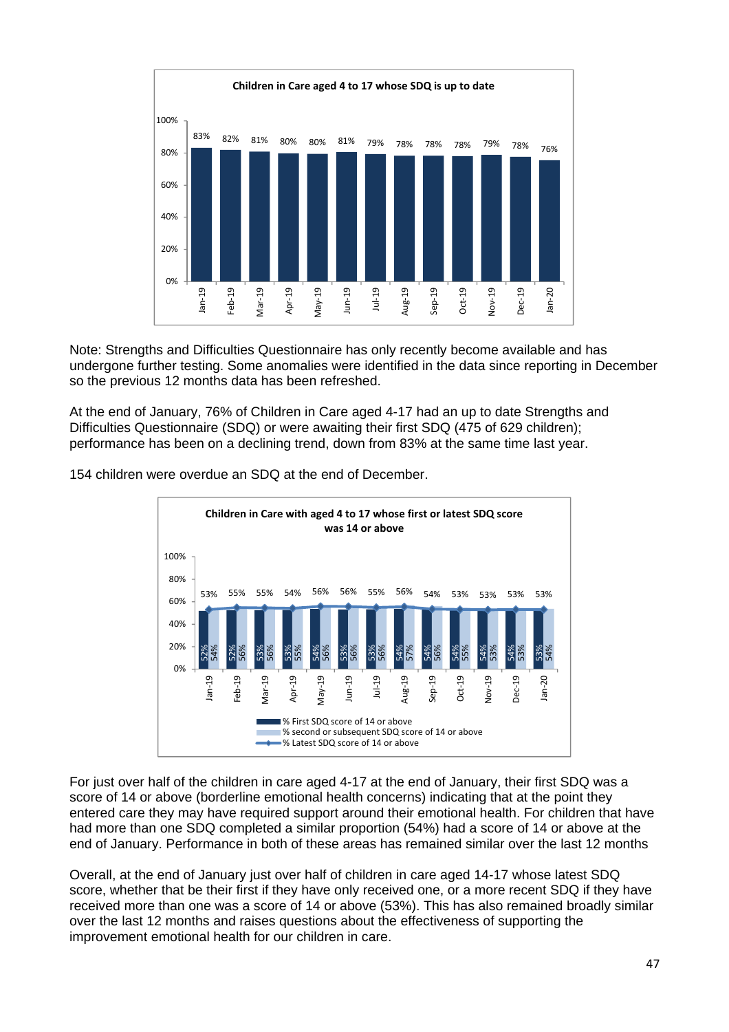**Children in Care aged 4 to 17 whose SDQ is up to date**

| Month | % |
|---|---|
| Jan-19 | 83% |
| Feb-19 | 82% |
| Mar-19 | 81% |
| Apr-19 | 80% |
| May-19 | 80% |
| Jun-19 | 81% |
| Jul-19 | 79% |
| Aug-19 | 78% |
| Sep-19 | 78% |
| Oct-19 | 78% |
| Nov-19 | 79% |
| Dec-19 | 78% |
| Jan-20 | 76% |

Note: Strengths and Difficulties Questionnaire has only recently become available and has undergone further testing. Some anomalies were identified in the data since reporting in December so the previous 12 months data has been refreshed.

At the end of January, 76% of Children in Care aged 4-17 had an up to date Strengths and Difficulties Questionnaire (SDQ) or were awaiting their first SDQ (475 of 629 children); performance has been on a declining trend, down from 83% at the same time last year.

154 children were overdue an SDQ at the end of December.

**Children in Care with aged 4 to 17 whose first or latest SDQ score was 14 or above**

| Month | % First SDQ score of 14 or above | % second or subsequent SDQ score of 14 or above | % Latest SDQ score of 14 or above |
|---|---|---|---|
| Jan-19 | 52% | 54% | 53% |
| Feb-19 | 52% | 56% | 55% |
| Mar-19 | 53% | 56% | 55% |
| Apr-19 | 53% | 55% | 54% |
| May-19 | 54% | 56% | 56% |
| Jun-19 | 53% | 56% | 56% |
| Jul-19 | 53% | 56% | 55% |
| Aug-19 | 54% | 57% | 56% |
| Sep-19 | 54% | 56% | 54% |
| Oct-19 | 54% | 55% | 53% |
| Nov-19 | 54% | 53% | 53% |
| Dec-19 | 54% | 53% | 53% |
| Jan-20 | 53% | 54% | 53% |

For just over half of the children in care aged 4-17 at the end of January, their first SDQ was a score of 14 or above (borderline emotional health concerns) indicating that at the point they entered care they may have required support around their emotional health. For children that have had more than one SDQ completed a similar proportion (54%) had a score of 14 or above at the end of January. Performance in both of these areas has remained similar over the last 12 months

Overall, at the end of January just over half of children in care aged 14-17 whose latest SDQ score, whether that be their first if they have only received one, or a more recent SDQ if they have received more than one was a score of 14 or above (53%). This has also remained broadly similar over the last 12 months and raises questions about the effectiveness of supporting the improvement emotional health for our children in care.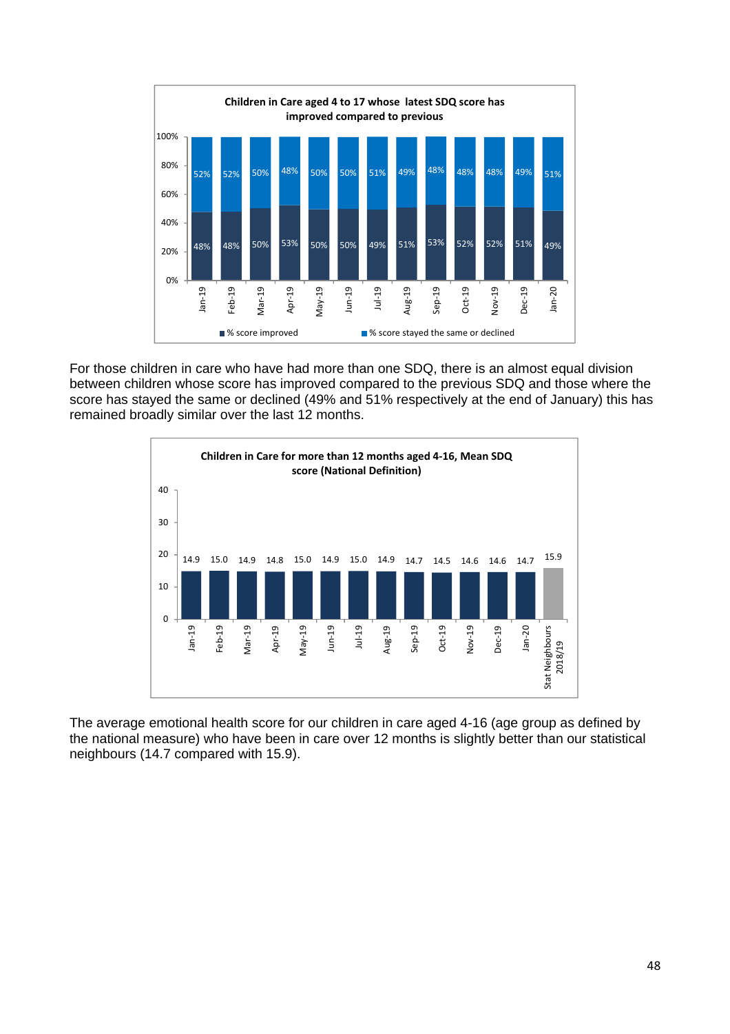**Children in Care aged 4 to 17 whose latest SDQ score has improved compared to previous**

| | Jan-19 | Feb-19 | Mar-19 | Apr-19 | May-19 | Jun-19 | Jul-19 | Aug-19 | Sep-19 | Oct-19 | Nov-19 | Dec-19 | Jan-20 |
|---|---|---|---|---|---|---|---|---|---|---|---|---|---|
| % score improved | 48% | 48% | 50% | 53% | 50% | 50% | 49% | 51% | 53% | 52% | 52% | 51% | 49% |
| % score stayed the same or declined | 52% | 52% | 50% | 48% | 50% | 50% | 51% | 49% | 48% | 48% | 48% | 49% | 51% |

For those children in care who have had more than one SDQ, there is an almost equal division between children whose score has improved compared to the previous SDQ and those where the score has stayed the same or declined (49% and 51% respectively at the end of January) this has remained broadly similar over the last 12 months.

**Children in Care for more than 12 months aged 4-16, Mean SDQ score (National Definition)**

| Jan-19 | Feb-19 | Mar-19 | Apr-19 | May-19 | Jun-19 | Jul-19 | Aug-19 | Sep-19 | Oct-19 | Nov-19 | Dec-19 | Jan-20 | Stat Neighbours 2018/19 |
|---|---|---|---|---|---|---|---|---|---|---|---|---|---|
| 14.9 | 15.0 | 14.9 | 14.8 | 15.0 | 14.9 | 15.0 | 14.9 | 14.7 | 14.5 | 14.6 | 14.6 | 14.7 | 15.9 |

The average emotional health score for our children in care aged 4-16 (age group as defined by the national measure) who have been in care over 12 months is slightly better than our statistical neighbours (14.7 compared with 15.9).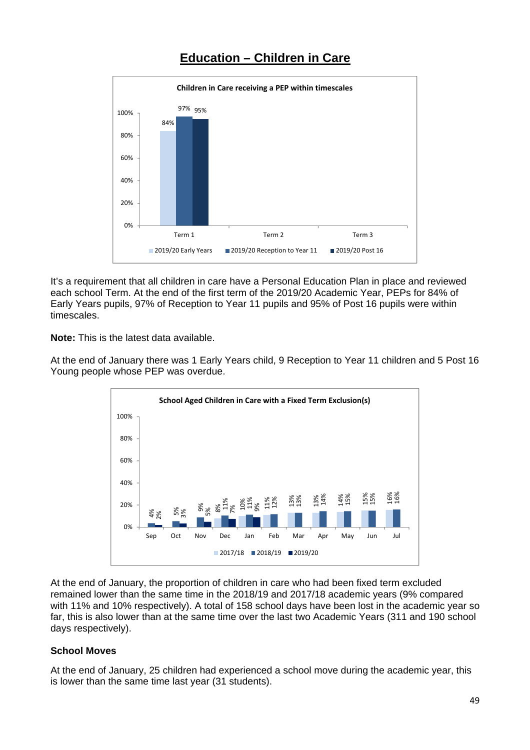# Education – Children in Care

**Children in Care receiving a PEP within timescales**

| | 2019/20 Early Years | 2019/20 Reception to Year 11 | 2019/20 Post 16 |
|---|---|---|---|
| Term 1 | 84% | 97% | 95% |
| Term 2 | | | |
| Term 3 | | | |

It's a requirement that all children in care have a Personal Education Plan in place and reviewed each school Term. At the end of the first term of the 2019/20 Academic Year, PEPs for 84% of Early Years pupils, 97% of Reception to Year 11 pupils and 95% of Post 16 pupils were within timescales.

**Note:** This is the latest data available.

At the end of January there was 1 Early Years child, 9 Reception to Year 11 children and 5 Post 16 Young people whose PEP was overdue.

**School Aged Children in Care with a Fixed Term Exclusion(s)**

| | 2017/18 | 2018/19 | 2019/20 |
|---|---|---|---|
| Sep | | 4% | 2% |
| Oct | | 5% | 3% |
| Nov | | 9% | 5% |
| Dec | 8% | 11% | 7% |
| Jan | 10% | 11% | 9% |
| Feb | 11% | 12% | |
| Mar | 13% | 13% | |
| Apr | 13% | 14% | |
| May | 14% | 15% | |
| Jun | 15% | 15% | |
| Jul | 16% | 16% | |

At the end of January, the proportion of children in care who had been fixed term excluded remained lower than the same time in the 2018/19 and 2017/18 academic years (9% compared with 11% and 10% respectively). A total of 158 school days have been lost in the academic year so far, this is also lower than at the same time over the last two Academic Years (311 and 190 school days respectively).

### School Moves

At the end of January, 25 children had experienced a school move during the academic year, this is lower than the same time last year (31 students).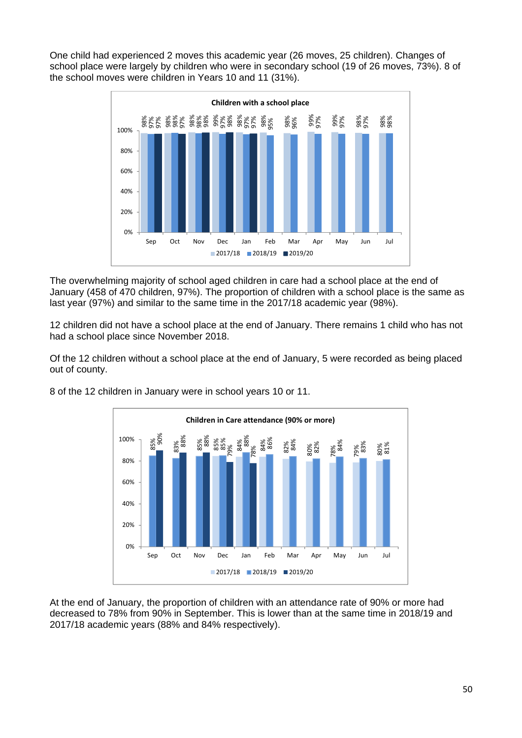One child had experienced 2 moves this academic year (26 moves, 25 children). Changes of school place were largely by children who were in secondary school (19 of 26 moves, 73%). 8 of the school moves were children in Years 10 and 11 (31%).

**Children with a school place**

| | Sep | Oct | Nov | Dec | Jan | Feb | Mar | Apr | May | Jun | Jul |
|---|---|---|---|---|---|---|---|---|---|---|---|
| 2017/18 | 98% | 98% | 98% | 99% | 98% | 98% | 98% | 99% | 99% | 98% | 98% |
| 2018/19 | 97% | 98% | 98% | 97% | 97% | 95% | 96% | 97% | 97% | 97% | 98% |
| 2019/20 | 97% | 97% | 98% | 98% | 97% | | | | | | |

The overwhelming majority of school aged children in care had a school place at the end of January (458 of 470 children, 97%). The proportion of children with a school place is the same as last year (97%) and similar to the same time in the 2017/18 academic year (98%).

12 children did not have a school place at the end of January. There remains 1 child who has not had a school place since November 2018.

Of the 12 children without a school place at the end of January, 5 were recorded as being placed out of county.

8 of the 12 children in January were in school years 10 or 11.

**Children in Care attendance (90% or more)**

| | Sep | Oct | Nov | Dec | Jan | Feb | Mar | Apr | May | Jun | Jul |
|---|---|---|---|---|---|---|---|---|---|---|---|
| 2017/18 | | | | 85% | 84% | 84% | 82% | 80% | 78% | 79% | 80% |
| 2018/19 | 85% | 83% | 85% | 85% | 88% | 86% | 84% | 82% | 84% | 83% | 81% |
| 2019/20 | 90% | 88% | 88% | 79% | 78% | | | | | | |

At the end of January, the proportion of children with an attendance rate of 90% or more had decreased to 78% from 90% in September. This is lower than at the same time in 2018/19 and 2017/18 academic years (88% and 84% respectively).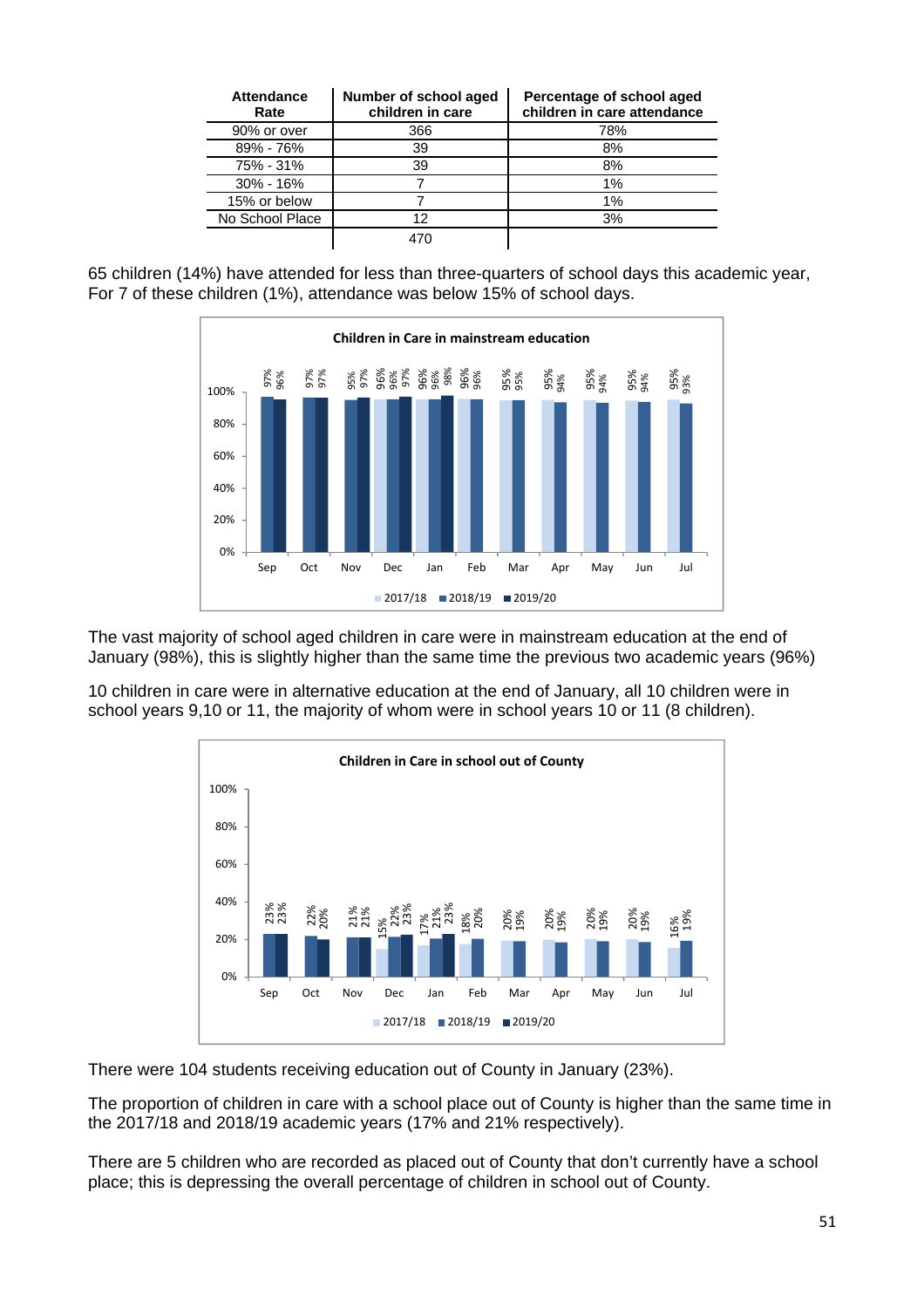| Attendance Rate | Number of school aged children in care | Percentage of school aged children in care attendance |
|---|---|---|
| 90% or over | 366 | 78% |
| 89% - 76% | 39 | 8% |
| 75% - 31% | 39 | 8% |
| 30% - 16% | 7 | 1% |
| 15% or below | 7 | 1% |
| No School Place | 12 | 3% |
| | 470 | |

65 children (14%) have attended for less than three-quarters of school days this academic year, For 7 of these children (1%), attendance was below 15% of school days.

**Children in Care in mainstream education**

| Month | 2017/18 | 2018/19 | 2019/20 |
|---|---|---|---|
| Sep | | 97% | 96% |
| Oct | | 97% | 97% |
| Nov | | 95% | 97% |
| Dec | 96% | 96% | 97% |
| Jan | 96% | 96% | 98% |
| Feb | 96% | 96% | |
| Mar | 95% | 95% | |
| Apr | 95% | 94% | |
| May | 95% | 94% | |
| Jun | 95% | 94% | |
| Jul | 95% | 93% | |

The vast majority of school aged children in care were in mainstream education at the end of January (98%), this is slightly higher than the same time the previous two academic years (96%)

10 children in care were in alternative education at the end of January, all 10 children were in school years 9,10 or 11, the majority of whom were in school years 10 or 11 (8 children).

**Children in Care in school out of County**

| Month | 2017/18 | 2018/19 | 2019/20 |
|---|---|---|---|
| Sep | | 23% | 23% |
| Oct | | 22% | 20% |
| Nov | | 21% | 21% |
| Dec | 15% | 22% | 23% |
| Jan | 17% | 21% | 23% |
| Feb | 18% | 20% | |
| Mar | 20% | 19% | |
| Apr | 20% | 19% | |
| May | 20% | 19% | |
| Jun | 20% | 19% | |
| Jul | 16% | 19% | |

There were 104 students receiving education out of County in January (23%).

The proportion of children in care with a school place out of County is higher than the same time in the 2017/18 and 2018/19 academic years (17% and 21% respectively).

There are 5 children who are recorded as placed out of County that don't currently have a school place; this is depressing the overall percentage of children in school out of County.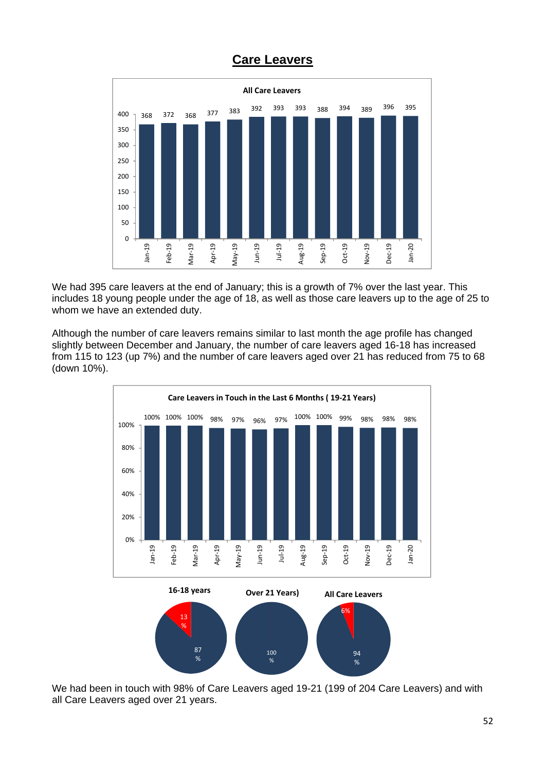# Care Leavers

**All Care Leavers**

| Month | Jan-19 | Feb-19 | Mar-19 | Apr-19 | May-19 | Jun-19 | Jul-19 | Aug-19 | Sep-19 | Oct-19 | Nov-19 | Dec-19 | Jan-20 |
|---|---|---|---|---|---|---|---|---|---|---|---|---|---|
| Care Leavers | 368 | 372 | 368 | 377 | 383 | 392 | 393 | 393 | 388 | 394 | 389 | 396 | 395 |

We had 395 care leavers at the end of January; this is a growth of 7% over the last year. This includes 18 young people under the age of 18, as well as those care leavers up to the age of 25 to whom we have an extended duty.

Although the number of care leavers remains similar to last month the age profile has changed slightly between December and January, the number of care leavers aged 16-18 has increased from 115 to 123 (up 7%) and the number of care leavers aged over 21 has reduced from 75 to 68 (down 10%).

**Care Leavers in Touch in the Last 6 Months ( 19-21 Years)**

| Month | Jan-19 | Feb-19 | Mar-19 | Apr-19 | May-19 | Jun-19 | Jul-19 | Aug-19 | Sep-19 | Oct-19 | Nov-19 | Dec-19 | Jan-20 |
|---|---|---|---|---|---|---|---|---|---|---|---|---|---|
| In touch | 100% | 100% | 100% | 98% | 97% | 96% | 97% | 100% | 100% | 99% | 98% | 98% | 98% |

| | 16-18 years | Over 21 Years) | All Care Leavers |
|---|---|---|---|
| In touch | 87% | 100% | 94% |
| Not in touch | 13% | | 6% |

We had been in touch with 98% of Care Leavers aged 19-21 (199 of 204 Care Leavers) and with all Care Leavers aged over 21 years.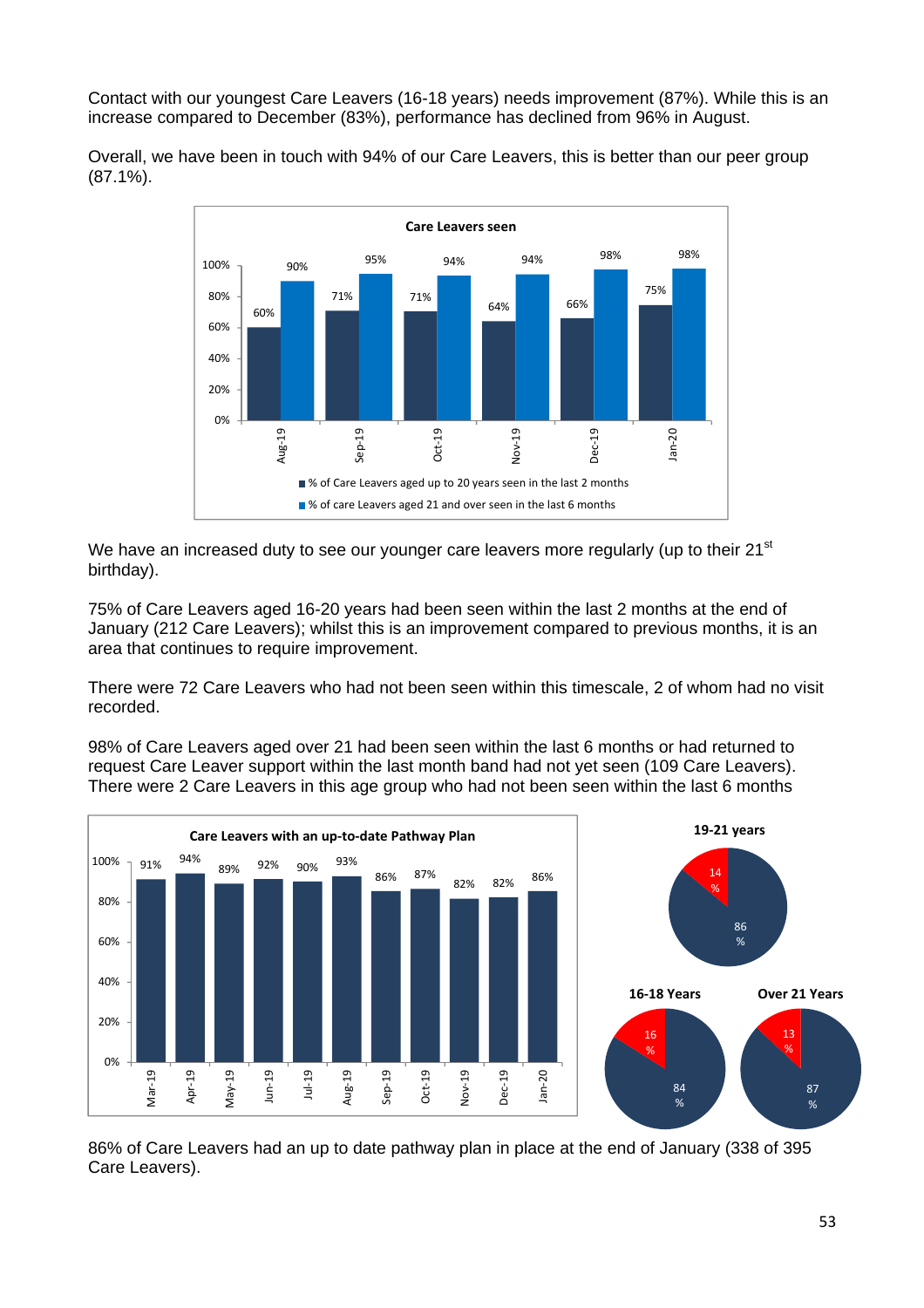Contact with our youngest Care Leavers (16-18 years) needs improvement (87%). While this is an increase compared to December (83%), performance has declined from 96% in August.

Overall, we have been in touch with 94% of our Care Leavers, this is better than our peer group (87.1%).

**Care Leavers seen**

| | Aug-19 | Sep-19 | Oct-19 | Nov-19 | Dec-19 | Jan-20 |
|---|---|---|---|---|---|---|
| % of Care Leavers aged up to 20 years seen in the last 2 months | 60% | 71% | 71% | 64% | 66% | 75% |
| % of care Leavers aged 21 and over seen in the last 6 months | 90% | 95% | 94% | 94% | 98% | 98% |

We have an increased duty to see our younger care leavers more regularly (up to their 21st birthday).

75% of Care Leavers aged 16-20 years had been seen within the last 2 months at the end of January (212 Care Leavers); whilst this is an improvement compared to previous months, it is an area that continues to require improvement.

There were 72 Care Leavers who had not been seen within this timescale, 2 of whom had no visit recorded.

98% of Care Leavers aged over 21 had been seen within the last 6 months or had returned to request Care Leaver support within the last month band had not yet seen (109 Care Leavers). There were 2 Care Leavers in this age group who had not been seen within the last 6 months

**Care Leavers with an up-to-date Pathway Plan**

| Mar-19 | Apr-19 | May-19 | Jun-19 | Jul-19 | Aug-19 | Sep-19 | Oct-19 | Nov-19 | Dec-19 | Jan-20 |
|---|---|---|---|---|---|---|---|---|---|---|
| 91% | 94% | 89% | 92% | 90% | 93% | 86% | 87% | 82% | 82% | 86% |

| | 19-21 years | 16-18 Years | Over 21 Years |
|---|---|---|---|
| Up-to-date | 86% | 84% | 87% |
| Not up-to-date | 14% | 16% | 13% |

86% of Care Leavers had an up to date pathway plan in place at the end of January (338 of 395 Care Leavers).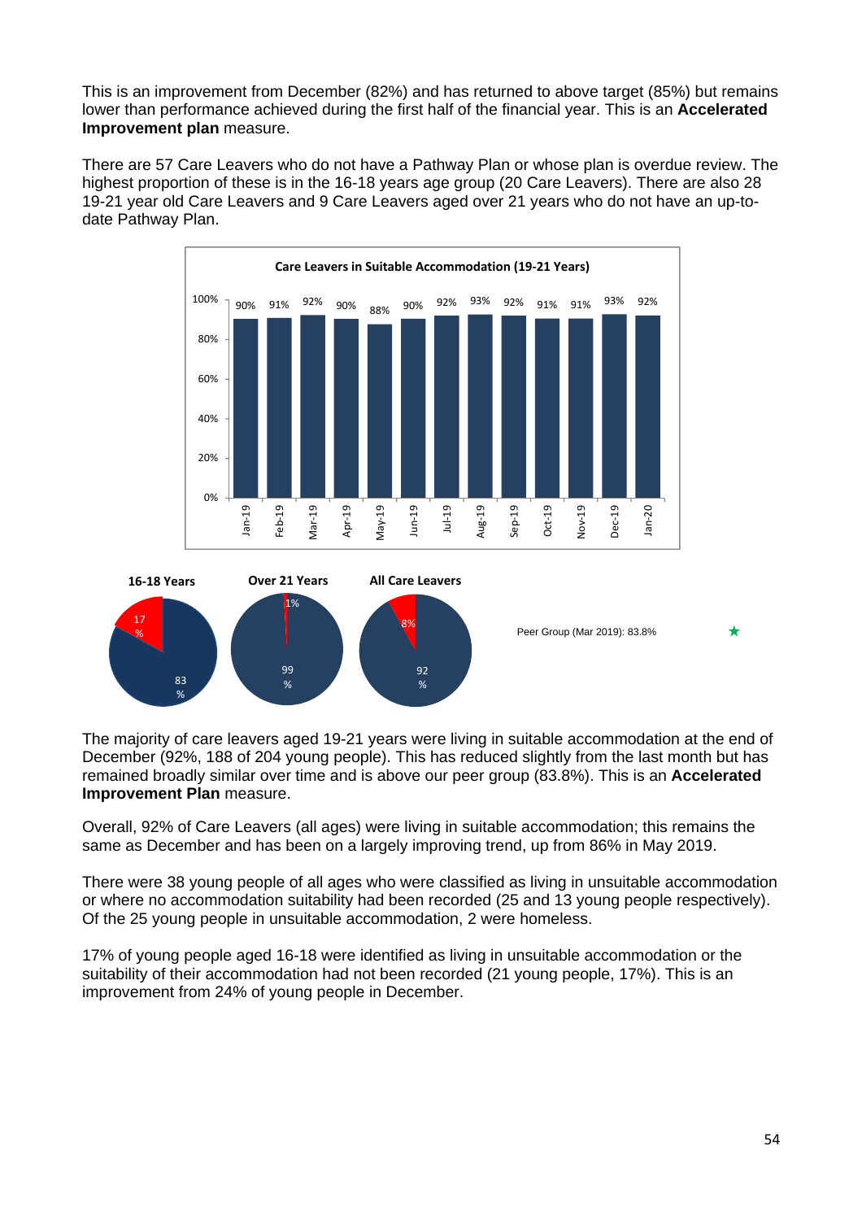This is an improvement from December (82%) and has returned to above target (85%) but remains lower than performance achieved during the first half of the financial year. This is an **Accelerated Improvement plan** measure.

There are 57 Care Leavers who do not have a Pathway Plan or whose plan is overdue review. The highest proportion of these is in the 16-18 years age group (20 Care Leavers). There are also 28 19-21 year old Care Leavers and 9 Care Leavers aged over 21 years who do not have an up-to-date Pathway Plan.

**Care Leavers in Suitable Accommodation (19-21 Years)**

| Jan-19 | Feb-19 | Mar-19 | Apr-19 | May-19 | Jun-19 | Jul-19 | Aug-19 | Sep-19 | Oct-19 | Nov-19 | Dec-19 | Jan-20 |
|---|---|---|---|---|---|---|---|---|---|---|---|---|
| 90% | 91% | 92% | 90% | 88% | 90% | 92% | 93% | 92% | 91% | 91% | 93% | 92% |

| | 16-18 Years | Over 21 Years | All Care Leavers |
|---|---|---|---|
| Suitable | 83% | 99% | 92% |
| Unsuitable / not recorded | 17% | 1% | 8% |

Peer Group (Mar 2019): 83.8% ★

The majority of care leavers aged 19-21 years were living in suitable accommodation at the end of December (92%, 188 of 204 young people). This has reduced slightly from the last month but has remained broadly similar over time and is above our peer group (83.8%). This is an **Accelerated Improvement Plan** measure.

Overall, 92% of Care Leavers (all ages) were living in suitable accommodation; this remains the same as December and has been on a largely improving trend, up from 86% in May 2019.

There were 38 young people of all ages who were classified as living in unsuitable accommodation or where no accommodation suitability had been recorded (25 and 13 young people respectively). Of the 25 young people in unsuitable accommodation, 2 were homeless.

17% of young people aged 16-18 were identified as living in unsuitable accommodation or the suitability of their accommodation had not been recorded (21 young people, 17%). This is an improvement from 24% of young people in December.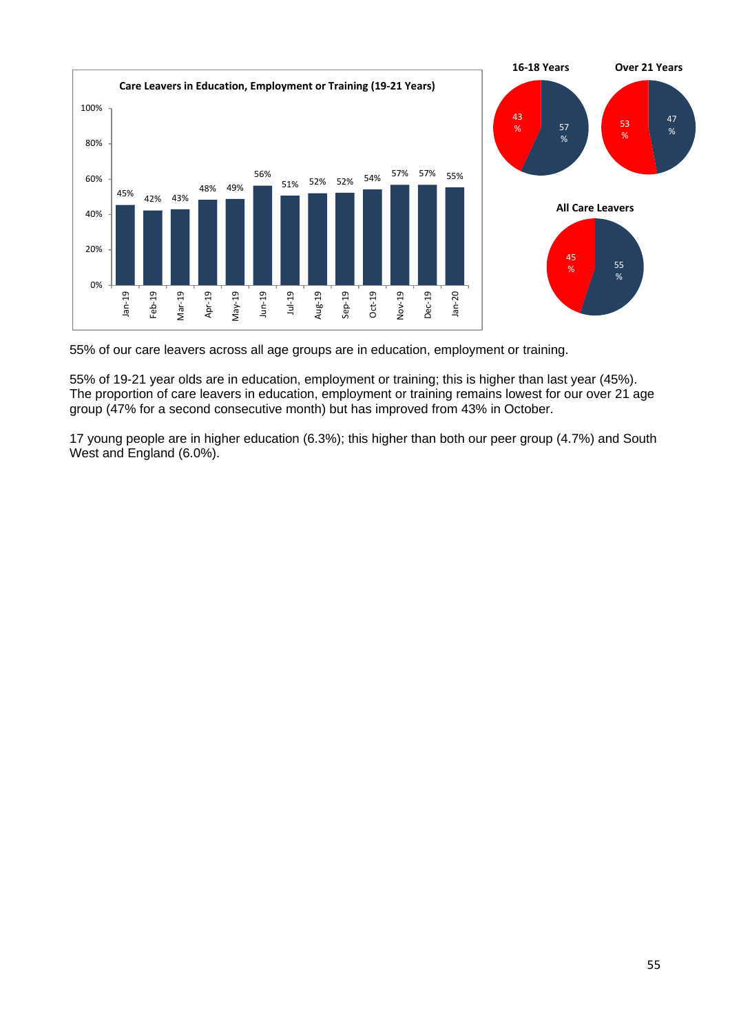**Care Leavers in Education, Employment or Training (19-21 Years)**

| Month | % |
|---|---|
| Jan-19 | 45% |
| Feb-19 | 42% |
| Mar-19 | 43% |
| Apr-19 | 48% |
| May-19 | 49% |
| Jun-19 | 56% |
| Jul-19 | 51% |
| Aug-19 | 52% |
| Sep-19 | 52% |
| Oct-19 | 54% |
| Nov-19 | 57% |
| Dec-19 | 57% |
| Jan-20 | 55% |

**16-18 Years**: 57% / 43%

**Over 21 Years**: 47% / 53%

**All Care Leavers**: 55% / 45%

55% of our care leavers across all age groups are in education, employment or training.

55% of 19-21 year olds are in education, employment or training; this is higher than last year (45%). The proportion of care leavers in education, employment or training remains lowest for our over 21 age group (47% for a second consecutive month) but has improved from 43% in October.

17 young people are in higher education (6.3%); this higher than both our peer group (4.7%) and South West and England (6.0%).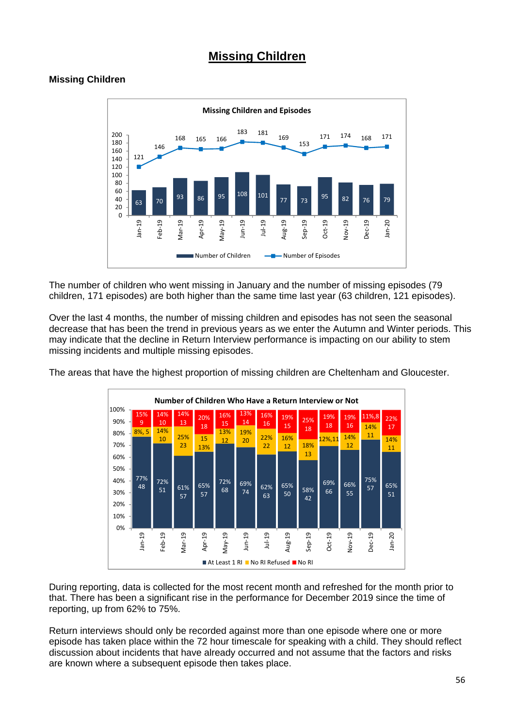# Missing Children

### Missing Children

**Missing Children and Episodes**

| Month | Number of Children | Number of Episodes |
|---|---|---|
| Jan-19 | 63 | 121 |
| Feb-19 | 70 | 146 |
| Mar-19 | 93 | 168 |
| Apr-19 | 86 | 165 |
| May-19 | 95 | 166 |
| Jun-19 | 108 | 183 |
| Jul-19 | 101 | 181 |
| Aug-19 | 77 | 169 |
| Sep-19 | 73 | 153 |
| Oct-19 | 95 | 171 |
| Nov-19 | 82 | 174 |
| Dec-19 | 76 | 168 |
| Jan-20 | 79 | 171 |

The number of children who went missing in January and the number of missing episodes (79 children, 171 episodes) are both higher than the same time last year (63 children, 121 episodes).

Over the last 4 months, the number of missing children and episodes has not seen the seasonal decrease that has been the trend in previous years as we enter the Autumn and Winter periods. This may indicate that the decline in Return Interview performance is impacting on our ability to stem missing incidents and multiple missing episodes.

The areas that have the highest proportion of missing children are Cheltenham and Gloucester.

**Number of Children Who Have a Return Interview or Not**

| Month | At Least 1 RI | No RI Refused | No RI |
|---|---|---|---|
| Jan-19 | 77%, 48 | 8%, 5 | 15%, 9 |
| Feb-19 | 72%, 51 | 14%, 10 | 14%, 10 |
| Mar-19 | 61%, 57 | 25%, 23 | 14%, 13 |
| Apr-19 | 65%, 57 | 13%, 15 | 20%, 18 |
| May-19 | 72%, 68 | 13%, 12 | 16%, 15 |
| Jun-19 | 69%, 74 | 19%, 20 | 13%, 14 |
| Jul-19 | 62%, 63 | 22%, 22 | 16%, 16 |
| Aug-19 | 65%, 50 | 16%, 12 | 19%, 15 |
| Sep-19 | 58%, 42 | 18%, 13 | 25%, 18 |
| Oct-19 | 69%, 66 | 12%, 11 | 19%, 18 |
| Nov-19 | 66%, 55 | 14%, 12 | 19%, 16 |
| Dec-19 | 75%, 57 | 14%, 11 | 11%, 8 |
| Jan-20 | 65%, 51 | 14%, 11 | 22%, 17 |

During reporting, data is collected for the most recent month and refreshed for the month prior to that. There has been a significant rise in the performance for December 2019 since the time of reporting, up from 62% to 75%.

Return interviews should only be recorded against more than one episode where one or more episode has taken place within the 72 hour timescale for speaking with a child. They should reflect discussion about incidents that have already occurred and not assume that the factors and risks are known where a subsequent episode then takes place.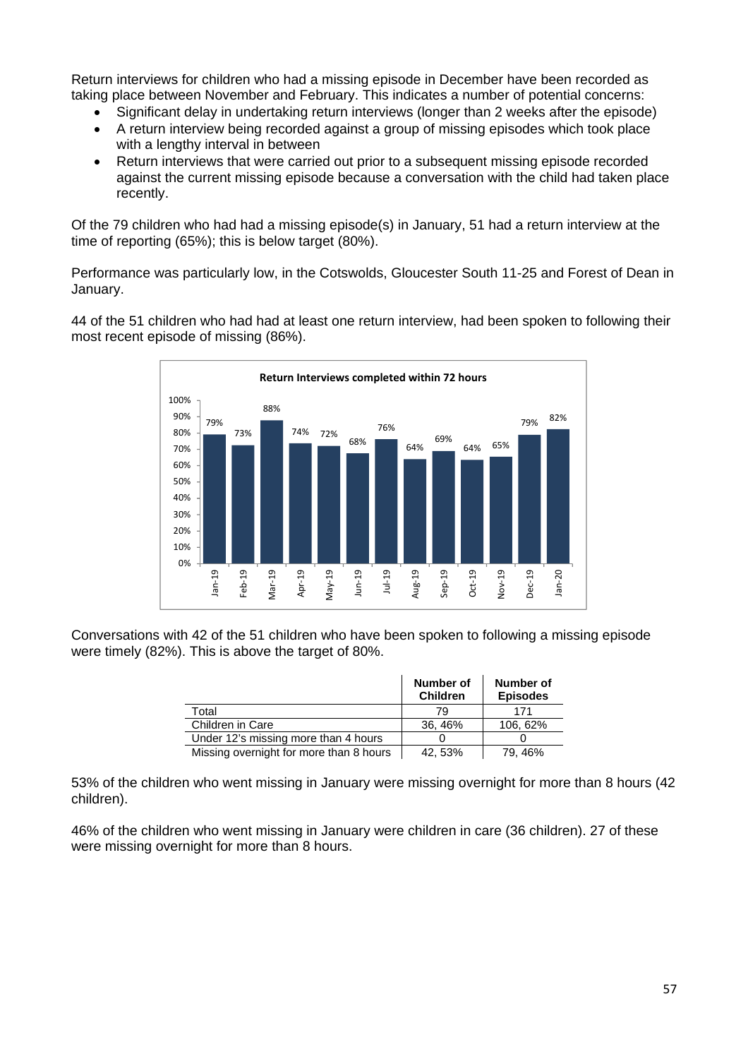Return interviews for children who had a missing episode in December have been recorded as taking place between November and February. This indicates a number of potential concerns:

- Significant delay in undertaking return interviews (longer than 2 weeks after the episode)
- A return interview being recorded against a group of missing episodes which took place with a lengthy interval in between
- Return interviews that were carried out prior to a subsequent missing episode recorded against the current missing episode because a conversation with the child had taken place recently.

Of the 79 children who had had a missing episode(s) in January, 51 had a return interview at the time of reporting (65%); this is below target (80%).

Performance was particularly low, in the Cotswolds, Gloucester South 11-25 and Forest of Dean in January.

44 of the 51 children who had had at least one return interview, had been spoken to following their most recent episode of missing (86%).

**Return Interviews completed within 72 hours**

| Month | % |
|---|---|
| Jan-19 | 79% |
| Feb-19 | 73% |
| Mar-19 | 88% |
| Apr-19 | 74% |
| May-19 | 72% |
| Jun-19 | 68% |
| Jul-19 | 76% |
| Aug-19 | 64% |
| Sep-19 | 69% |
| Oct-19 | 64% |
| Nov-19 | 65% |
| Dec-19 | 79% |
| Jan-20 | 82% |

Conversations with 42 of the 51 children who have been spoken to following a missing episode were timely (82%). This is above the target of 80%.

| | Number of Children | Number of Episodes |
|---|---|---|
| Total | 79 | 171 |
| Children in Care | 36, 46% | 106, 62% |
| Under 12's missing more than 4 hours | 0 | 0 |
| Missing overnight for more than 8 hours | 42, 53% | 79, 46% |

53% of the children who went missing in January were missing overnight for more than 8 hours (42 children).

46% of the children who went missing in January were children in care (36 children). 27 of these were missing overnight for more than 8 hours.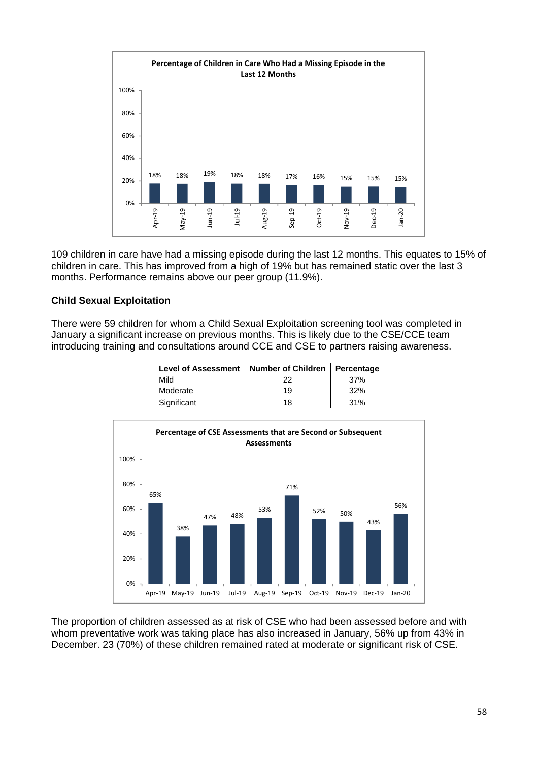**Percentage of Children in Care Who Had a Missing Episode in the Last 12 Months**

| Month | Percentage |
|---|---|
| Apr-19 | 18% |
| May-19 | 18% |
| Jun-19 | 19% |
| Jul-19 | 18% |
| Aug-19 | 18% |
| Sep-19 | 17% |
| Oct-19 | 16% |
| Nov-19 | 15% |
| Dec-19 | 15% |
| Jan-20 | 15% |

109 children in care have had a missing episode during the last 12 months. This equates to 15% of children in care. This has improved from a high of 19% but has remained static over the last 3 months. Performance remains above our peer group (11.9%).

### Child Sexual Exploitation

There were 59 children for whom a Child Sexual Exploitation screening tool was completed in January a significant increase on previous months. This is likely due to the CSE/CCE team introducing training and consultations around CCE and CSE to partners raising awareness.

| Level of Assessment | Number of Children | Percentage |
|---|---|---|
| Mild | 22 | 37% |
| Moderate | 19 | 32% |
| Significant | 18 | 31% |

**Percentage of CSE Assessments that are Second or Subsequent Assessments**

| Month | Percentage |
|---|---|
| Apr-19 | 65% |
| May-19 | 38% |
| Jun-19 | 47% |
| Jul-19 | 48% |
| Aug-19 | 53% |
| Sep-19 | 71% |
| Oct-19 | 52% |
| Nov-19 | 50% |
| Dec-19 | 43% |
| Jan-20 | 56% |

The proportion of children assessed as at risk of CSE who had been assessed before and with whom preventative work was taking place has also increased in January, 56% up from 43% in December. 23 (70%) of these children remained rated at moderate or significant risk of CSE.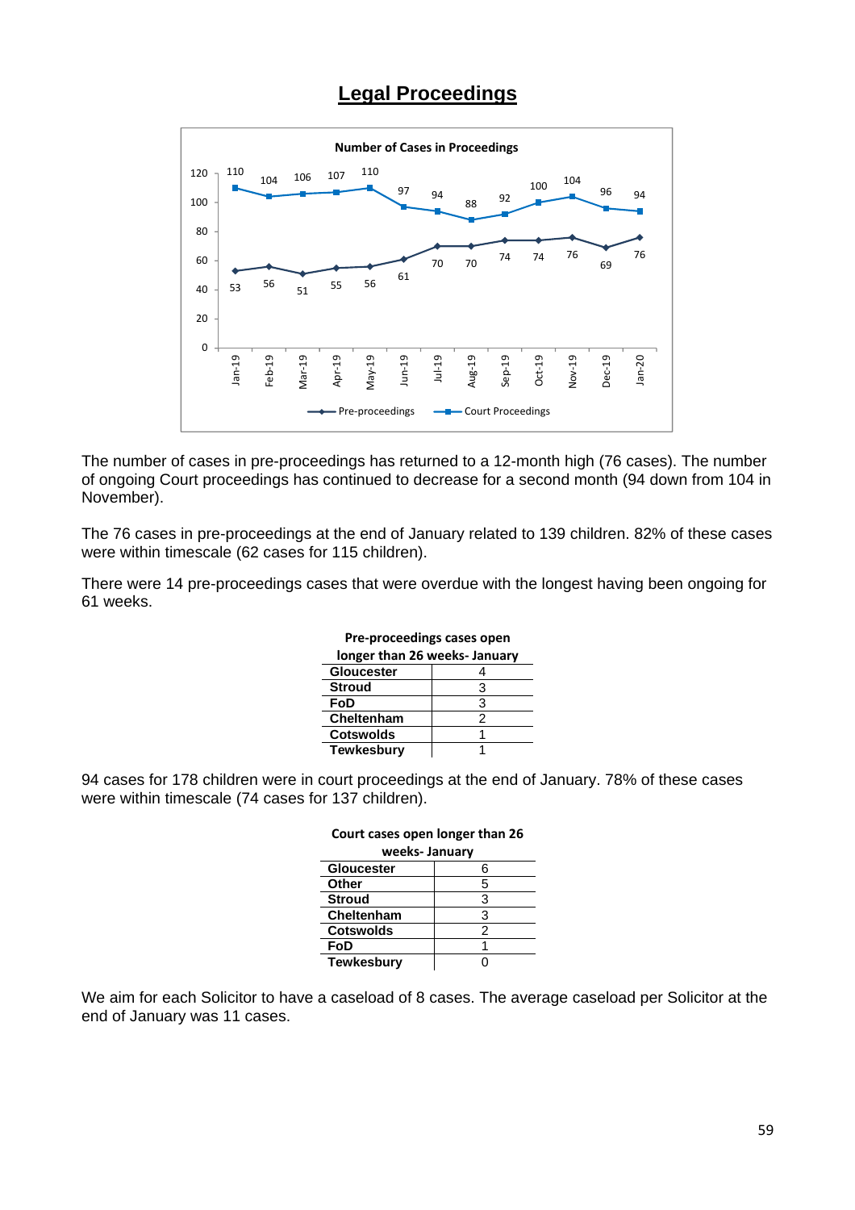# Legal Proceedings

**Number of Cases in Proceedings**

| | Jan-19 | Feb-19 | Mar-19 | Apr-19 | May-19 | Jun-19 | Jul-19 | Aug-19 | Sep-19 | Oct-19 | Nov-19 | Dec-19 | Jan-20 |
|---|---|---|---|---|---|---|---|---|---|---|---|---|---|
| Pre-proceedings | 53 | 56 | 51 | 55 | 56 | 61 | 70 | 70 | 74 | 74 | 76 | 69 | 76 |
| Court Proceedings | 110 | 104 | 106 | 107 | 110 | 97 | 94 | 88 | 92 | 100 | 104 | 96 | 94 |

The number of cases in pre-proceedings has returned to a 12-month high (76 cases). The number of ongoing Court proceedings has continued to decrease for a second month (94 down from 104 in November).

The 76 cases in pre-proceedings at the end of January related to 139 children. 82% of these cases were within timescale (62 cases for 115 children).

There were 14 pre-proceedings cases that were overdue with the longest having been ongoing for 61 weeks.

**Pre-proceedings cases open longer than 26 weeks- January**

| | |
|---|---|
| **Gloucester** | 4 |
| **Stroud** | 3 |
| **FoD** | 3 |
| **Cheltenham** | 2 |
| **Cotswolds** | 1 |
| **Tewkesbury** | 1 |

94 cases for 178 children were in court proceedings at the end of January. 78% of these cases were within timescale (74 cases for 137 children).

**Court cases open longer than 26 weeks- January**

| | |
|---|---|
| **Gloucester** | 6 |
| **Other** | 5 |
| **Stroud** | 3 |
| **Cheltenham** | 3 |
| **Cotswolds** | 2 |
| **FoD** | 1 |
| **Tewkesbury** | 0 |

We aim for each Solicitor to have a caseload of 8 cases. The average caseload per Solicitor at the end of January was 11 cases.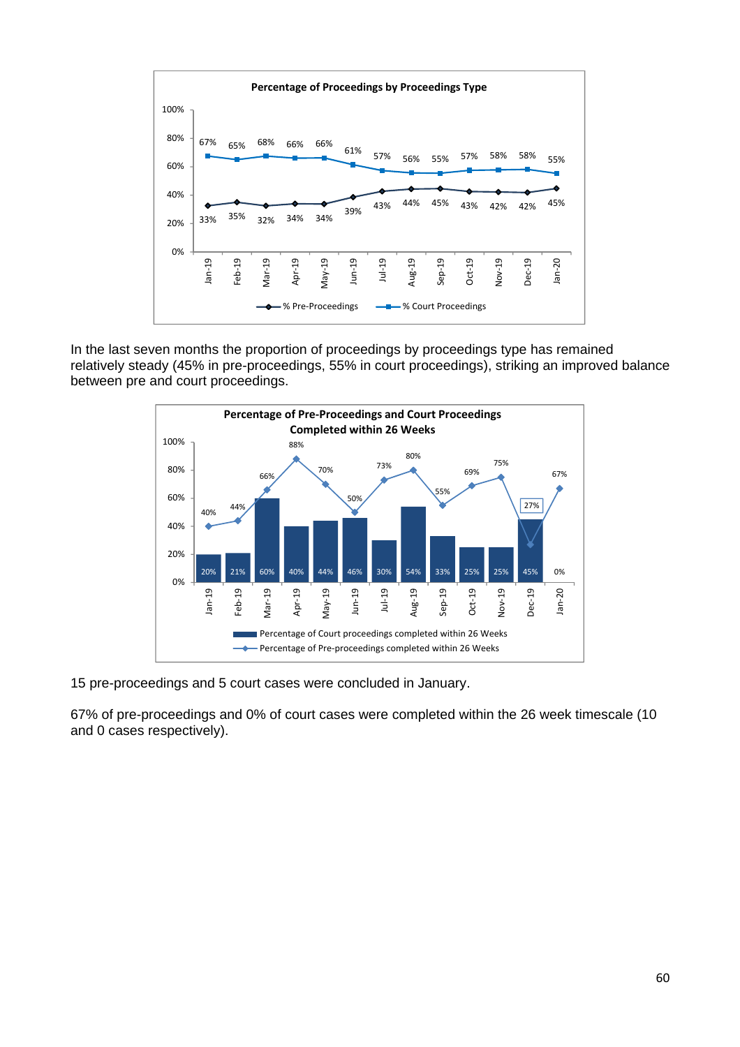**Percentage of Proceedings by Proceedings Type**

| | Jan-19 | Feb-19 | Mar-19 | Apr-19 | May-19 | Jun-19 | Jul-19 | Aug-19 | Sep-19 | Oct-19 | Nov-19 | Dec-19 | Jan-20 |
|---|---|---|---|---|---|---|---|---|---|---|---|---|---|
| % Pre-Proceedings | 33% | 35% | 32% | 34% | 34% | 39% | 43% | 44% | 45% | 43% | 42% | 42% | 45% |
| % Court Proceedings | 67% | 65% | 68% | 66% | 66% | 61% | 57% | 56% | 55% | 57% | 58% | 58% | 55% |

In the last seven months the proportion of proceedings by proceedings type has remained relatively steady (45% in pre-proceedings, 55% in court proceedings), striking an improved balance between pre and court proceedings.

**Percentage of Pre-Proceedings and Court Proceedings Completed within 26 Weeks**

| | Jan-19 | Feb-19 | Mar-19 | Apr-19 | May-19 | Jun-19 | Jul-19 | Aug-19 | Sep-19 | Oct-19 | Nov-19 | Dec-19 | Jan-20 |
|---|---|---|---|---|---|---|---|---|---|---|---|---|---|
| Percentage of Court proceedings completed within 26 Weeks | 20% | 21% | 60% | 40% | 44% | 46% | 30% | 54% | 33% | 25% | 25% | 45% | 0% |
| Percentage of Pre-proceedings completed within 26 Weeks | 40% | 44% | 66% | 88% | 70% | 50% | 73% | 80% | 55% | 69% | 75% | 27% | 67% |

15 pre-proceedings and 5 court cases were concluded in January.

67% of pre-proceedings and 0% of court cases were completed within the 26 week timescale (10 and 0 cases respectively).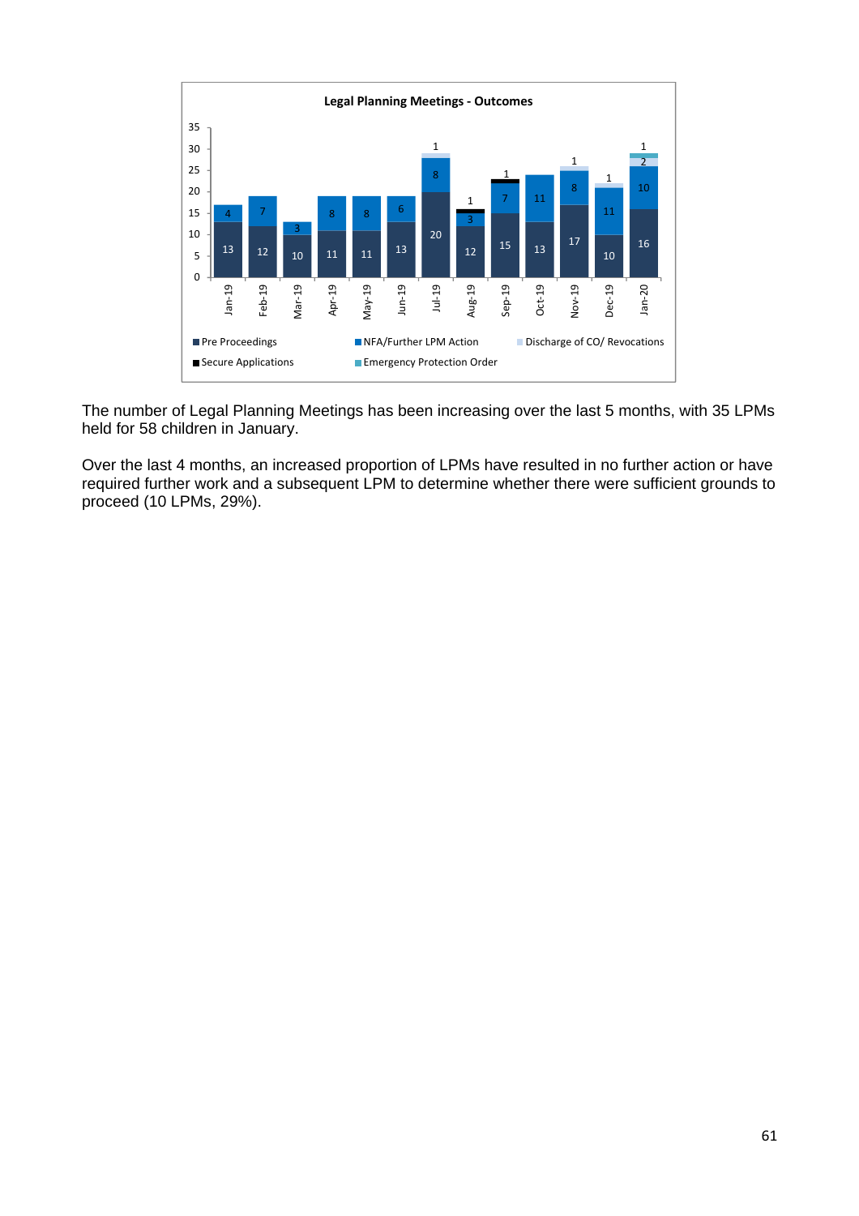**Legal Planning Meetings - Outcomes**

| Month | Pre Proceedings | NFA/Further LPM Action | Discharge of CO/ Revocations | Secure Applications | Emergency Protection Order |
|---|---|---|---|---|---|
| Jan-19 | 13 | 4 | | | |
| Feb-19 | 12 | 7 | | | |
| Mar-19 | 10 | 3 | | | |
| Apr-19 | 11 | 8 | | | |
| May-19 | 11 | 8 | | | |
| Jun-19 | 13 | 6 | | | |
| Jul-19 | 20 | 8 | 1 | | |
| Aug-19 | 12 | 3 | | 1 | |
| Sep-19 | 15 | 7 | | 1 | |
| Oct-19 | 13 | 11 | | | |
| Nov-19 | 17 | 8 | 1 | | |
| Dec-19 | 10 | 11 | 1 | | |
| Jan-20 | 16 | 10 | 2 | | 1 |

The number of Legal Planning Meetings has been increasing over the last 5 months, with 35 LPMs held for 58 children in January.

Over the last 4 months, an increased proportion of LPMs have resulted in no further action or have required further work and a subsequent LPM to determine whether there were sufficient grounds to proceed (10 LPMs, 29%).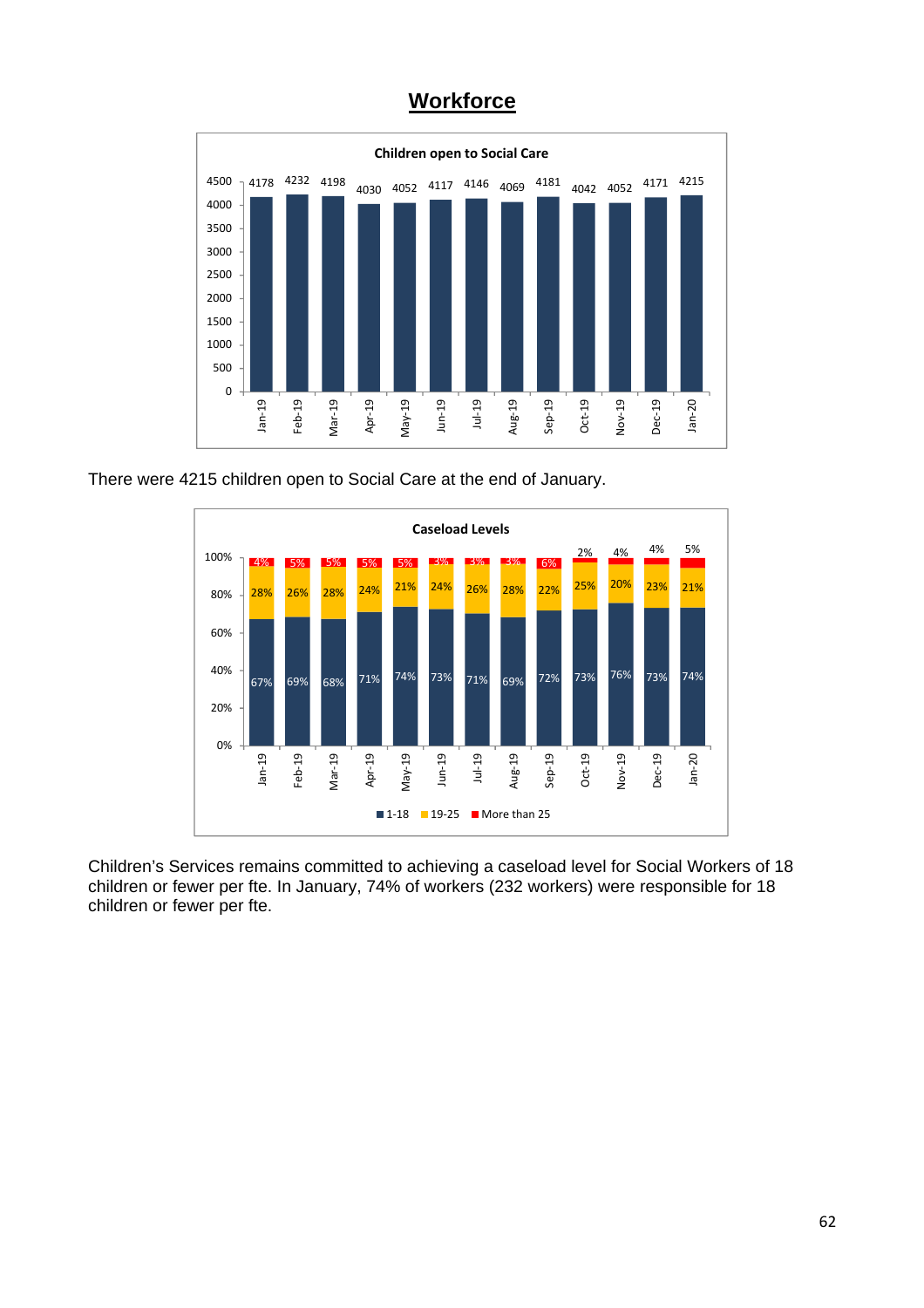# Workforce

**Children open to Social Care**

| Month | Children |
|---|---|
| Jan-19 | 4178 |
| Feb-19 | 4232 |
| Mar-19 | 4198 |
| Apr-19 | 4030 |
| May-19 | 4052 |
| Jun-19 | 4117 |
| Jul-19 | 4146 |
| Aug-19 | 4069 |
| Sep-19 | 4181 |
| Oct-19 | 4042 |
| Nov-19 | 4052 |
| Dec-19 | 4171 |
| Jan-20 | 4215 |

There were 4215 children open to Social Care at the end of January.

**Caseload Levels**

| Month | 1-18 | 19-25 | More than 25 |
|---|---|---|---|
| Jan-19 | 67% | 28% | 4% |
| Feb-19 | 69% | 26% | 5% |
| Mar-19 | 68% | 28% | 5% |
| Apr-19 | 71% | 24% | 5% |
| May-19 | 74% | 21% | 5% |
| Jun-19 | 73% | 24% | 3% |
| Jul-19 | 71% | 26% | 3% |
| Aug-19 | 69% | 28% | 3% |
| Sep-19 | 72% | 22% | 6% |
| Oct-19 | 73% | 25% | 2% |
| Nov-19 | 76% | 20% | 4% |
| Dec-19 | 73% | 23% | 4% |
| Jan-20 | 74% | 21% | 5% |

Children's Services remains committed to achieving a caseload level for Social Workers of 18 children or fewer per fte. In January, 74% of workers (232 workers) were responsible for 18 children or fewer per fte.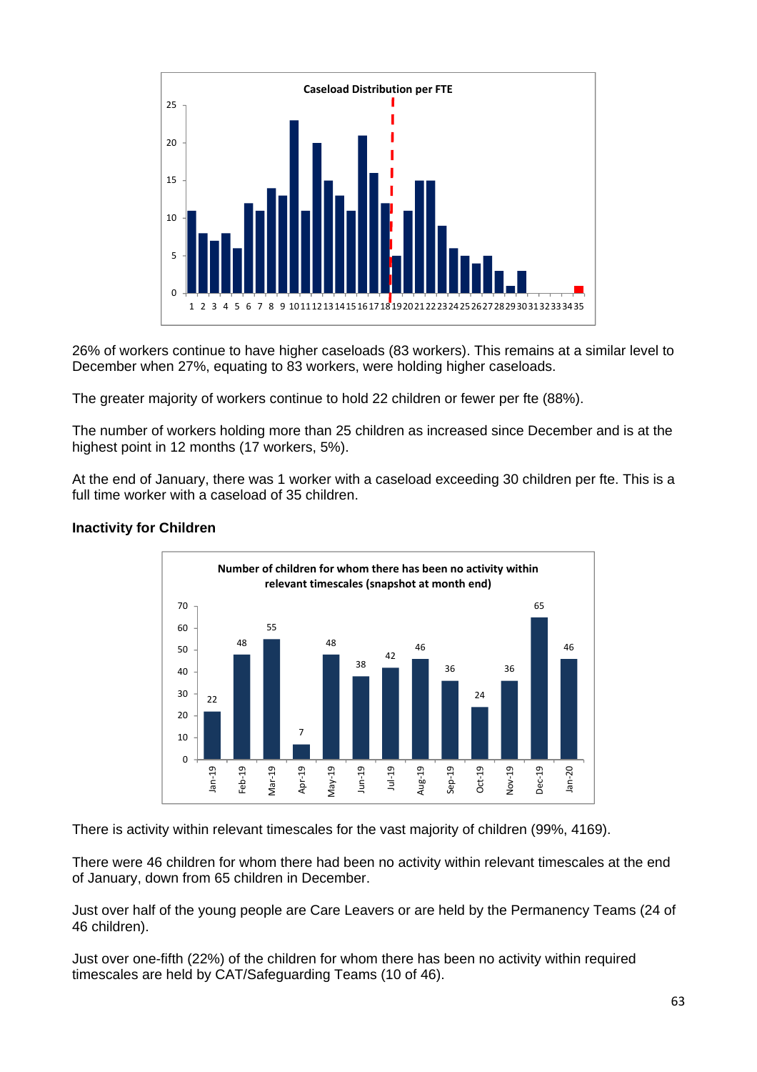**Caseload Distribution per FTE**

26% of workers continue to have higher caseloads (83 workers). This remains at a similar level to December when 27%, equating to 83 workers, were holding higher caseloads.

The greater majority of workers continue to hold 22 children or fewer per fte (88%).

The number of workers holding more than 25 children as increased since December and is at the highest point in 12 months (17 workers, 5%).

At the end of January, there was 1 worker with a caseload exceeding 30 children per fte. This is a full time worker with a caseload of 35 children.

**Inactivity for Children**

**Number of children for whom there has been no activity within relevant timescales (snapshot at month end)**

| Month | Number of children |
|---|---|
| Jan-19 | 22 |
| Feb-19 | 48 |
| Mar-19 | 55 |
| Apr-19 | 7 |
| May-19 | 48 |
| Jun-19 | 38 |
| Jul-19 | 42 |
| Aug-19 | 46 |
| Sep-19 | 36 |
| Oct-19 | 24 |
| Nov-19 | 36 |
| Dec-19 | 65 |
| Jan-20 | 46 |

There is activity within relevant timescales for the vast majority of children (99%, 4169).

There were 46 children for whom there had been no activity within relevant timescales at the end of January, down from 65 children in December.

Just over half of the young people are Care Leavers or are held by the Permanency Teams (24 of 46 children).

Just over one-fifth (22%) of the children for whom there has been no activity within required timescales are held by CAT/Safeguarding Teams (10 of 46).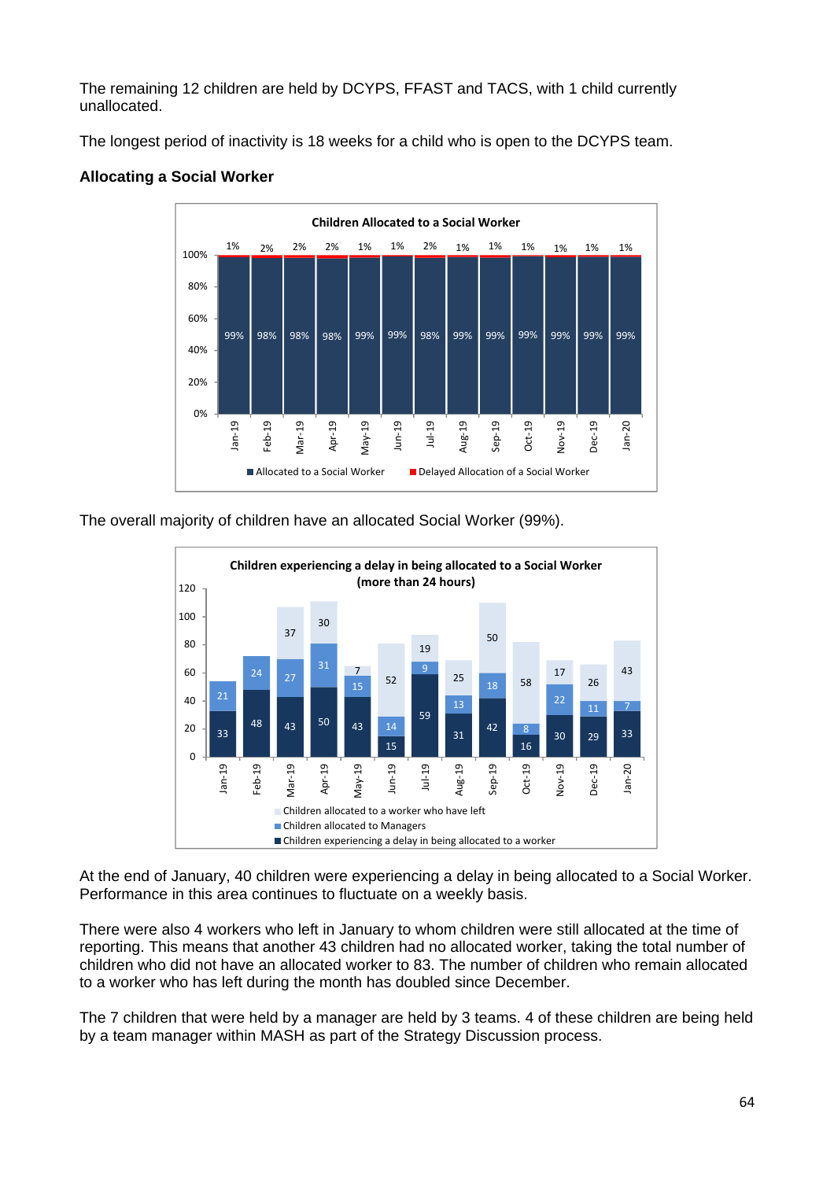The remaining 12 children are held by DCYPS, FFAST and TACS, with 1 child currently unallocated.

The longest period of inactivity is 18 weeks for a child who is open to the DCYPS team.

**Allocating a Social Worker**

**Children Allocated to a Social Worker**

| | Jan-19 | Feb-19 | Mar-19 | Apr-19 | May-19 | Jun-19 | Jul-19 | Aug-19 | Sep-19 | Oct-19 | Nov-19 | Dec-19 | Jan-20 |
|---|---|---|---|---|---|---|---|---|---|---|---|---|---|
| Allocated to a Social Worker | 99% | 98% | 98% | 98% | 99% | 99% | 98% | 99% | 99% | 99% | 99% | 99% | 99% |
| Delayed Allocation of a Social Worker | 1% | 2% | 2% | 2% | 1% | 1% | 2% | 1% | 1% | 1% | 1% | 1% | 1% |

The overall majority of children have an allocated Social Worker (99%).

**Children experiencing a delay in being allocated to a Social Worker (more than 24 hours)**

| | Jan-19 | Feb-19 | Mar-19 | Apr-19 | May-19 | Jun-19 | Jul-19 | Aug-19 | Sep-19 | Oct-19 | Nov-19 | Dec-19 | Jan-20 |
|---|---|---|---|---|---|---|---|---|---|---|---|---|---|
| Children experiencing a delay in being allocated to a worker | 33 | 48 | 43 | 50 | 43 | 15 | 59 | 31 | 42 | 16 | 30 | 29 | 33 |
| Children allocated to Managers | 21 | 24 | 27 | 31 | 15 | 14 | 9 | 13 | 18 | 8 | 22 | 11 | 7 |
| Children allocated to a worker who have left | | | 37 | 30 | 7 | 52 | 19 | 25 | 50 | 58 | 17 | 26 | 43 |

At the end of January, 40 children were experiencing a delay in being allocated to a Social Worker. Performance in this area continues to fluctuate on a weekly basis.

There were also 4 workers who left in January to whom children were still allocated at the time of reporting. This means that another 43 children had no allocated worker, taking the total number of children who did not have an allocated worker to 83. The number of children who remain allocated to a worker who has left during the month has doubled since December.

The 7 children that were held by a manager are held by 3 teams. 4 of these children are being held by a team manager within MASH as part of the Strategy Discussion process.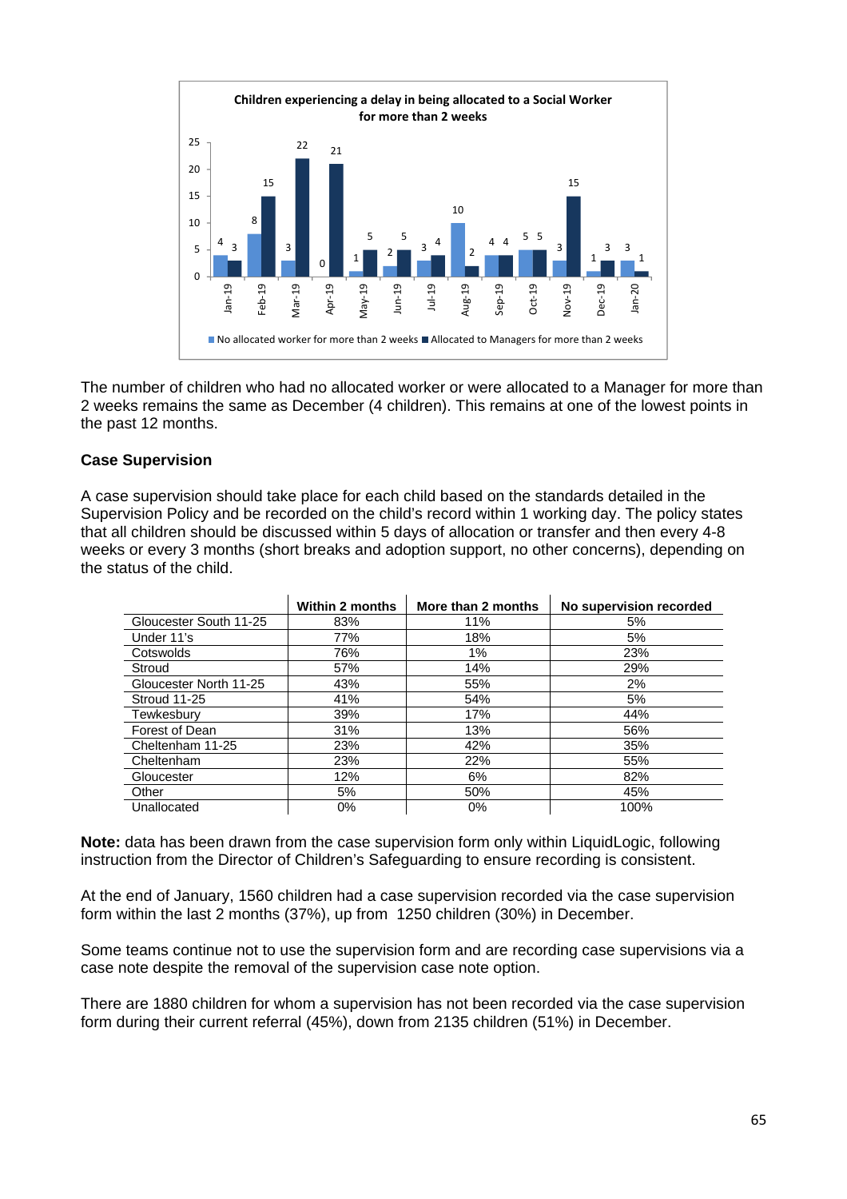**Children experiencing a delay in being allocated to a Social Worker for more than 2 weeks**

| Month | No allocated worker for more than 2 weeks | Allocated to Managers for more than 2 weeks |
|---|---|---|
| Jan-19 | 4 | 3 |
| Feb-19 | 8 | 15 |
| Mar-19 | 3 | 22 |
| Apr-19 | 0 | 21 |
| May-19 | 1 | 5 |
| Jun-19 | 2 | 5 |
| Jul-19 | 3 | 4 |
| Aug-19 | 10 | 2 |
| Sep-19 | 4 | 4 |
| Oct-19 | 5 | 5 |
| Nov-19 | 3 | 15 |
| Dec-19 | 1 | 3 |
| Jan-20 | 3 | 1 |

The number of children who had no allocated worker or were allocated to a Manager for more than 2 weeks remains the same as December (4 children). This remains at one of the lowest points in the past 12 months.

### Case Supervision

A case supervision should take place for each child based on the standards detailed in the Supervision Policy and be recorded on the child's record within 1 working day. The policy states that all children should be discussed within 5 days of allocation or transfer and then every 4-8 weeks or every 3 months (short breaks and adoption support, no other concerns), depending on the status of the child.

| | Within 2 months | More than 2 months | No supervision recorded |
|---|---|---|---|
| Gloucester South 11-25 | 83% | 11% | 5% |
| Under 11's | 77% | 18% | 5% |
| Cotswolds | 76% | 1% | 23% |
| Stroud | 57% | 14% | 29% |
| Gloucester North 11-25 | 43% | 55% | 2% |
| Stroud 11-25 | 41% | 54% | 5% |
| Tewkesbury | 39% | 17% | 44% |
| Forest of Dean | 31% | 13% | 56% |
| Cheltenham 11-25 | 23% | 42% | 35% |
| Cheltenham | 23% | 22% | 55% |
| Gloucester | 12% | 6% | 82% |
| Other | 5% | 50% | 45% |
| Unallocated | 0% | 0% | 100% |

**Note:** data has been drawn from the case supervision form only within LiquidLogic, following instruction from the Director of Children's Safeguarding to ensure recording is consistent.

At the end of January, 1560 children had a case supervision recorded via the case supervision form within the last 2 months (37%), up from 1250 children (30%) in December.

Some teams continue not to use the supervision form and are recording case supervisions via a case note despite the removal of the supervision case note option.

There are 1880 children for whom a supervision has not been recorded via the case supervision form during their current referral (45%), down from 2135 children (51%) in December.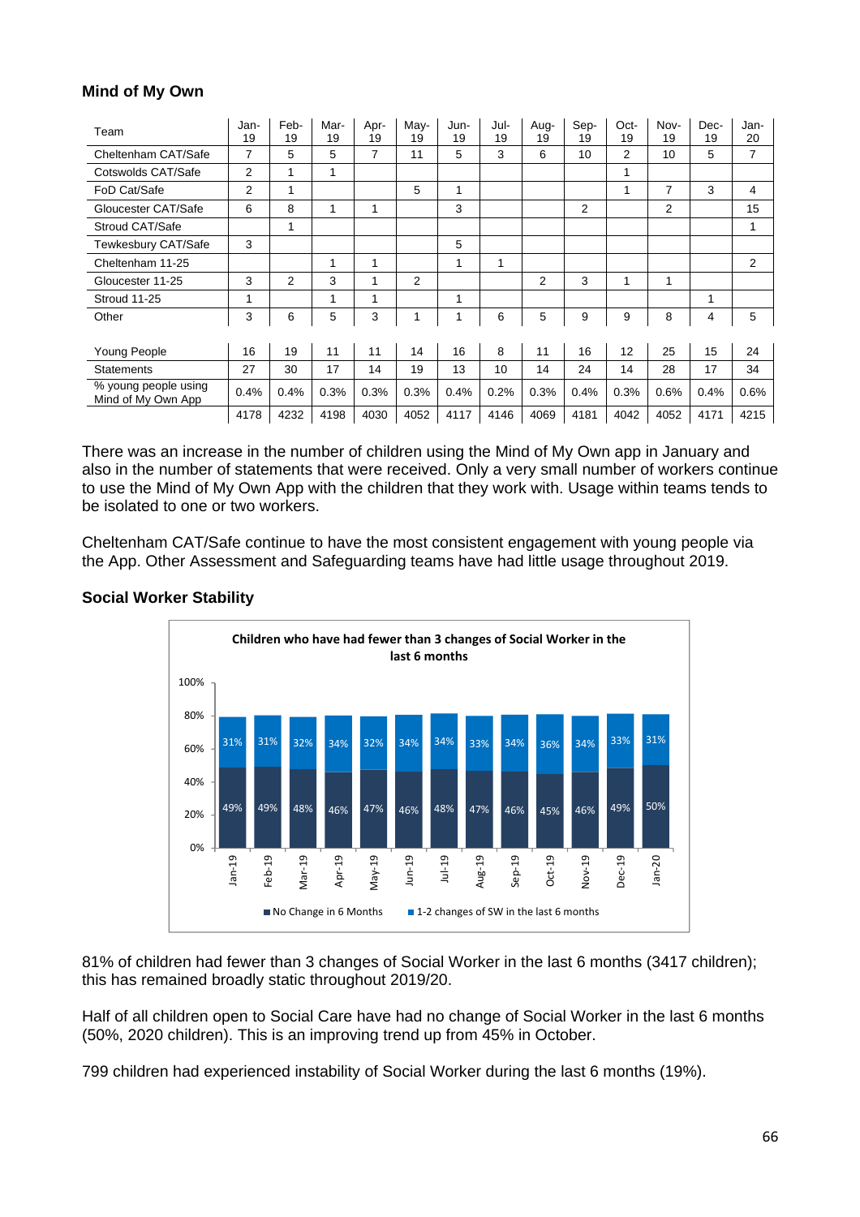## Mind of My Own

| Team | Jan-19 | Feb-19 | Mar-19 | Apr-19 | May-19 | Jun-19 | Jul-19 | Aug-19 | Sep-19 | Oct-19 | Nov-19 | Dec-19 | Jan-20 |
|---|---|---|---|---|---|---|---|---|---|---|---|---|---|
| Cheltenham CAT/Safe | 7 | 5 | 5 | 7 | 11 | 5 | 3 | 6 | 10 | 2 | 10 | 5 | 7 |
| Cotswolds CAT/Safe | 2 | 1 | 1 | | | | | | | 1 | | | |
| FoD Cat/Safe | 2 | 1 | | | 5 | 1 | | | | 1 | 7 | 3 | 4 |
| Gloucester CAT/Safe | 6 | 8 | 1 | 1 | | 3 | | | 2 | | 2 | | 15 |
| Stroud CAT/Safe | | 1 | | | | | | | | | | | 1 |
| Tewkesbury CAT/Safe | 3 | | | | | 5 | | | | | | | |
| Cheltenham 11-25 | | | 1 | 1 | | 1 | 1 | | | | | | 2 |
| Gloucester 11-25 | 3 | 2 | 3 | 1 | 2 | | | 2 | 3 | 1 | 1 | | |
| Stroud 11-25 | 1 | | 1 | 1 | | 1 | | | | | | 1 | |
| Other | 3 | 6 | 5 | 3 | 1 | 1 | 6 | 5 | 9 | 9 | 8 | 4 | 5 |
| | | | | | | | | | | | | | |
| Young People | 16 | 19 | 11 | 11 | 14 | 16 | 8 | 11 | 16 | 12 | 25 | 15 | 24 |
| Statements | 27 | 30 | 17 | 14 | 19 | 13 | 10 | 14 | 24 | 14 | 28 | 17 | 34 |
| % young people using Mind of My Own App | 0.4% | 0.4% | 0.3% | 0.3% | 0.3% | 0.4% | 0.2% | 0.3% | 0.4% | 0.3% | 0.6% | 0.4% | 0.6% |
| | 4178 | 4232 | 4198 | 4030 | 4052 | 4117 | 4146 | 4069 | 4181 | 4042 | 4052 | 4171 | 4215 |

There was an increase in the number of children using the Mind of My Own app in January and also in the number of statements that were received. Only a very small number of workers continue to use the Mind of My Own App with the children that they work with. Usage within teams tends to be isolated to one or two workers.

Cheltenham CAT/Safe continue to have the most consistent engagement with young people via the App. Other Assessment and Safeguarding teams have had little usage throughout 2019.

## Social Worker Stability

**Children who have had fewer than 3 changes of Social Worker in the last 6 months**

| | Jan-19 | Feb-19 | Mar-19 | Apr-19 | May-19 | Jun-19 | Jul-19 | Aug-19 | Sep-19 | Oct-19 | Nov-19 | Dec-19 | Jan-20 |
|---|---|---|---|---|---|---|---|---|---|---|---|---|---|
| No Change in 6 Months | 49% | 49% | 48% | 46% | 47% | 46% | 48% | 47% | 46% | 45% | 46% | 49% | 50% |
| 1-2 changes of SW in the last 6 months | 31% | 31% | 32% | 34% | 32% | 34% | 34% | 33% | 34% | 36% | 34% | 33% | 31% |

81% of children had fewer than 3 changes of Social Worker in the last 6 months (3417 children); this has remained broadly static throughout 2019/20.

Half of all children open to Social Care have had no change of Social Worker in the last 6 months (50%, 2020 children). This is an improving trend up from 45% in October.

799 children had experienced instability of Social Worker during the last 6 months (19%).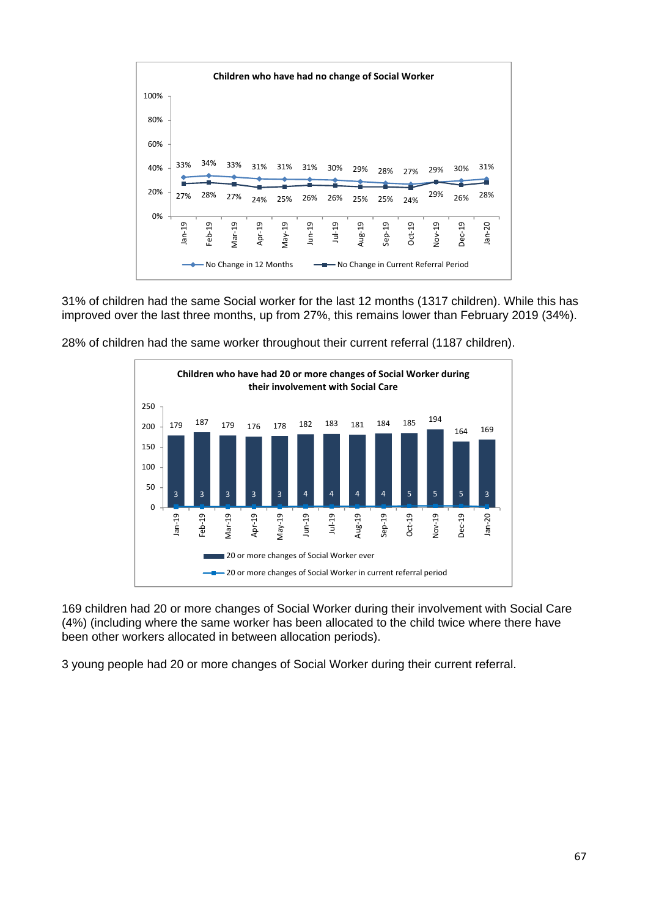**Children who have had no change of Social Worker**

| | Jan-19 | Feb-19 | Mar-19 | Apr-19 | May-19 | Jun-19 | Jul-19 | Aug-19 | Sep-19 | Oct-19 | Nov-19 | Dec-19 | Jan-20 |
|---|---|---|---|---|---|---|---|---|---|---|---|---|---|
| No Change in 12 Months | 33% | 34% | 33% | 31% | 31% | 31% | 30% | 29% | 28% | 27% | 29% | 30% | 31% |
| No Change in Current Referral Period | 27% | 28% | 27% | 24% | 25% | 26% | 26% | 25% | 25% | 24% | 29% | 26% | 28% |

31% of children had the same Social worker for the last 12 months (1317 children). While this has improved over the last three months, up from 27%, this remains lower than February 2019 (34%).

28% of children had the same worker throughout their current referral (1187 children).

**Children who have had 20 or more changes of Social Worker during their involvement with Social Care**

| | Jan-19 | Feb-19 | Mar-19 | Apr-19 | May-19 | Jun-19 | Jul-19 | Aug-19 | Sep-19 | Oct-19 | Nov-19 | Dec-19 | Jan-20 |
|---|---|---|---|---|---|---|---|---|---|---|---|---|---|
| 20 or more changes of Social Worker ever | 179 | 187 | 179 | 176 | 178 | 182 | 183 | 181 | 184 | 185 | 194 | 164 | 169 |
| 20 or more changes of Social Worker in current referral period | 3 | 3 | 3 | 3 | 3 | 4 | 4 | 4 | 4 | 5 | 5 | 5 | 3 |

169 children had 20 or more changes of Social Worker during their involvement with Social Care (4%) (including where the same worker has been allocated to the child twice where there have been other workers allocated in between allocation periods).

3 young people had 20 or more changes of Social Worker during their current referral.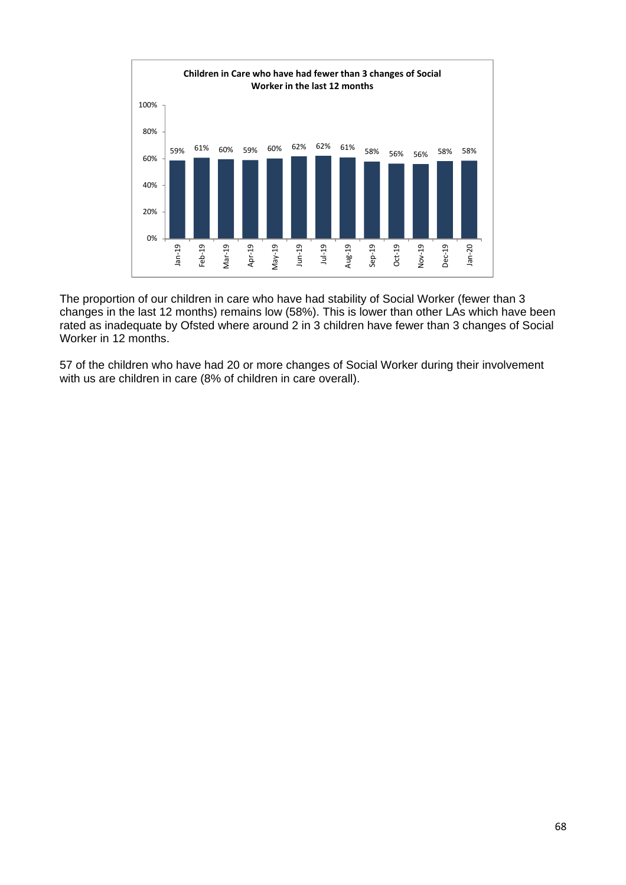**Children in Care who have had fewer than 3 changes of Social Worker in the last 12 months**

100%
80%
60%
40%
20%
0%

59% 61% 60% 59% 60% 62% 62% 61% 58% 56% 56% 58% 58%

Jan-19 Feb-19 Mar-19 Apr-19 May-19 Jun-19 Jul-19 Aug-19 Sep-19 Oct-19 Nov-19 Dec-19 Jan-20

The proportion of our children in care who have had stability of Social Worker (fewer than 3 changes in the last 12 months) remains low (58%). This is lower than other LAs which have been rated as inadequate by Ofsted where around 2 in 3 children have fewer than 3 changes of Social Worker in 12 months.

57 of the children who have had 20 or more changes of Social Worker during their involvement with us are children in care (8% of children in care overall).